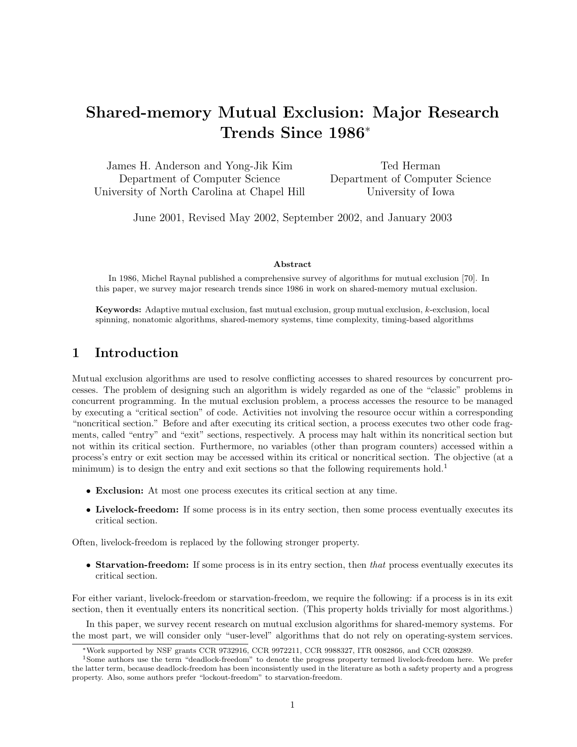# Shared-memory Mutual Exclusion: Major Research Trends Since 1986*

James H. Anderson and Yong-Jik Kim
Department of Computer Science
University of North Carolina at Chapel Hill

Ted Herman
Department of Computer Science
University of Iowa

June 2001, Revised May 2002, September 2002, and January 2003

**Abstract**

In 1986, Michel Raynal published a comprehensive survey of algorithms for mutual exclusion [70]. In this paper, we survey major research trends since 1986 in work on shared-memory mutual exclusion.

**Keywords:** Adaptive mutual exclusion, fast mutual exclusion, group mutual exclusion, $k$-exclusion, local spinning, nonatomic algorithms, shared-memory systems, time complexity, timing-based algorithms

## 1 Introduction

Mutual exclusion algorithms are used to resolve conflicting accesses to shared resources by concurrent processes. The problem of designing such an algorithm is widely regarded as one of the "classic" problems in concurrent programming. In the mutual exclusion problem, a process accesses the resource to be managed by executing a "critical section" of code. Activities not involving the resource occur within a corresponding "noncritical section." Before and after executing its critical section, a process executes two other code fragments, called "entry" and "exit" sections, respectively. A process may halt within its noncritical section but not within its critical section. Furthermore, no variables (other than program counters) accessed within a process's entry or exit section may be accessed within its critical or noncritical section. The objective (at a minimum) is to design the entry and exit sections so that the following requirements hold.[1]

- **Exclusion:** At most one process executes its critical section at any time.
- **Livelock-freedom:** If some process is in its entry section, then some process eventually executes its critical section.

Often, livelock-freedom is replaced by the following stronger property.

- **Starvation-freedom:** If some process is in its entry section, then *that* process eventually executes its critical section.

For either variant, livelock-freedom or starvation-freedom, we require the following: if a process is in its exit section, then it eventually enters its noncritical section. (This property holds trivially for most algorithms.)

In this paper, we survey recent research on mutual exclusion algorithms for shared-memory systems. For the most part, we will consider only "user-level" algorithms that do not rely on operating-system services.

*Work supported by NSF grants CCR 9732916, CCR 9972211, CCR 9988327, ITR 0082866, and CCR 0208289.

[1] Some authors use the term "deadlock-freedom" to denote the progress property termed livelock-freedom here. We prefer the latter term, because deadlock-freedom has been inconsistently used in the literature as both a safety property and a progress property. Also, some authors prefer "lockout-freedom" to starvation-freedom.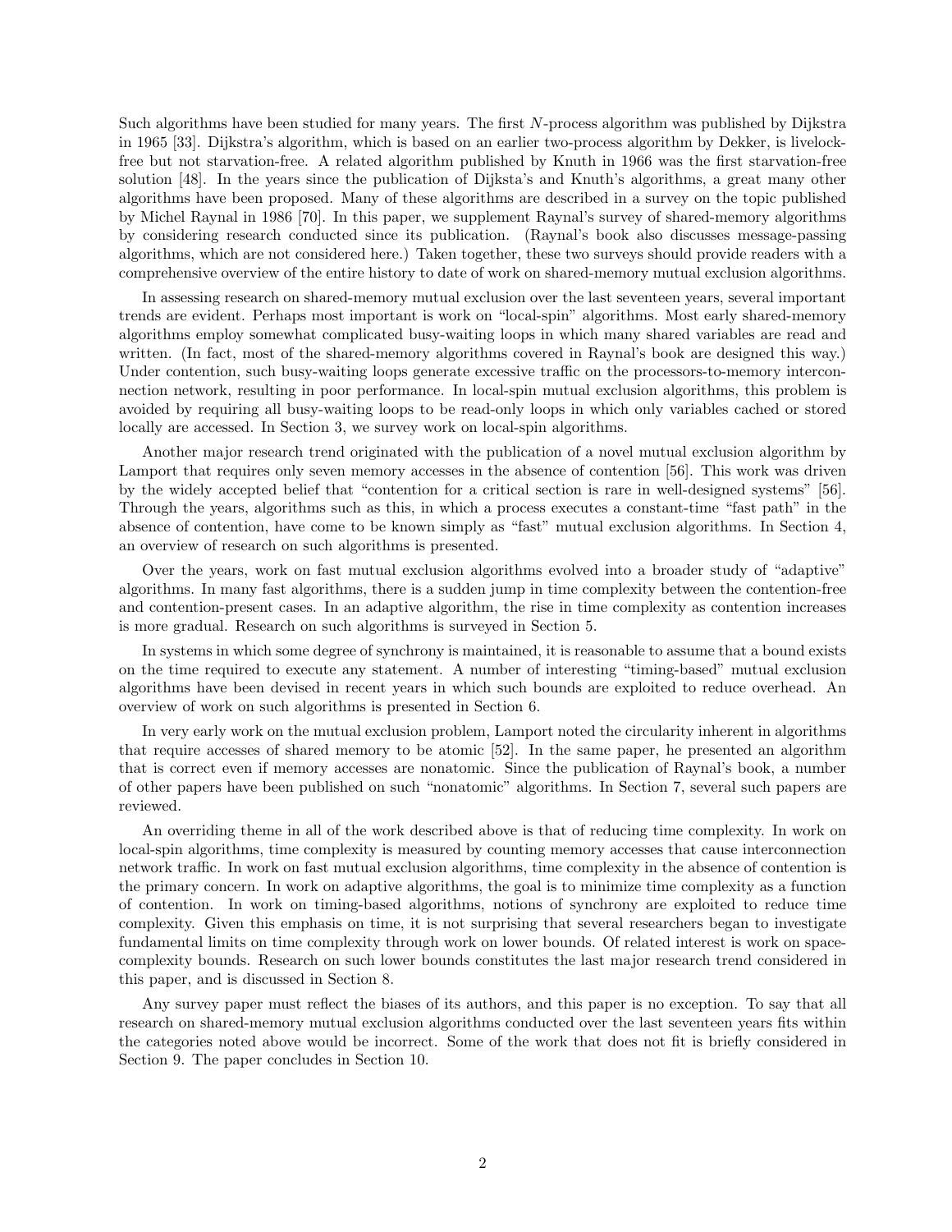Such algorithms have been studied for many years. The first $N$-process algorithm was published by Dijkstra in 1965 [33]. Dijkstra's algorithm, which is based on an earlier two-process algorithm by Dekker, is livelock-free but not starvation-free. A related algorithm published by Knuth in 1966 was the first starvation-free solution [48]. In the years since the publication of Dijksta's and Knuth's algorithms, a great many other algorithms have been proposed. Many of these algorithms are described in a survey on the topic published by Michel Raynal in 1986 [70]. In this paper, we supplement Raynal's survey of shared-memory algorithms by considering research conducted since its publication. (Raynal's book also discusses message-passing algorithms, which are not considered here.) Taken together, these two surveys should provide readers with a comprehensive overview of the entire history to date of work on shared-memory mutual exclusion algorithms.

In assessing research on shared-memory mutual exclusion over the last seventeen years, several important trends are evident. Perhaps most important is work on "local-spin" algorithms. Most early shared-memory algorithms employ somewhat complicated busy-waiting loops in which many shared variables are read and written. (In fact, most of the shared-memory algorithms covered in Raynal's book are designed this way.) Under contention, such busy-waiting loops generate excessive traffic on the processors-to-memory interconnection network, resulting in poor performance. In local-spin mutual exclusion algorithms, this problem is avoided by requiring all busy-waiting loops to be read-only loops in which only variables cached or stored locally are accessed. In Section 3, we survey work on local-spin algorithms.

Another major research trend originated with the publication of a novel mutual exclusion algorithm by Lamport that requires only seven memory accesses in the absence of contention [56]. This work was driven by the widely accepted belief that "contention for a critical section is rare in well-designed systems" [56]. Through the years, algorithms such as this, in which a process executes a constant-time "fast path" in the absence of contention, have come to be known simply as "fast" mutual exclusion algorithms. In Section 4, an overview of research on such algorithms is presented.

Over the years, work on fast mutual exclusion algorithms evolved into a broader study of "adaptive" algorithms. In many fast algorithms, there is a sudden jump in time complexity between the contention-free and contention-present cases. In an adaptive algorithm, the rise in time complexity as contention increases is more gradual. Research on such algorithms is surveyed in Section 5.

In systems in which some degree of synchrony is maintained, it is reasonable to assume that a bound exists on the time required to execute any statement. A number of interesting "timing-based" mutual exclusion algorithms have been devised in recent years in which such bounds are exploited to reduce overhead. An overview of work on such algorithms is presented in Section 6.

In very early work on the mutual exclusion problem, Lamport noted the circularity inherent in algorithms that require accesses of shared memory to be atomic [52]. In the same paper, he presented an algorithm that is correct even if memory accesses are nonatomic. Since the publication of Raynal's book, a number of other papers have been published on such "nonatomic" algorithms. In Section 7, several such papers are reviewed.

An overriding theme in all of the work described above is that of reducing time complexity. In work on local-spin algorithms, time complexity is measured by counting memory accesses that cause interconnection network traffic. In work on fast mutual exclusion algorithms, time complexity in the absence of contention is the primary concern. In work on adaptive algorithms, the goal is to minimize time complexity as a function of contention. In work on timing-based algorithms, notions of synchrony are exploited to reduce time complexity. Given this emphasis on time, it is not surprising that several researchers began to investigate fundamental limits on time complexity through work on lower bounds. Of related interest is work on space-complexity bounds. Research on such lower bounds constitutes the last major research trend considered in this paper, and is discussed in Section 8.

Any survey paper must reflect the biases of its authors, and this paper is no exception. To say that all research on shared-memory mutual exclusion algorithms conducted over the last seventeen years fits within the categories noted above would be incorrect. Some of the work that does not fit is briefly considered in Section 9. The paper concludes in Section 10.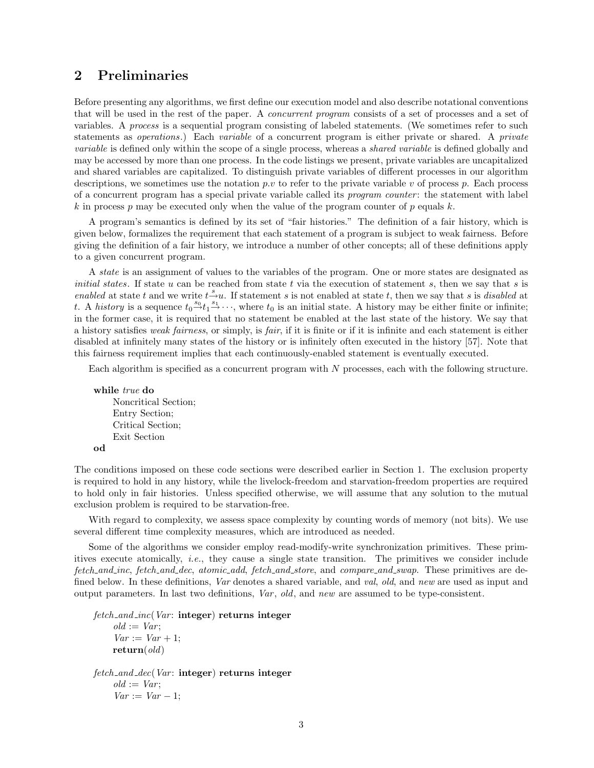## 2 Preliminaries

Before presenting any algorithms, we first define our execution model and also describe notational conventions that will be used in the rest of the paper. A *concurrent program* consists of a set of processes and a set of variables. A *process* is a sequential program consisting of labeled statements. (We sometimes refer to such statements as *operations*.) Each *variable* of a concurrent program is either private or shared. A *private variable* is defined only within the scope of a single process, whereas a *shared variable* is defined globally and may be accessed by more than one process. In the code listings we present, private variables are uncapitalized and shared variables are capitalized. To distinguish private variables of different processes in our algorithm descriptions, we sometimes use the notation $p.v$ to refer to the private variable $v$ of process $p$. Each process of a concurrent program has a special private variable called its *program counter*: the statement with label $k$ in process $p$ may be executed only when the value of the program counter of $p$ equals $k$.

A program's semantics is defined by its set of "fair histories." The definition of a fair history, which is given below, formalizes the requirement that each statement of a program is subject to weak fairness. Before giving the definition of a fair history, we introduce a number of other concepts; all of these definitions apply to a given concurrent program.

A *state* is an assignment of values to the variables of the program. One or more states are designated as *initial states*. If state $u$ can be reached from state $t$ via the execution of statement $s$, then we say that $s$ is *enabled* at state $t$ and we write $t \overset{s}{\rightarrow} u$. If statement $s$ is not enabled at state $t$, then we say that $s$ is *disabled* at $t$. A *history* is a sequence $t_0 \overset{s_0}{\rightarrow} t_1 \overset{s_1}{\rightarrow} \cdots$, where $t_0$ is an initial state. A history may be either finite or infinite; in the former case, it is required that no statement be enabled at the last state of the history. We say that a history satisfies *weak fairness*, or simply, is *fair*, if it is finite or if it is infinite and each statement is either disabled at infinitely many states of the history or is infinitely often executed in the history [57]. Note that this fairness requirement implies that each continuously-enabled statement is eventually executed.

Each algorithm is specified as a concurrent program with $N$ processes, each with the following structure.

```
while true do
    Noncritical Section;
    Entry Section;
    Critical Section;
    Exit Section
od
```

The conditions imposed on these code sections were described earlier in Section 1. The exclusion property is required to hold in any history, while the livelock-freedom and starvation-freedom properties are required to hold only in fair histories. Unless specified otherwise, we will assume that any solution to the mutual exclusion problem is required to be starvation-free.

With regard to complexity, we assess space complexity by counting words of memory (not bits). We use several different time complexity measures, which are introduced as needed.

Some of the algorithms we consider employ read-modify-write synchronization primitives. These primitives execute atomically, *i.e.*, they cause a single state transition. The primitives we consider include *fetch_and_inc*, *fetch_and_dec*, *atomic_add*, *fetch_and_store*, and *compare_and_swap*. These primitives are defined below. In these definitions, *Var* denotes a shared variable, and *val*, *old*, and *new* are used as input and output parameters. In last two definitions, *Var*, *old*, and *new* are assumed to be type-consistent.

```
fetch_and_inc(Var: integer) returns integer
    old := Var;
    Var := Var + 1;
    return(old)

fetch_and_dec(Var: integer) returns integer
    old := Var;
    Var := Var − 1;
```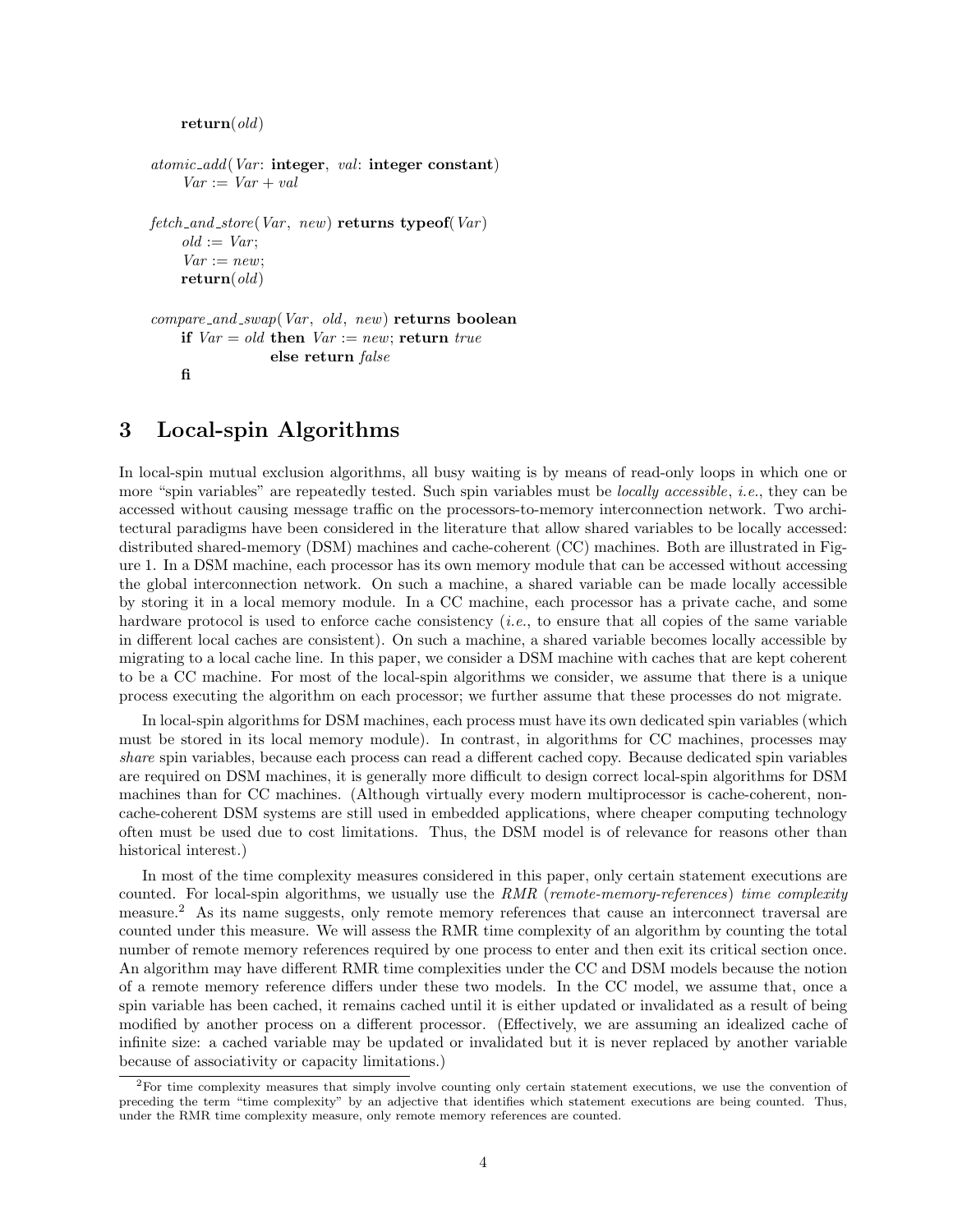```
        return(old)

atomic_add(Var: integer, val: integer constant)
        Var := Var + val

fetch_and_store(Var, new) returns typeof(Var)
        old := Var;
        Var := new;
        return(old)

compare_and_swap(Var, old, new) returns boolean
        if Var = old then Var := new; return true
                     else return false
        fi
```

## 3 Local-spin Algorithms

In local-spin mutual exclusion algorithms, all busy waiting is by means of read-only loops in which one or more "spin variables" are repeatedly tested. Such spin variables must be *locally accessible*, *i.e.*, they can be accessed without causing message traffic on the processors-to-memory interconnection network. Two architectural paradigms have been considered in the literature that allow shared variables to be locally accessed: distributed shared-memory (DSM) machines and cache-coherent (CC) machines. Both are illustrated in Figure 1. In a DSM machine, each processor has its own memory module that can be accessed without accessing the global interconnection network. On such a machine, a shared variable can be made locally accessible by storing it in a local memory module. In a CC machine, each processor has a private cache, and some hardware protocol is used to enforce cache consistency (*i.e.*, to ensure that all copies of the same variable in different local caches are consistent). On such a machine, a shared variable becomes locally accessible by migrating to a local cache line. In this paper, we consider a DSM machine with caches that are kept coherent to be a CC machine. For most of the local-spin algorithms we consider, we assume that there is a unique process executing the algorithm on each processor; we further assume that these processes do not migrate.

In local-spin algorithms for DSM machines, each process must have its own dedicated spin variables (which must be stored in its local memory module). In contrast, in algorithms for CC machines, processes may *share* spin variables, because each process can read a different cached copy. Because dedicated spin variables are required on DSM machines, it is generally more difficult to design correct local-spin algorithms for DSM machines than for CC machines. (Although virtually every modern multiprocessor is cache-coherent, non-cache-coherent DSM systems are still used in embedded applications, where cheaper computing technology often must be used due to cost limitations. Thus, the DSM model is of relevance for reasons other than historical interest.)

In most of the time complexity measures considered in this paper, only certain statement executions are counted. For local-spin algorithms, we usually use the *RMR* (*remote-memory-references*) *time complexity* measure.[2] As its name suggests, only remote memory references that cause an interconnect traversal are counted under this measure. We will assess the RMR time complexity of an algorithm by counting the total number of remote memory references required by one process to enter and then exit its critical section once. An algorithm may have different RMR time complexities under the CC and DSM models because the notion of a remote memory reference differs under these two models. In the CC model, we assume that, once a spin variable has been cached, it remains cached until it is either updated or invalidated as a result of being modified by another process on a different processor. (Effectively, we are assuming an idealized cache of infinite size: a cached variable may be updated or invalidated but it is never replaced by another variable because of associativity or capacity limitations.)

[2] For time complexity measures that simply involve counting only certain statement executions, we use the convention of preceding the term "time complexity" by an adjective that identifies which statement executions are being counted. Thus, under the RMR time complexity measure, only remote memory references are counted.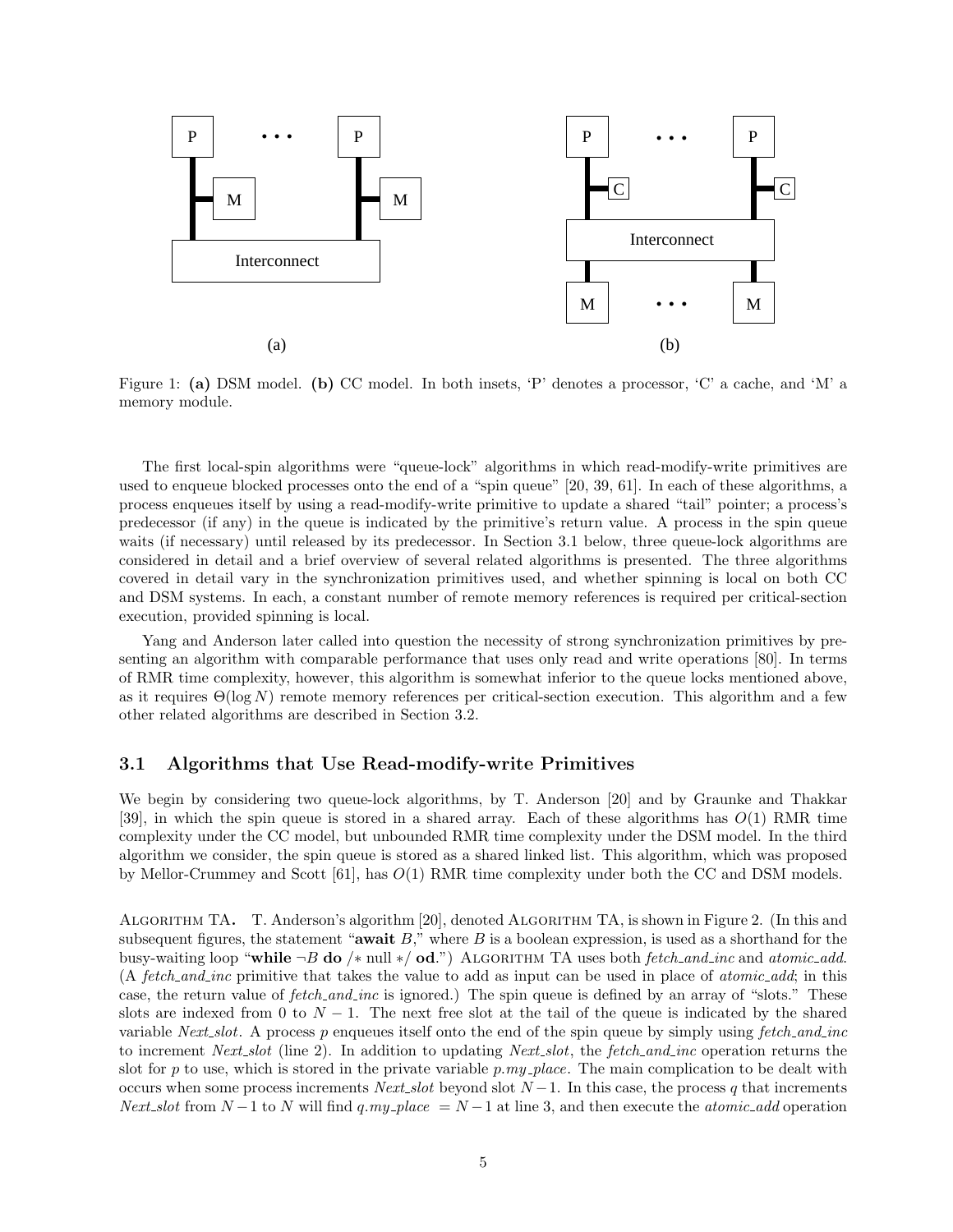Figure 1: **(a)** DSM model. **(b)** CC model. In both insets, 'P' denotes a processor, 'C' a cache, and 'M' a memory module.

The first local-spin algorithms were "queue-lock" algorithms in which read-modify-write primitives are used to enqueue blocked processes onto the end of a "spin queue" [20, 39, 61]. In each of these algorithms, a process enqueues itself by using a read-modify-write primitive to update a shared "tail" pointer; a process's predecessor (if any) in the queue is indicated by the primitive's return value. A process in the spin queue waits (if necessary) until released by its predecessor. In Section 3.1 below, three queue-lock algorithms are considered in detail and a brief overview of several related algorithms is presented. The three algorithms covered in detail vary in the synchronization primitives used, and whether spinning is local on both CC and DSM systems. In each, a constant number of remote memory references is required per critical-section execution, provided spinning is local.

Yang and Anderson later called into question the necessity of strong synchronization primitives by presenting an algorithm with comparable performance that uses only read and write operations [80]. In terms of RMR time complexity, however, this algorithm is somewhat inferior to the queue locks mentioned above, as it requires $\Theta(\log N)$ remote memory references per critical-section execution. This algorithm and a few other related algorithms are described in Section 3.2.

### 3.1 Algorithms that Use Read-modify-write Primitives

We begin by considering two queue-lock algorithms, by T. Anderson [20] and by Graunke and Thakkar [39], in which the spin queue is stored in a shared array. Each of these algorithms has $O(1)$ RMR time complexity under the CC model, but unbounded RMR time complexity under the DSM model. In the third algorithm we consider, the spin queue is stored as a shared linked list. This algorithm, which was proposed by Mellor-Crummey and Scott [61], has $O(1)$ RMR time complexity under both the CC and DSM models.

**Algorithm TA.** T. Anderson's algorithm [20], denoted Algorithm TA, is shown in Figure 2. (In this and subsequent figures, the statement "**await** $B$," where $B$ is a boolean expression, is used as a shorthand for the busy-waiting loop "**while** $\neg B$ **do** /$*$ null $*$/ **od**.") Algorithm TA uses both *fetch_and_inc* and *atomic_add*. (A *fetch_and_inc* primitive that takes the value to add as input can be used in place of *atomic_add*; in this case, the return value of *fetch_and_inc* is ignored.) The spin queue is defined by an array of "slots." These slots are indexed from 0 to $N-1$. The next free slot at the tail of the queue is indicated by the shared variable *Next_slot*. A process $p$ enqueues itself onto the end of the spin queue by simply using *fetch_and_inc* to increment *Next_slot* (line 2). In addition to updating *Next_slot*, the *fetch_and_inc* operation returns the slot for $p$ to use, which is stored in the private variable *p.my_place*. The main complication to be dealt with occurs when some process increments *Next_slot* beyond slot $N-1$. In this case, the process $q$ that increments *Next_slot* from $N-1$ to $N$ will find *q.my_place* $= N-1$ at line 3, and then execute the *atomic_add* operation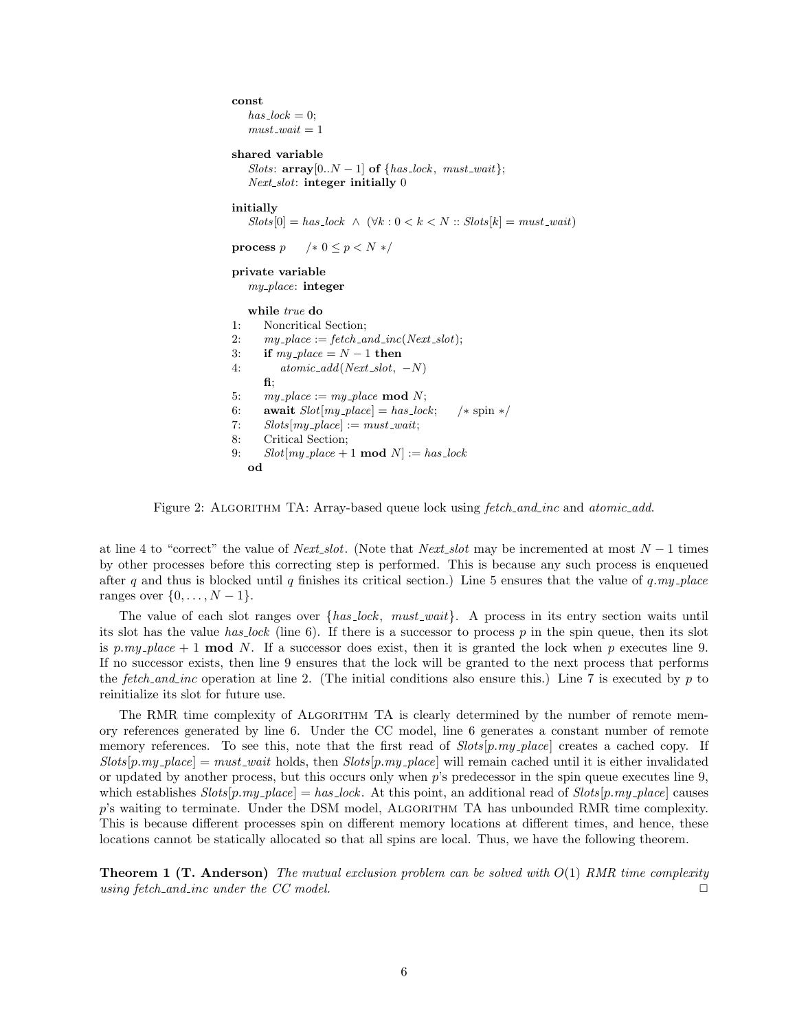```
const
    has_lock = 0;
    must_wait = 1

shared variable
    Slots: array[0..N − 1] of {has_lock, must_wait};
    Next_slot: integer initially 0

initially
    Slots[0] = has_lock ∧ (∀k : 0 < k < N :: Slots[k] = must_wait)

process p      /* 0 ≤ p < N */

private variable
    my_place: integer

    while true do
1:      Noncritical Section;
2:      my_place := fetch_and_inc(Next_slot);
3:      if my_place = N − 1 then
4:          atomic_add(Next_slot, −N)
        fi;
5:      my_place := my_place mod N;
6:      await Slot[my_place] = has_lock;      /* spin */
7:      Slots[my_place] := must_wait;
8:      Critical Section;
9:      Slot[my_place + 1 mod N] := has_lock
    od
```

Figure 2: ALGORITHM TA: Array-based queue lock using *fetch_and_inc* and *atomic_add*.

at line 4 to "correct" the value of *Next_slot*. (Note that *Next_slot* may be incremented at most $N-1$ times by other processes before this correcting step is performed. This is because any such process is enqueued after $q$ and thus is blocked until $q$ finishes its critical section.) Line 5 ensures that the value of $q.my\_place$ ranges over $\{0, \ldots, N-1\}$.

The value of each slot ranges over $\{has\_lock,\ must\_wait\}$. A process in its entry section waits until its slot has the value *has_lock* (line 6). If there is a successor to process $p$ in the spin queue, then its slot is $p.my\_place + 1 \textbf{ mod } N$. If a successor does exist, then it is granted the lock when $p$ executes line 9. If no successor exists, then line 9 ensures that the lock will be granted to the next process that performs the *fetch_and_inc* operation at line 2. (The initial conditions also ensure this.) Line 7 is executed by $p$ to reinitialize its slot for future use.

The RMR time complexity of ALGORITHM TA is clearly determined by the number of remote memory references generated by line 6. Under the CC model, line 6 generates a constant number of remote memory references. To see this, note that the first read of $Slots[p.my\_place]$ creates a cached copy. If $Slots[p.my\_place] = must\_wait$ holds, then $Slots[p.my\_place]$ will remain cached until it is either invalidated or updated by another process, but this occurs only when $p$'s predecessor in the spin queue executes line 9, which establishes $Slots[p.my\_place] = has\_lock$. At this point, an additional read of $Slots[p.my\_place]$ causes $p$'s waiting to terminate. Under the DSM model, ALGORITHM TA has unbounded RMR time complexity. This is because different processes spin on different memory locations at different times, and hence, these locations cannot be statically allocated so that all spins are local. Thus, we have the following theorem.

**Theorem 1 (T. Anderson)** *The mutual exclusion problem can be solved with $O(1)$ RMR time complexity using fetch_and_inc under the CC model.* □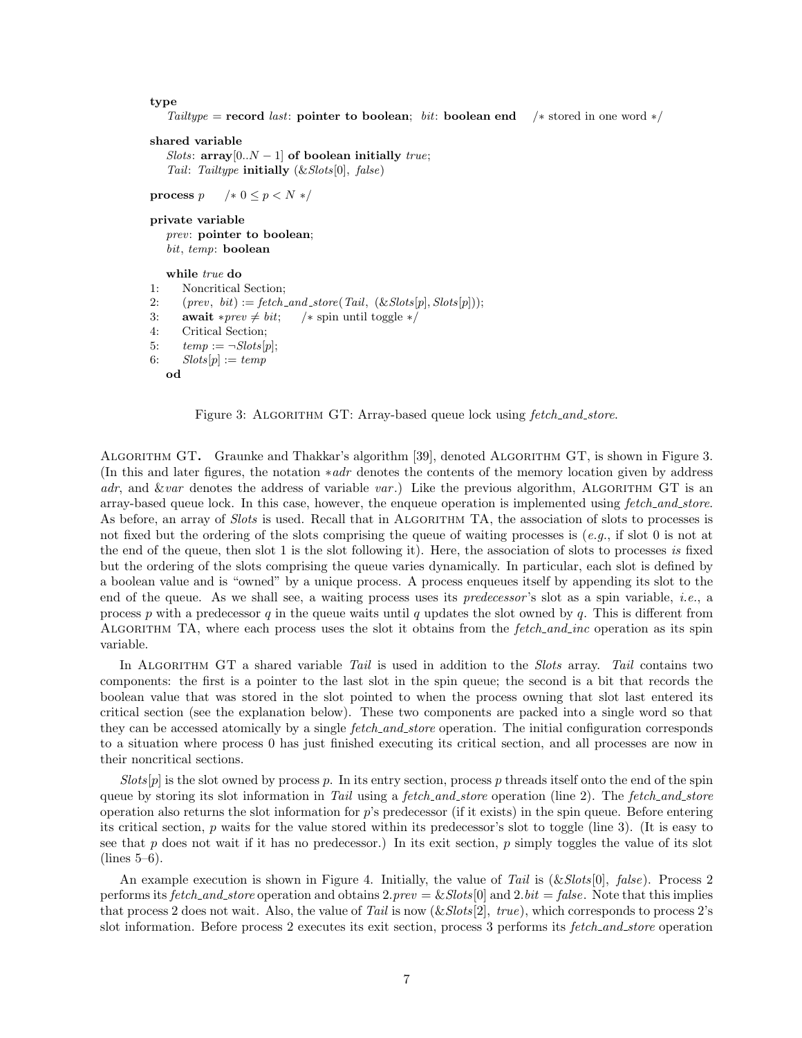```
type
    Tailtype = record last: pointer to boolean; bit: boolean end    /* stored in one word */

shared variable
    Slots: array[0..N − 1] of boolean initially true;
    Tail: Tailtype initially (&Slots[0], false)

process p    /* 0 ≤ p < N */

private variable
    prev: pointer to boolean;
    bit, temp: boolean

    while true do
1:      Noncritical Section;
2:      (prev, bit) := fetch_and_store(Tail, (&Slots[p], Slots[p]));
3:      await *prev ≠ bit;    /* spin until toggle */
4:      Critical Section;
5:      temp := ¬Slots[p];
6:      Slots[p] := temp
    od
```

Figure 3: ALGORITHM GT: Array-based queue lock using *fetch_and_store*.

**ALGORITHM GT.** Graunke and Thakkar's algorithm [39], denoted ALGORITHM GT, is shown in Figure 3. (In this and later figures, the notation $*adr$ denotes the contents of the memory location given by address *adr*, and $\&var$ denotes the address of variable *var*.) Like the previous algorithm, ALGORITHM GT is an array-based queue lock. In this case, however, the enqueue operation is implemented using *fetch_and_store*. As before, an array of *Slots* is used. Recall that in ALGORITHM TA, the association of slots to processes is not fixed but the ordering of the slots comprising the queue of waiting processes is (*e.g.*, if slot 0 is not at the end of the queue, then slot 1 is the slot following it). Here, the association of slots to processes *is* fixed but the ordering of the slots comprising the queue varies dynamically. In particular, each slot is defined by a boolean value and is "owned" by a unique process. A process enqueues itself by appending its slot to the end of the queue. As we shall see, a waiting process uses its *predecessor*'s slot as a spin variable, *i.e.*, a process $p$ with a predecessor $q$ in the queue waits until $q$ updates the slot owned by $q$. This is different from ALGORITHM TA, where each process uses the slot it obtains from the *fetch_and_inc* operation as its spin variable.

In ALGORITHM GT a shared variable *Tail* is used in addition to the *Slots* array. *Tail* contains two components: the first is a pointer to the last slot in the spin queue; the second is a bit that records the boolean value that was stored in the slot pointed to when the process owning that slot last entered its critical section (see the explanation below). These two components are packed into a single word so that they can be accessed atomically by a single *fetch_and_store* operation. The initial configuration corresponds to a situation where process 0 has just finished executing its critical section, and all processes are now in their noncritical sections.

*Slots*[$p$] is the slot owned by process $p$. In its entry section, process $p$ threads itself onto the end of the spin queue by storing its slot information in *Tail* using a *fetch_and_store* operation (line 2). The *fetch_and_store* operation also returns the slot information for $p$'s predecessor (if it exists) in the spin queue. Before entering its critical section, $p$ waits for the value stored within its predecessor's slot to toggle (line 3). (It is easy to see that $p$ does not wait if it has no predecessor.) In its exit section, $p$ simply toggles the value of its slot (lines 5–6).

An example execution is shown in Figure 4. Initially, the value of *Tail* is (&*Slots*[0], *false*). Process 2 performs its *fetch_and_store* operation and obtains $2.prev = \&Slots[0]$ and $2.bit = false$. Note that this implies that process 2 does not wait. Also, the value of *Tail* is now (&*Slots*[2], *true*), which corresponds to process 2's slot information. Before process 2 executes its exit section, process 3 performs its *fetch_and_store* operation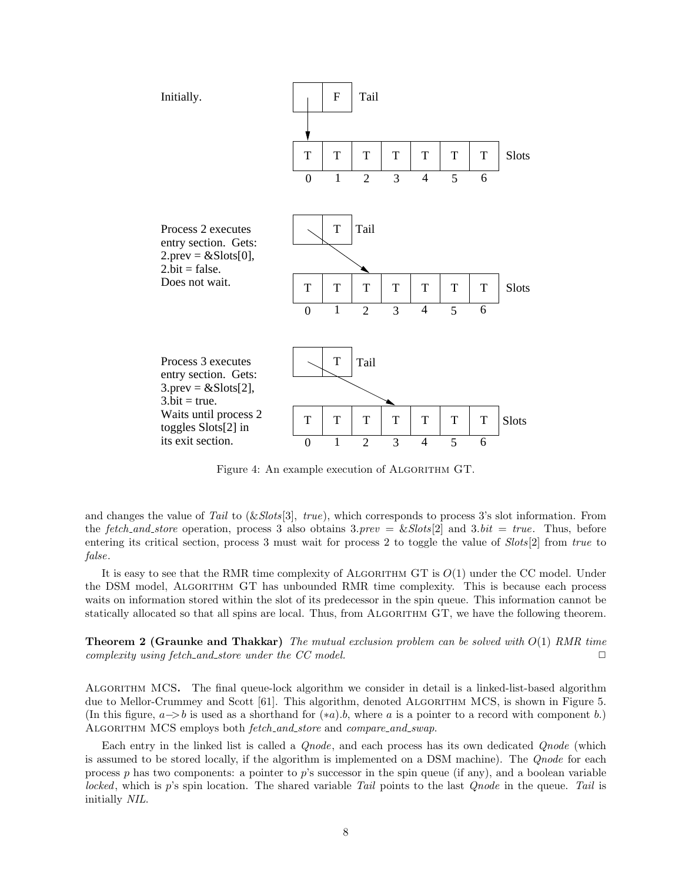Initially.

| | F | Tail |
|---|---|---|

| T | T | T | T | T | T | T | Slots |
|---|---|---|---|---|---|---|---|
| 0 | 1 | 2 | 3 | 4 | 5 | 6 | |

Process 2 executes entry section. Gets: 2.prev = &Slots[0], 2.bit = false. Does not wait.

| | T | Tail |
|---|---|---|

| T | T | T | T | T | T | T | Slots |
|---|---|---|---|---|---|---|---|
| 0 | 1 | 2 | 3 | 4 | 5 | 6 | |

Process 3 executes entry section. Gets: 3.prev = &Slots[2], 3.bit = true. Waits until process 2 toggles Slots[2] in its exit section.

| | T | Tail |
|---|---|---|

| T | T | T | T | T | T | T | Slots |
|---|---|---|---|---|---|---|---|
| 0 | 1 | 2 | 3 | 4 | 5 | 6 | |

Figure 4: An example execution of Algorithm GT.

and changes the value of *Tail* to (&*Slots*[3], *true*), which corresponds to process 3's slot information. From the *fetch_and_store* operation, process 3 also obtains 3.*prev* = &*Slots*[2] and 3.*bit* = *true*. Thus, before entering its critical section, process 3 must wait for process 2 to toggle the value of *Slots*[2] from *true* to *false*.

It is easy to see that the RMR time complexity of Algorithm GT is $O(1)$ under the CC model. Under the DSM model, Algorithm GT has unbounded RMR time complexity. This is because each process waits on information stored within the slot of its predecessor in the spin queue. This information cannot be statically allocated so that all spins are local. Thus, from Algorithm GT, we have the following theorem.

**Theorem 2 (Graunke and Thakkar)** *The mutual exclusion problem can be solved with $O(1)$ RMR time complexity using fetch_and_store under the CC model.* □

**Algorithm MCS.** The final queue-lock algorithm we consider in detail is a linked-list-based algorithm due to Mellor-Crummey and Scott [61]. This algorithm, denoted Algorithm MCS, is shown in Figure 5. (In this figure, $a{-}{>}b$ is used as a shorthand for $(*a).b$, where $a$ is a pointer to a record with component $b$.) Algorithm MCS employs both *fetch_and_store* and *compare_and_swap*.

Each entry in the linked list is called a *Qnode*, and each process has its own dedicated *Qnode* (which is assumed to be stored locally, if the algorithm is implemented on a DSM machine). The *Qnode* for each process $p$ has two components: a pointer to $p$'s successor in the spin queue (if any), and a boolean variable *locked*, which is $p$'s spin location. The shared variable *Tail* points to the last *Qnode* in the queue. *Tail* is initially *NIL*.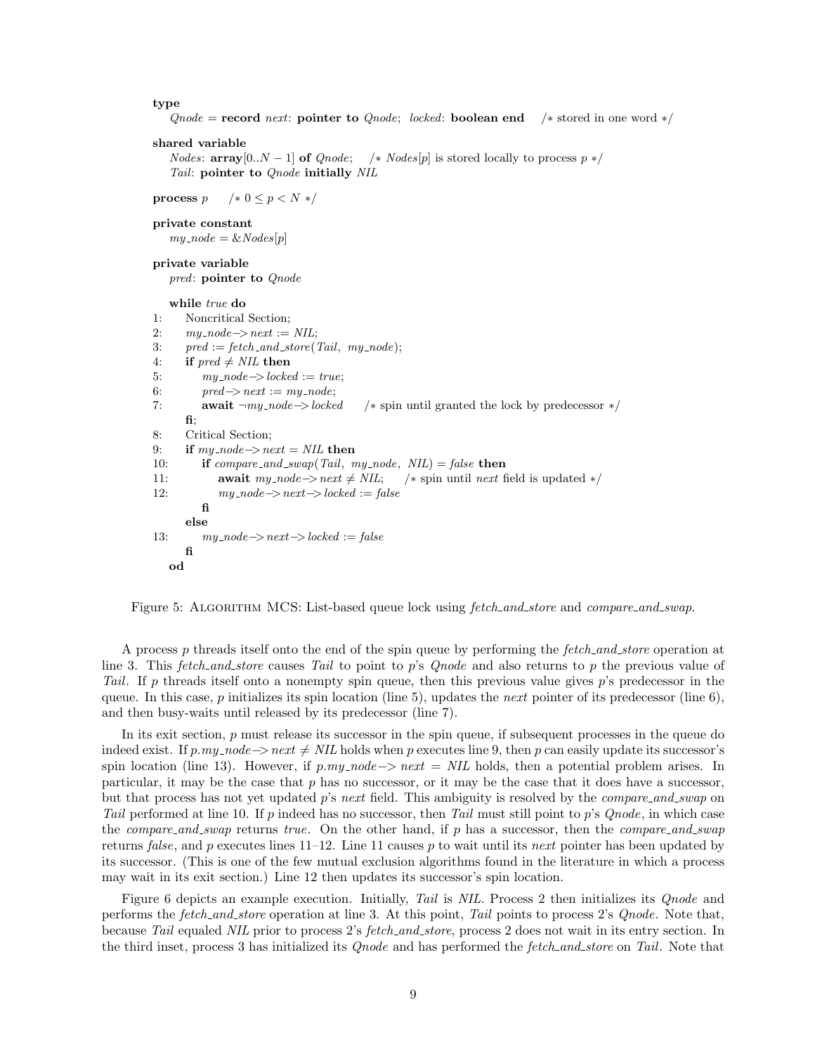```
type
   Qnode = record next: pointer to Qnode; locked: boolean end    /* stored in one word */

shared variable
   Nodes: array[0..N − 1] of Qnode;    /* Nodes[p] is stored locally to process p */
   Tail: pointer to Qnode initially NIL

process p    /* 0 ≤ p < N */

private constant
   my_node = &Nodes[p]

private variable
   pred: pointer to Qnode

    while true do
1:     Noncritical Section;
2:     my_node−> next := NIL;
3:     pred := fetch_and_store(Tail, my_node);
4:     if pred ≠ NIL then
5:         my_node−> locked := true;
6:         pred−> next := my_node;
7:         await ¬my_node−> locked    /* spin until granted the lock by predecessor */
       fi;
8:     Critical Section;
9:     if my_node−> next = NIL then
10:        if compare_and_swap(Tail, my_node, NIL) = false then
11:            await my_node−> next ≠ NIL;    /* spin until next field is updated */
12:            my_node−> next−> locked := false
           fi
       else
13:        my_node−> next−> locked := false
       fi
    od
```

Figure 5: Algorithm MCS: List-based queue lock using *fetch_and_store* and *compare_and_swap*.

A process $p$ threads itself onto the end of the spin queue by performing the *fetch_and_store* operation at line 3. This *fetch_and_store* causes *Tail* to point to $p$'s *Qnode* and also returns to $p$ the previous value of *Tail*. If $p$ threads itself onto a nonempty spin queue, then this previous value gives $p$'s predecessor in the queue. In this case, $p$ initializes its spin location (line 5), updates the *next* pointer of its predecessor (line 6), and then busy-waits until released by its predecessor (line 7).

In its exit section, $p$ must release its successor in the spin queue, if subsequent processes in the queue do indeed exist. If $p.my\_node{-}{>}next \neq NIL$ holds when $p$ executes line 9, then $p$ can easily update its successor's spin location (line 13). However, if $p.my\_node{-}{>}next = NIL$ holds, then a potential problem arises. In particular, it may be the case that $p$ has no successor, or it may be the case that it does have a successor, but that process has not yet updated $p$'s *next* field. This ambiguity is resolved by the *compare_and_swap* on *Tail* performed at line 10. If $p$ indeed has no successor, then *Tail* must still point to $p$'s *Qnode*, in which case the *compare_and_swap* returns *true*. On the other hand, if $p$ has a successor, then the *compare_and_swap* returns *false*, and $p$ executes lines 11–12. Line 11 causes $p$ to wait until its *next* pointer has been updated by its successor. (This is one of the few mutual exclusion algorithms found in the literature in which a process may wait in its exit section.) Line 12 then updates its successor's spin location.

Figure 6 depicts an example execution. Initially, *Tail* is *NIL*. Process 2 then initializes its *Qnode* and performs the *fetch_and_store* operation at line 3. At this point, *Tail* points to process 2's *Qnode*. Note that, because *Tail* equaled *NIL* prior to process 2's *fetch_and_store*, process 2 does not wait in its entry section. In the third inset, process 3 has initialized its *Qnode* and has performed the *fetch_and_store* on *Tail*. Note that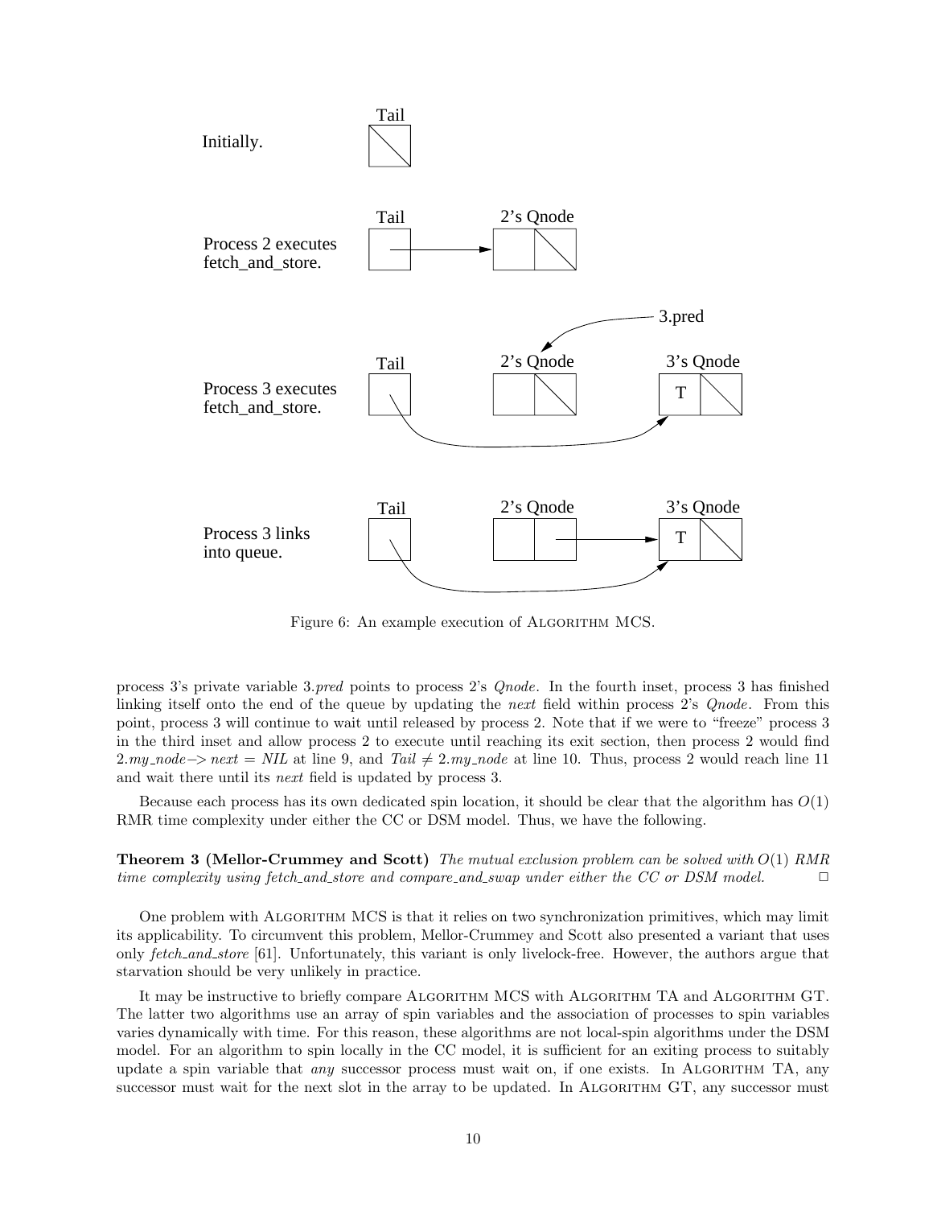Figure 6: An example execution of ALGORITHM MCS.

process 3's private variable 3.*pred* points to process 2's *Qnode*. In the fourth inset, process 3 has finished linking itself onto the end of the queue by updating the *next* field within process 2's *Qnode*. From this point, process 3 will continue to wait until released by process 2. Note that if we were to "freeze" process 3 in the third inset and allow process 2 to execute until reaching its exit section, then process 2 would find $2.my\_node{-}{>}\,next = NIL$ at line 9, and $Tail \neq 2.my\_node$ at line 10. Thus, process 2 would reach line 11 and wait there until its *next* field is updated by process 3.

Because each process has its own dedicated spin location, it should be clear that the algorithm has $O(1)$ RMR time complexity under either the CC or DSM model. Thus, we have the following.

**Theorem 3 (Mellor-Crummey and Scott)** *The mutual exclusion problem can be solved with $O(1)$ RMR time complexity using fetch_and_store and compare_and_swap under either the CC or DSM model.* □

One problem with ALGORITHM MCS is that it relies on two synchronization primitives, which may limit its applicability. To circumvent this problem, Mellor-Crummey and Scott also presented a variant that uses only *fetch_and_store* [61]. Unfortunately, this variant is only livelock-free. However, the authors argue that starvation should be very unlikely in practice.

It may be instructive to briefly compare ALGORITHM MCS with ALGORITHM TA and ALGORITHM GT. The latter two algorithms use an array of spin variables and the association of processes to spin variables varies dynamically with time. For this reason, these algorithms are not local-spin algorithms under the DSM model. For an algorithm to spin locally in the CC model, it is sufficient for an exiting process to suitably update a spin variable that *any* successor process must wait on, if one exists. In ALGORITHM TA, any successor must wait for the next slot in the array to be updated. In ALGORITHM GT, any successor must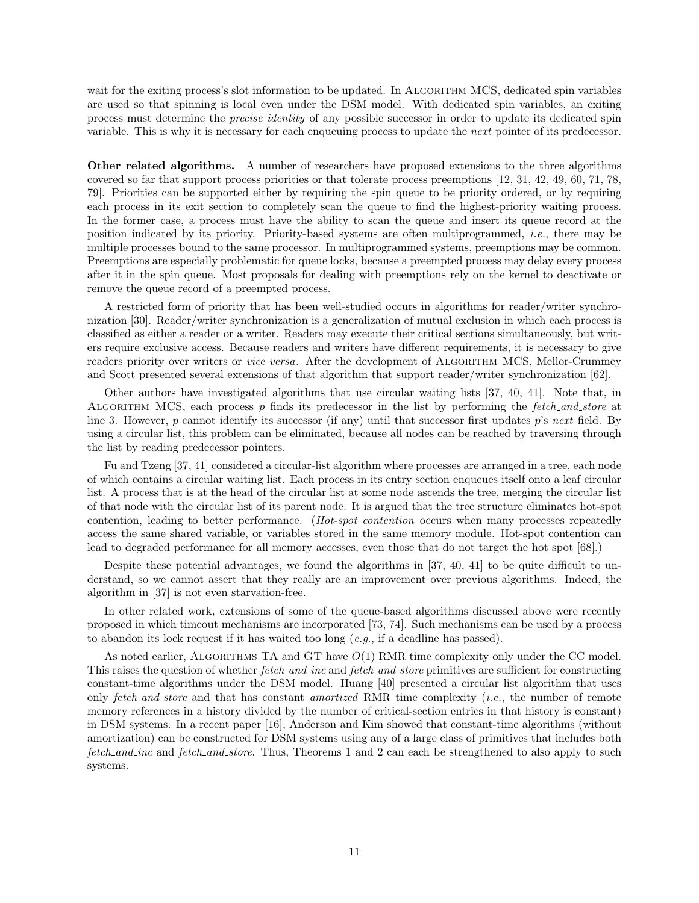wait for the exiting process's slot information to be updated. In Algorithm MCS, dedicated spin variables are used so that spinning is local even under the DSM model. With dedicated spin variables, an exiting process must determine the *precise identity* of any possible successor in order to update its dedicated spin variable. This is why it is necessary for each enqueuing process to update the *next* pointer of its predecessor.

**Other related algorithms.** A number of researchers have proposed extensions to the three algorithms covered so far that support process priorities or that tolerate process preemptions [12, 31, 42, 49, 60, 71, 78, 79]. Priorities can be supported either by requiring the spin queue to be priority ordered, or by requiring each process in its exit section to completely scan the queue to find the highest-priority waiting process. In the former case, a process must have the ability to scan the queue and insert its queue record at the position indicated by its priority. Priority-based systems are often multiprogrammed, *i.e.*, there may be multiple processes bound to the same processor. In multiprogrammed systems, preemptions may be common. Preemptions are especially problematic for queue locks, because a preempted process may delay every process after it in the spin queue. Most proposals for dealing with preemptions rely on the kernel to deactivate or remove the queue record of a preempted process.

A restricted form of priority that has been well-studied occurs in algorithms for reader/writer synchronization [30]. Reader/writer synchronization is a generalization of mutual exclusion in which each process is classified as either a reader or a writer. Readers may execute their critical sections simultaneously, but writers require exclusive access. Because readers and writers have different requirements, it is necessary to give readers priority over writers or *vice versa*. After the development of Algorithm MCS, Mellor-Crummey and Scott presented several extensions of that algorithm that support reader/writer synchronization [62].

Other authors have investigated algorithms that use circular waiting lists [37, 40, 41]. Note that, in Algorithm MCS, each process $p$ finds its predecessor in the list by performing the *fetch_and_store* at line 3. However, $p$ cannot identify its successor (if any) until that successor first updates $p$'s *next* field. By using a circular list, this problem can be eliminated, because all nodes can be reached by traversing through the list by reading predecessor pointers.

Fu and Tzeng [37, 41] considered a circular-list algorithm where processes are arranged in a tree, each node of which contains a circular waiting list. Each process in its entry section enqueues itself onto a leaf circular list. A process that is at the head of the circular list at some node ascends the tree, merging the circular list of that node with the circular list of its parent node. It is argued that the tree structure eliminates hot-spot contention, leading to better performance. (*Hot-spot contention* occurs when many processes repeatedly access the same shared variable, or variables stored in the same memory module. Hot-spot contention can lead to degraded performance for all memory accesses, even those that do not target the hot spot [68].)

Despite these potential advantages, we found the algorithms in [37, 40, 41] to be quite difficult to understand, so we cannot assert that they really are an improvement over previous algorithms. Indeed, the algorithm in [37] is not even starvation-free.

In other related work, extensions of some of the queue-based algorithms discussed above were recently proposed in which timeout mechanisms are incorporated [73, 74]. Such mechanisms can be used by a process to abandon its lock request if it has waited too long (*e.g.*, if a deadline has passed).

As noted earlier, Algorithms TA and GT have $O(1)$ RMR time complexity only under the CC model. This raises the question of whether *fetch_and_inc* and *fetch_and_store* primitives are sufficient for constructing constant-time algorithms under the DSM model. Huang [40] presented a circular list algorithm that uses only *fetch_and_store* and that has constant *amortized* RMR time complexity (*i.e.*, the number of remote memory references in a history divided by the number of critical-section entries in that history is constant) in DSM systems. In a recent paper [16], Anderson and Kim showed that constant-time algorithms (without amortization) can be constructed for DSM systems using any of a large class of primitives that includes both *fetch_and_inc* and *fetch_and_store*. Thus, Theorems 1 and 2 can each be strengthened to also apply to such systems.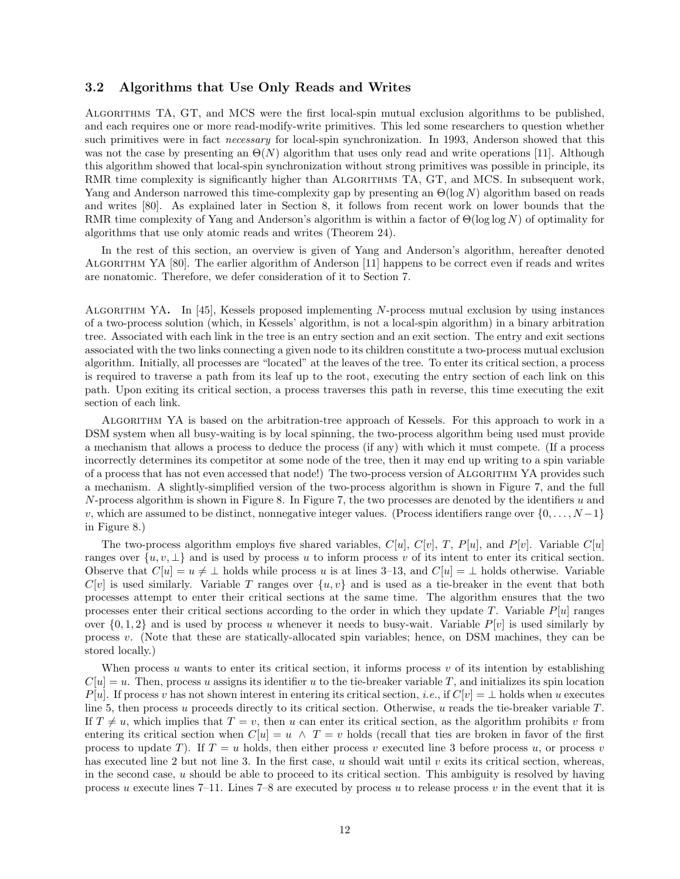### 3.2 Algorithms that Use Only Reads and Writes

Algorithms TA, GT, and MCS were the first local-spin mutual exclusion algorithms to be published, and each requires one or more read-modify-write primitives. This led some researchers to question whether such primitives were in fact *necessary* for local-spin synchronization. In 1993, Anderson showed that this was not the case by presenting an $\Theta(N)$ algorithm that uses only read and write operations [11]. Although this algorithm showed that local-spin synchronization without strong primitives was possible in principle, its RMR time complexity is significantly higher than Algorithms TA, GT, and MCS. In subsequent work, Yang and Anderson narrowed this time-complexity gap by presenting an $\Theta(\log N)$ algorithm based on reads and writes [80]. As explained later in Section 8, it follows from recent work on lower bounds that the RMR time complexity of Yang and Anderson's algorithm is within a factor of $\Theta(\log \log N)$ of optimality for algorithms that use only atomic reads and writes (Theorem 24).

In the rest of this section, an overview is given of Yang and Anderson's algorithm, hereafter denoted Algorithm YA [80]. The earlier algorithm of Anderson [11] happens to be correct even if reads and writes are nonatomic. Therefore, we defer consideration of it to Section 7.

**Algorithm YA.** In [45], Kessels proposed implementing $N$-process mutual exclusion by using instances of a two-process solution (which, in Kessels' algorithm, is not a local-spin algorithm) in a binary arbitration tree. Associated with each link in the tree is an entry section and an exit section. The entry and exit sections associated with the two links connecting a given node to its children constitute a two-process mutual exclusion algorithm. Initially, all processes are "located" at the leaves of the tree. To enter its critical section, a process is required to traverse a path from its leaf up to the root, executing the entry section of each link on this path. Upon exiting its critical section, a process traverses this path in reverse, this time executing the exit section of each link.

Algorithm YA is based on the arbitration-tree approach of Kessels. For this approach to work in a DSM system when all busy-waiting is by local spinning, the two-process algorithm being used must provide a mechanism that allows a process to deduce the process (if any) with which it must compete. (If a process incorrectly determines its competitor at some node of the tree, then it may end up writing to a spin variable of a process that has not even accessed that node!) The two-process version of Algorithm YA provides such a mechanism. A slightly-simplified version of the two-process algorithm is shown in Figure 7, and the full $N$-process algorithm is shown in Figure 8. In Figure 7, the two processes are denoted by the identifiers $u$ and $v$, which are assumed to be distinct, nonnegative integer values. (Process identifiers range over $\{0, \ldots, N-1\}$ in Figure 8.)

The two-process algorithm employs five shared variables, $C[u]$, $C[v]$, $T$, $P[u]$, and $P[v]$. Variable $C[u]$ ranges over $\{u, v, \perp\}$ and is used by process $u$ to inform process $v$ of its intent to enter its critical section. Observe that $C[u] = u \neq \perp$ holds while process $u$ is at lines 3–13, and $C[u] = \perp$ holds otherwise. Variable $C[v]$ is used similarly. Variable $T$ ranges over $\{u, v\}$ and is used as a tie-breaker in the event that both processes attempt to enter their critical sections at the same time. The algorithm ensures that the two processes enter their critical sections according to the order in which they update $T$. Variable $P[u]$ ranges over $\{0, 1, 2\}$ and is used by process $u$ whenever it needs to busy-wait. Variable $P[v]$ is used similarly by process $v$. (Note that these are statically-allocated spin variables; hence, on DSM machines, they can be stored locally.)

When process $u$ wants to enter its critical section, it informs process $v$ of its intention by establishing $C[u] = u$. Then, process $u$ assigns its identifier $u$ to the tie-breaker variable $T$, and initializes its spin location $P[u]$. If process $v$ has not shown interest in entering its critical section, *i.e.*, if $C[v] = \perp$ holds when $u$ executes line 5, then process $u$ proceeds directly to its critical section. Otherwise, $u$ reads the tie-breaker variable $T$. If $T \neq u$, which implies that $T = v$, then $u$ can enter its critical section, as the algorithm prohibits $v$ from entering its critical section when $C[u] = u \ \wedge\ T = v$ holds (recall that ties are broken in favor of the first process to update $T$). If $T = u$ holds, then either process $v$ executed line 3 before process $u$, or process $v$ has executed line 2 but not line 3. In the first case, $u$ should wait until $v$ exits its critical section, whereas, in the second case, $u$ should be able to proceed to its critical section. This ambiguity is resolved by having process $u$ execute lines 7–11. Lines 7–8 are executed by process $u$ to release process $v$ in the event that it is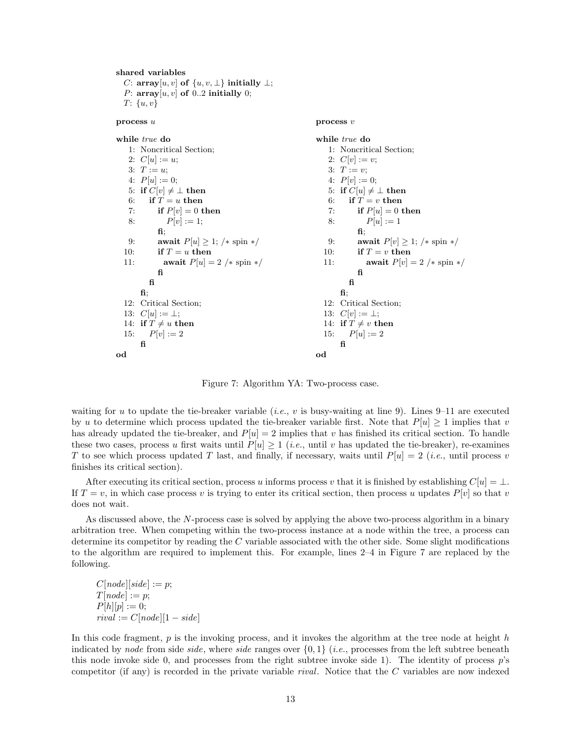```
shared variables
  C: array[u, v] of {u, v, ⊥} initially ⊥;
  P: array[u, v] of 0..2 initially 0;
  T: {u, v}

process u

while true do
   1: Noncritical Section;
   2: C[u] := u;
   3: T := u;
   4: P[u] := 0;
   5: if C[v] ≠ ⊥ then
   6:    if T = u then
   7:       if P[v] = 0 then
   8:          P[v] := 1;
            fi;
   9:       await P[u] ≥ 1; /* spin */
  10:       if T = u then
  11:          await P[u] = 2 /* spin */
            fi
         fi
      fi;
  12: Critical Section;
  13: C[u] := ⊥;
  14: if T ≠ u then
  15:    P[v] := 2
      fi
od

process v

while true do
   1: Noncritical Section;
   2: C[v] := v;
   3: T := v;
   4: P[v] := 0;
   5: if C[u] ≠ ⊥ then
   6:    if T = v then
   7:       if P[u] = 0 then
   8:          P[u] := 1
            fi;
   9:       await P[v] ≥ 1; /* spin */
  10:       if T = v then
  11:          await P[v] = 2 /* spin */
            fi
         fi
      fi;
  12: Critical Section;
  13: C[v] := ⊥;
  14: if T ≠ v then
  15:    P[u] := 2
      fi
od
```

Figure 7: Algorithm YA: Two-process case.

waiting for $u$ to update the tie-breaker variable (*i.e.*, $v$ is busy-waiting at line 9). Lines 9–11 are executed by $u$ to determine which process updated the tie-breaker variable first. Note that $P[u] \geq 1$ implies that $v$ has already updated the tie-breaker, and $P[u] = 2$ implies that $v$ has finished its critical section. To handle these two cases, process $u$ first waits until $P[u] \geq 1$ (*i.e.*, until $v$ has updated the tie-breaker), re-examines $T$ to see which process updated $T$ last, and finally, if necessary, waits until $P[u] = 2$ (*i.e.*, until process $v$ finishes its critical section).

After executing its critical section, process $u$ informs process $v$ that it is finished by establishing $C[u] = \perp$. If $T = v$, in which case process $v$ is trying to enter its critical section, then process $u$ updates $P[v]$ so that $v$ does not wait.

As discussed above, the $N$-process case is solved by applying the above two-process algorithm in a binary arbitration tree. When competing within the two-process instance at a node within the tree, a process can determine its competitor by reading the $C$ variable associated with the other side. Some slight modifications to the algorithm are required to implement this. For example, lines 2–4 in Figure 7 are replaced by the following.

```
C[node][side] := p;
T[node] := p;
P[h][p] := 0;
rival := C[node][1 − side]
```

In this code fragment, $p$ is the invoking process, and it invokes the algorithm at the tree node at height $h$ indicated by *node* from side *side*, where *side* ranges over $\{0, 1\}$ (*i.e.*, processes from the left subtree beneath this node invoke side 0, and processes from the right subtree invoke side 1). The identity of process $p$'s competitor (if any) is recorded in the private variable *rival*. Notice that the $C$ variables are now indexed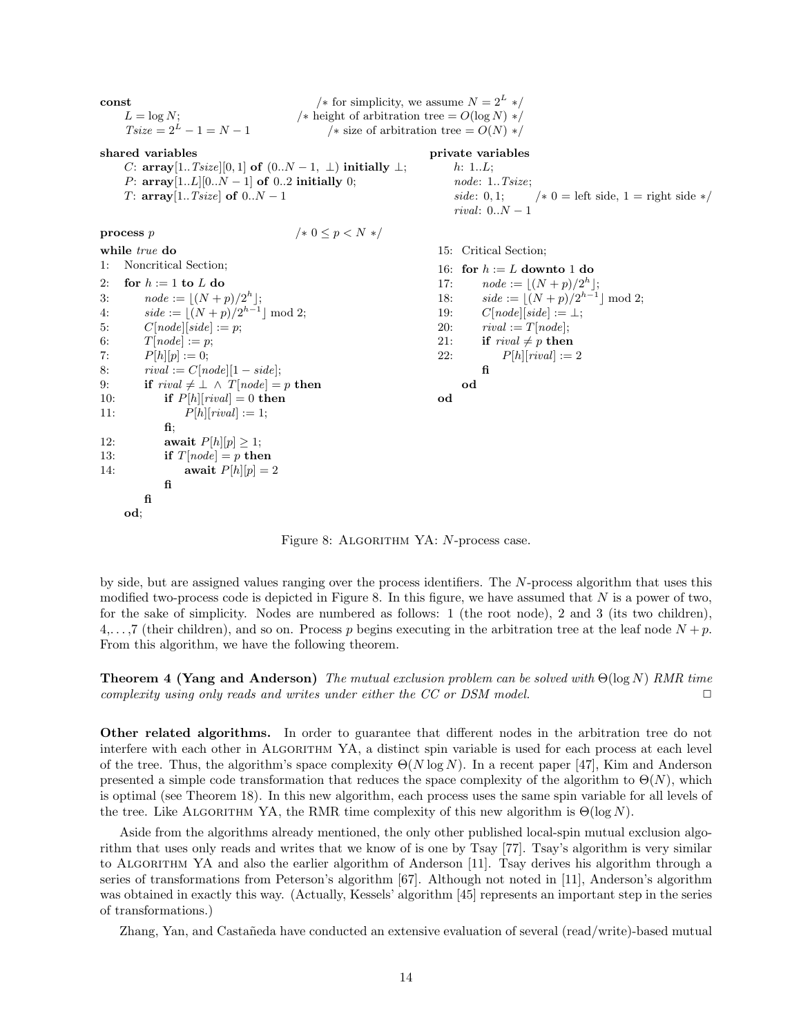```
const                                  /* for simplicity, we assume N = 2^L */
    L = log N;                         /* height of arbitration tree = O(log N) */
    Tsize = 2^L − 1 = N − 1            /* size of arbitration tree = O(N) */

shared variables
    C: array[1..Tsize][0,1] of (0..N − 1, ⊥) initially ⊥;
    P: array[1..L][0..N − 1] of 0..2 initially 0;
    T: array[1..Tsize] of 0..N − 1

private variables
    h: 1..L;
    node: 1..Tsize;
    side: 0,1;          /* 0 = left side, 1 = right side */
    rival: 0..N − 1

process p                              /* 0 ≤ p < N */
while true do
1:   Noncritical Section;
2:   for h := 1 to L do
3:       node := ⌊(N + p)/2^h⌋;
4:       side := ⌊(N + p)/2^(h−1)⌋ mod 2;
5:       C[node][side] := p;
6:       T[node] := p;
7:       P[h][p] := 0;
8:       rival := C[node][1 − side];
9:       if rival ≠ ⊥ ∧ T[node] = p then
10:          if P[h][rival] = 0 then
11:              P[h][rival] := 1;
             fi;
12:          await P[h][p] ≥ 1;
13:          if T[node] = p then
14:              await P[h][p] = 2
             fi
         fi
     od;
15:  Critical Section;
16:  for h := L downto 1 do
17:      node := ⌊(N + p)/2^h⌋;
18:      side := ⌊(N + p)/2^(h−1)⌋ mod 2;
19:      C[node][side] := ⊥;
20:      rival := T[node];
21:      if rival ≠ p then
22:          P[h][rival] := 2
         fi
     od
od
```

Figure 8: Algorithm YA: $N$-process case.

by side, but are assigned values ranging over the process identifiers. The $N$-process algorithm that uses this modified two-process code is depicted in Figure 8. In this figure, we have assumed that $N$ is a power of two, for the sake of simplicity. Nodes are numbered as follows: 1 (the root node), 2 and 3 (its two children), 4,...,7 (their children), and so on. Process $p$ begins executing in the arbitration tree at the leaf node $N + p$. From this algorithm, we have the following theorem.

**Theorem 4 (Yang and Anderson)** *The mutual exclusion problem can be solved with $\Theta(\log N)$ RMR time complexity using only reads and writes under either the CC or DSM model.* □

**Other related algorithms.** In order to guarantee that different nodes in the arbitration tree do not interfere with each other in Algorithm YA, a distinct spin variable is used for each process at each level of the tree. Thus, the algorithm's space complexity $\Theta(N \log N)$. In a recent paper [47], Kim and Anderson presented a simple code transformation that reduces the space complexity of the algorithm to $\Theta(N)$, which is optimal (see Theorem 18). In this new algorithm, each process uses the same spin variable for all levels of the tree. Like Algorithm YA, the RMR time complexity of this new algorithm is $\Theta(\log N)$.

Aside from the algorithms already mentioned, the only other published local-spin mutual exclusion algorithm that uses only reads and writes that we know of is one by Tsay [77]. Tsay's algorithm is very similar to Algorithm YA and also the earlier algorithm of Anderson [11]. Tsay derives his algorithm through a series of transformations from Peterson's algorithm [67]. Although not noted in [11], Anderson's algorithm was obtained in exactly this way. (Actually, Kessels' algorithm [45] represents an important step in the series of transformations.)

Zhang, Yan, and Castañeda have conducted an extensive evaluation of several (read/write)-based mutual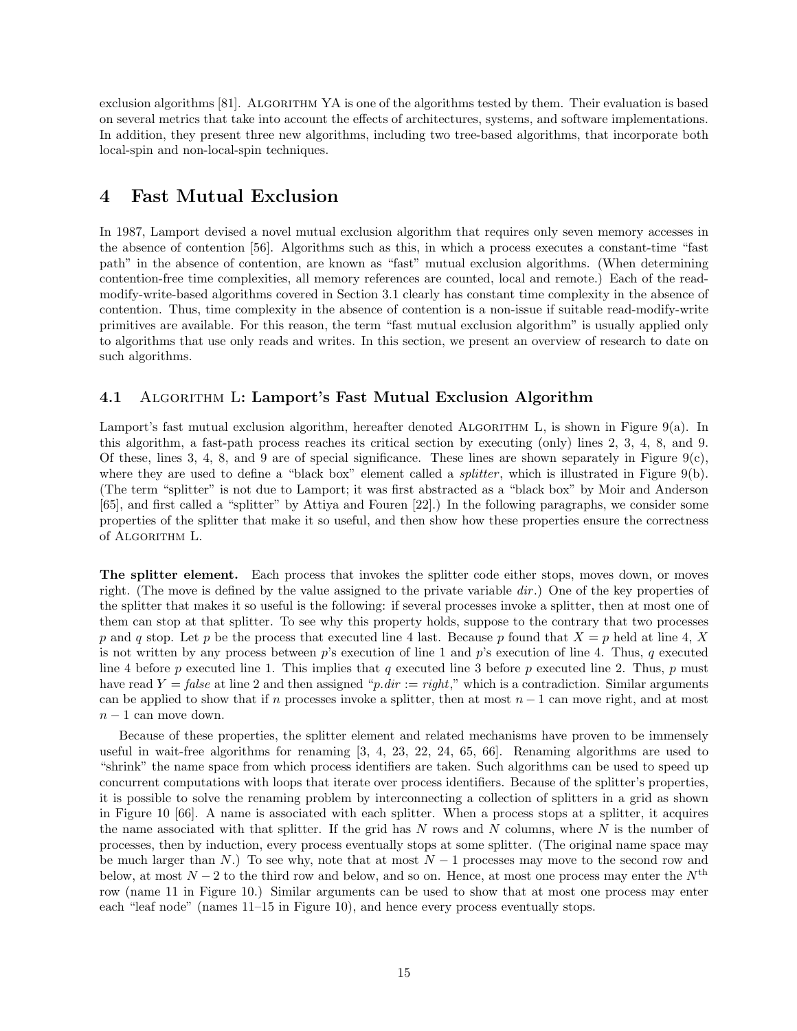exclusion algorithms [81]. Algorithm YA is one of the algorithms tested by them. Their evaluation is based on several metrics that take into account the effects of architectures, systems, and software implementations. In addition, they present three new algorithms, including two tree-based algorithms, that incorporate both local-spin and non-local-spin techniques.

# 4 Fast Mutual Exclusion

In 1987, Lamport devised a novel mutual exclusion algorithm that requires only seven memory accesses in the absence of contention [56]. Algorithms such as this, in which a process executes a constant-time "fast path" in the absence of contention, are known as "fast" mutual exclusion algorithms. (When determining contention-free time complexities, all memory references are counted, local and remote.) Each of the read-modify-write-based algorithms covered in Section 3.1 clearly has constant time complexity in the absence of contention. Thus, time complexity in the absence of contention is a non-issue if suitable read-modify-write primitives are available. For this reason, the term "fast mutual exclusion algorithm" is usually applied only to algorithms that use only reads and writes. In this section, we present an overview of research to date on such algorithms.

## 4.1 Algorithm L: Lamport's Fast Mutual Exclusion Algorithm

Lamport's fast mutual exclusion algorithm, hereafter denoted Algorithm L, is shown in Figure 9(a). In this algorithm, a fast-path process reaches its critical section by executing (only) lines 2, 3, 4, 8, and 9. Of these, lines 3, 4, 8, and 9 are of special significance. These lines are shown separately in Figure 9(c), where they are used to define a "black box" element called a *splitter*, which is illustrated in Figure 9(b). (The term "splitter" is not due to Lamport; it was first abstracted as a "black box" by Moir and Anderson [65], and first called a "splitter" by Attiya and Fouren [22].) In the following paragraphs, we consider some properties of the splitter that make it so useful, and then show how these properties ensure the correctness of Algorithm L.

**The splitter element.** Each process that invokes the splitter code either stops, moves down, or moves right. (The move is defined by the value assigned to the private variable *dir*.) One of the key properties of the splitter that makes it so useful is the following: if several processes invoke a splitter, then at most one of them can stop at that splitter. To see why this property holds, suppose to the contrary that two processes $p$ and $q$ stop. Let $p$ be the process that executed line 4 last. Because $p$ found that $X = p$ held at line 4, $X$ is not written by any process between $p$'s execution of line 1 and $p$'s execution of line 4. Thus, $q$ executed line 4 before $p$ executed line 1. This implies that $q$ executed line 3 before $p$ executed line 2. Thus, $p$ must have read $Y = \mathit{false}$ at line 2 and then assigned "$p.\mathit{dir} := \mathit{right}$," which is a contradiction. Similar arguments can be applied to show that if $n$ processes invoke a splitter, then at most $n-1$ can move right, and at most $n-1$ can move down.

Because of these properties, the splitter element and related mechanisms have proven to be immensely useful in wait-free algorithms for renaming [3, 4, 23, 22, 24, 65, 66]. Renaming algorithms are used to "shrink" the name space from which process identifiers are taken. Such algorithms can be used to speed up concurrent computations with loops that iterate over process identifiers. Because of the splitter's properties, it is possible to solve the renaming problem by interconnecting a collection of splitters in a grid as shown in Figure 10 [66]. A name is associated with each splitter. When a process stops at a splitter, it acquires the name associated with that splitter. If the grid has $N$ rows and $N$ columns, where $N$ is the number of processes, then by induction, every process eventually stops at some splitter. (The original name space may be much larger than $N$.) To see why, note that at most $N-1$ processes may move to the second row and below, at most $N-2$ to the third row and below, and so on. Hence, at most one process may enter the $N^{\text{th}}$ row (name 11 in Figure 10.) Similar arguments can be used to show that at most one process may enter each "leaf node" (names 11–15 in Figure 10), and hence every process eventually stops.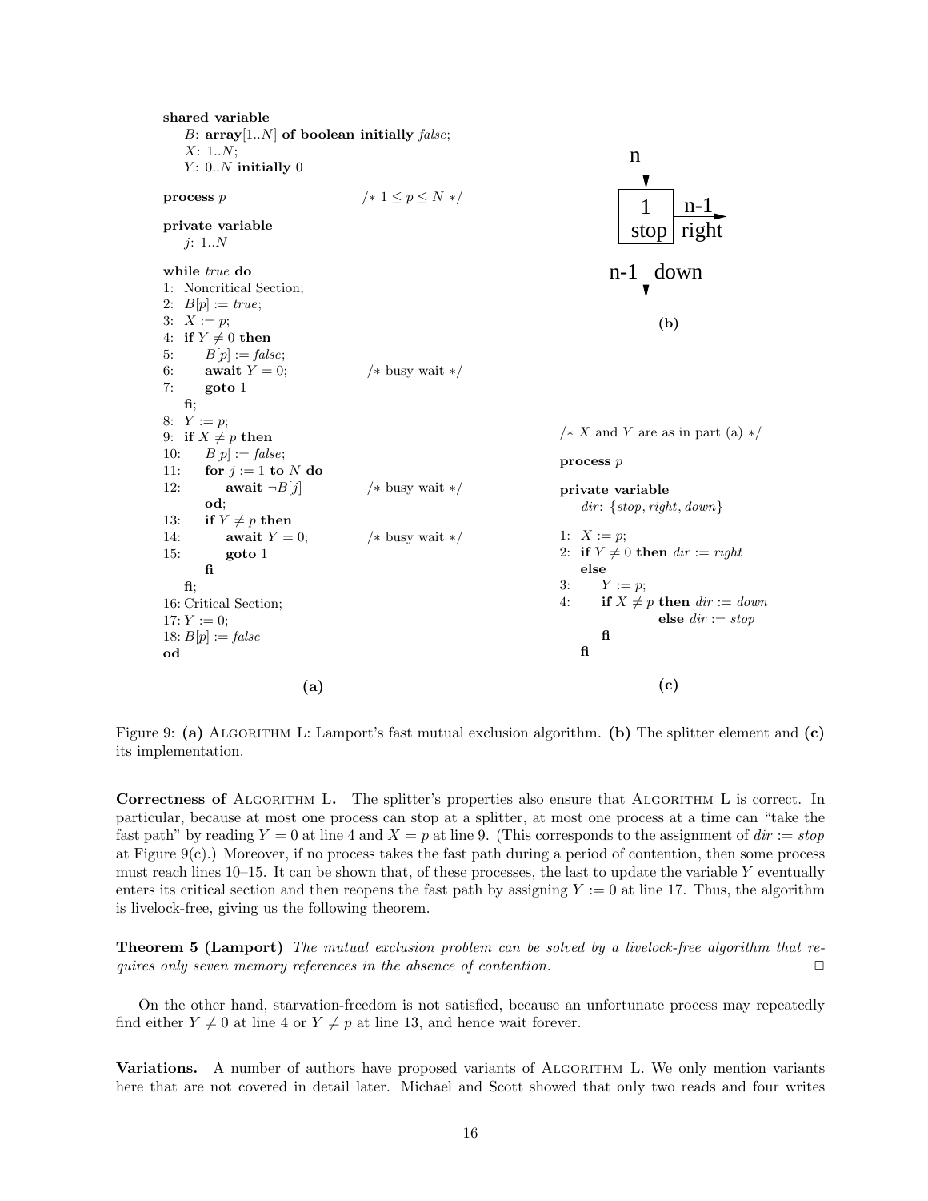```
shared variable
    B: array[1..N] of boolean initially false;
    X: 1..N;
    Y: 0..N initially 0

process p                          /* 1 ≤ p ≤ N */

private variable
    j: 1..N

while true do
1:  Noncritical Section;
2:  B[p] := true;
3:  X := p;
4:  if Y ≠ 0 then
5:      B[p] := false;
6:      await Y = 0;               /* busy wait */
7:      goto 1
    fi;
8:  Y := p;
9:  if X ≠ p then
10:     B[p] := false;
11:     for j := 1 to N do
12:         await ¬B[j]            /* busy wait */
        od;
13:     if Y ≠ p then
14:         await Y = 0;           /* busy wait */
15:         goto 1
        fi
    fi;
16: Critical Section;
17: Y := 0;
18: B[p] := false
od
```

**(a)**

```
            n
            |
            v
        +------+
        |  1   |  n-1
        | stop | right --->
        +------+
            |
       n-1  | down
            v
```

**(b)**

```
/* X and Y are as in part (a) */

process p

private variable
    dir: {stop, right, down}

1:  X := p;
2:  if Y ≠ 0 then dir := right
    else
3:      Y := p;
4:      if X ≠ p then dir := down
                 else dir := stop
        fi
    fi
```

**(c)**

Figure 9: **(a)** Algorithm L: Lamport's fast mutual exclusion algorithm. **(b)** The splitter element and **(c)** its implementation.

**Correctness of Algorithm L.** The splitter's properties also ensure that Algorithm L is correct. In particular, because at most one process can stop at a splitter, at most one process at a time can "take the fast path" by reading $Y = 0$ at line 4 and $X = p$ at line 9. (This corresponds to the assignment of $dir := stop$ at Figure 9(c).) Moreover, if no process takes the fast path during a period of contention, then some process must reach lines 10–15. It can be shown that, of these processes, the last to update the variable $Y$ eventually enters its critical section and then reopens the fast path by assigning $Y := 0$ at line 17. Thus, the algorithm is livelock-free, giving us the following theorem.

**Theorem 5 (Lamport)** *The mutual exclusion problem can be solved by a livelock-free algorithm that requires only seven memory references in the absence of contention.* □

On the other hand, starvation-freedom is not satisfied, because an unfortunate process may repeatedly find either $Y \neq 0$ at line 4 or $Y \neq p$ at line 13, and hence wait forever.

**Variations.** A number of authors have proposed variants of Algorithm L. We only mention variants here that are not covered in detail later. Michael and Scott showed that only two reads and four writes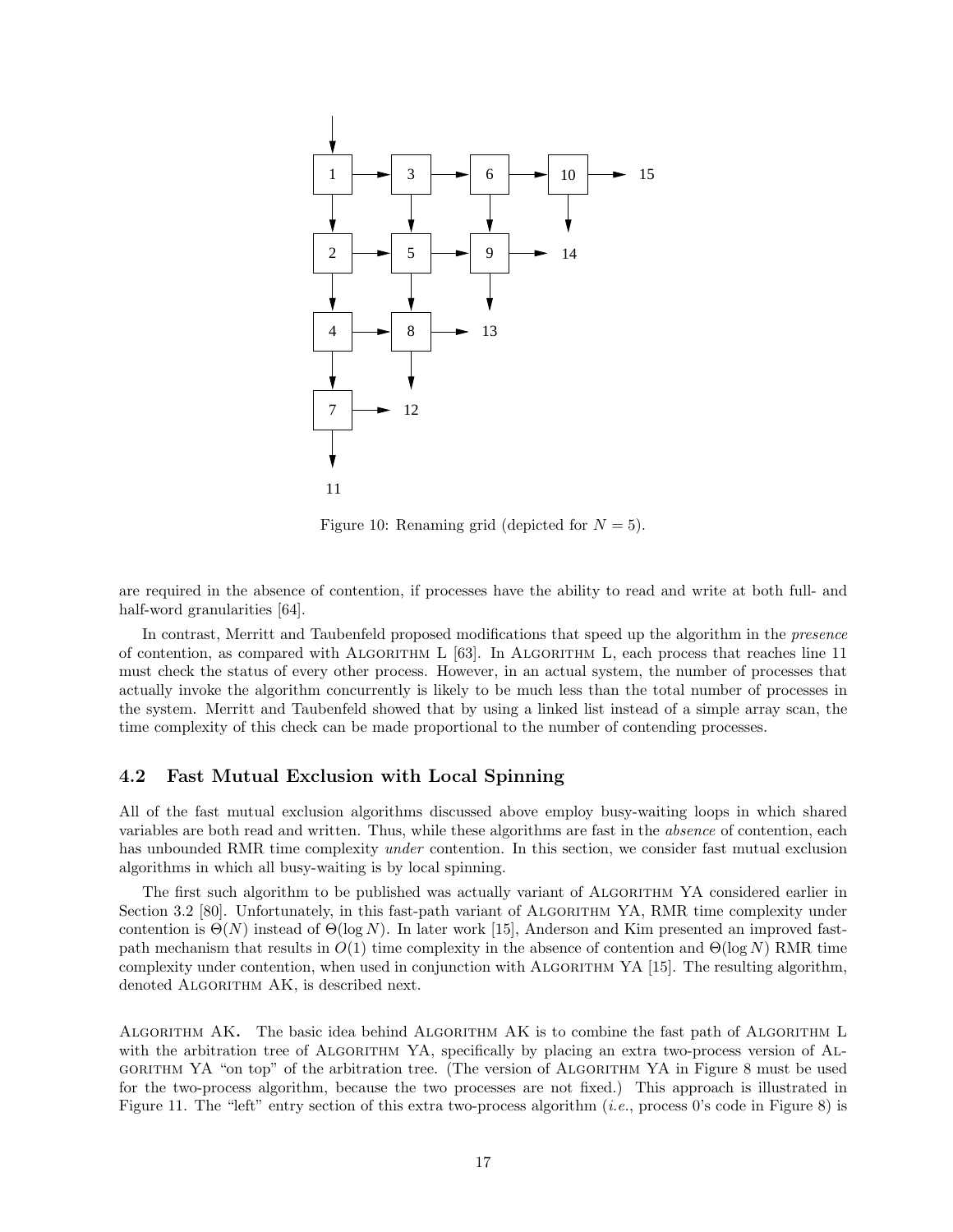Figure 10: Renaming grid (depicted for $N = 5$).

are required in the absence of contention, if processes have the ability to read and write at both full- and half-word granularities [64].

In contrast, Merritt and Taubenfeld proposed modifications that speed up the algorithm in the *presence* of contention, as compared with Algorithm L [63]. In Algorithm L, each process that reaches line 11 must check the status of every other process. However, in an actual system, the number of processes that actually invoke the algorithm concurrently is likely to be much less than the total number of processes in the system. Merritt and Taubenfeld showed that by using a linked list instead of a simple array scan, the time complexity of this check can be made proportional to the number of contending processes.

### 4.2 Fast Mutual Exclusion with Local Spinning

All of the fast mutual exclusion algorithms discussed above employ busy-waiting loops in which shared variables are both read and written. Thus, while these algorithms are fast in the *absence* of contention, each has unbounded RMR time complexity *under* contention. In this section, we consider fast mutual exclusion algorithms in which all busy-waiting is by local spinning.

The first such algorithm to be published was actually variant of Algorithm YA considered earlier in Section 3.2 [80]. Unfortunately, in this fast-path variant of Algorithm YA, RMR time complexity under contention is $\Theta(N)$ instead of $\Theta(\log N)$. In later work [15], Anderson and Kim presented an improved fast-path mechanism that results in $O(1)$ time complexity in the absence of contention and $\Theta(\log N)$ RMR time complexity under contention, when used in conjunction with Algorithm YA [15]. The resulting algorithm, denoted Algorithm AK, is described next.

**Algorithm AK.** The basic idea behind Algorithm AK is to combine the fast path of Algorithm L with the arbitration tree of Algorithm YA, specifically by placing an extra two-process version of Algorithm YA "on top" of the arbitration tree. (The version of Algorithm YA in Figure 8 must be used for the two-process algorithm, because the two processes are not fixed.) This approach is illustrated in Figure 11. The "left" entry section of this extra two-process algorithm (*i.e.*, process 0's code in Figure 8) is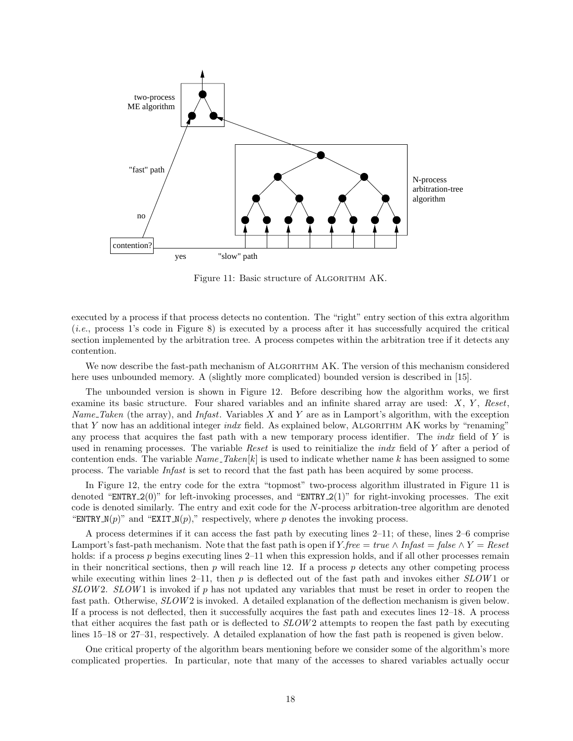Figure 11: Basic structure of Algorithm AK.

executed by a process if that process detects no contention. The "right" entry section of this extra algorithm (*i.e.*, process 1's code in Figure 8) is executed by a process after it has successfully acquired the critical section implemented by the arbitration tree. A process competes within the arbitration tree if it detects any contention.

We now describe the fast-path mechanism of Algorithm AK. The version of this mechanism considered here uses unbounded memory. A (slightly more complicated) bounded version is described in [15].

The unbounded version is shown in Figure 12. Before describing how the algorithm works, we first examine its basic structure. Four shared variables and an infinite shared array are used: $X$, $Y$, *Reset*, *Name_Taken* (the array), and *Infast*. Variables $X$ and $Y$ are as in Lamport's algorithm, with the exception that $Y$ now has an additional integer *indx* field. As explained below, Algorithm AK works by "renaming" any process that acquires the fast path with a new temporary process identifier. The *indx* field of $Y$ is used in renaming processes. The variable *Reset* is used to reinitialize the *indx* field of $Y$ after a period of contention ends. The variable *Name_Taken*$[k]$ is used to indicate whether name $k$ has been assigned to some process. The variable *Infast* is set to record that the fast path has been acquired by some process.

In Figure 12, the entry code for the extra "topmost" two-process algorithm illustrated in Figure 11 is denoted "`ENTRY_2`(0)" for left-invoking processes, and "`ENTRY_2`(1)" for right-invoking processes. The exit code is denoted similarly. The entry and exit code for the $N$-process arbitration-tree algorithm are denoted "`ENTRY_N`($p$)" and "`EXIT_N`($p$)," respectively, where $p$ denotes the invoking process.

A process determines if it can access the fast path by executing lines 2–11; of these, lines 2–6 comprise Lamport's fast-path mechanism. Note that the fast path is open if $Y.free = true \wedge Infast = false \wedge Y = Reset$ holds: if a process $p$ begins executing lines 2–11 when this expression holds, and if all other processes remain in their noncritical sections, then $p$ will reach line 12. If a process $p$ detects any other competing process while executing within lines 2–11, then $p$ is deflected out of the fast path and invokes either *SLOW*1 or *SLOW*2. *SLOW*1 is invoked if $p$ has not updated any variables that must be reset in order to reopen the fast path. Otherwise, *SLOW*2 is invoked. A detailed explanation of the deflection mechanism is given below. If a process is not deflected, then it successfully acquires the fast path and executes lines 12–18. A process that either acquires the fast path or is deflected to *SLOW*2 attempts to reopen the fast path by executing lines 15–18 or 27–31, respectively. A detailed explanation of how the fast path is reopened is given below.

One critical property of the algorithm bears mentioning before we consider some of the algorithm's more complicated properties. In particular, note that many of the accesses to shared variables actually occur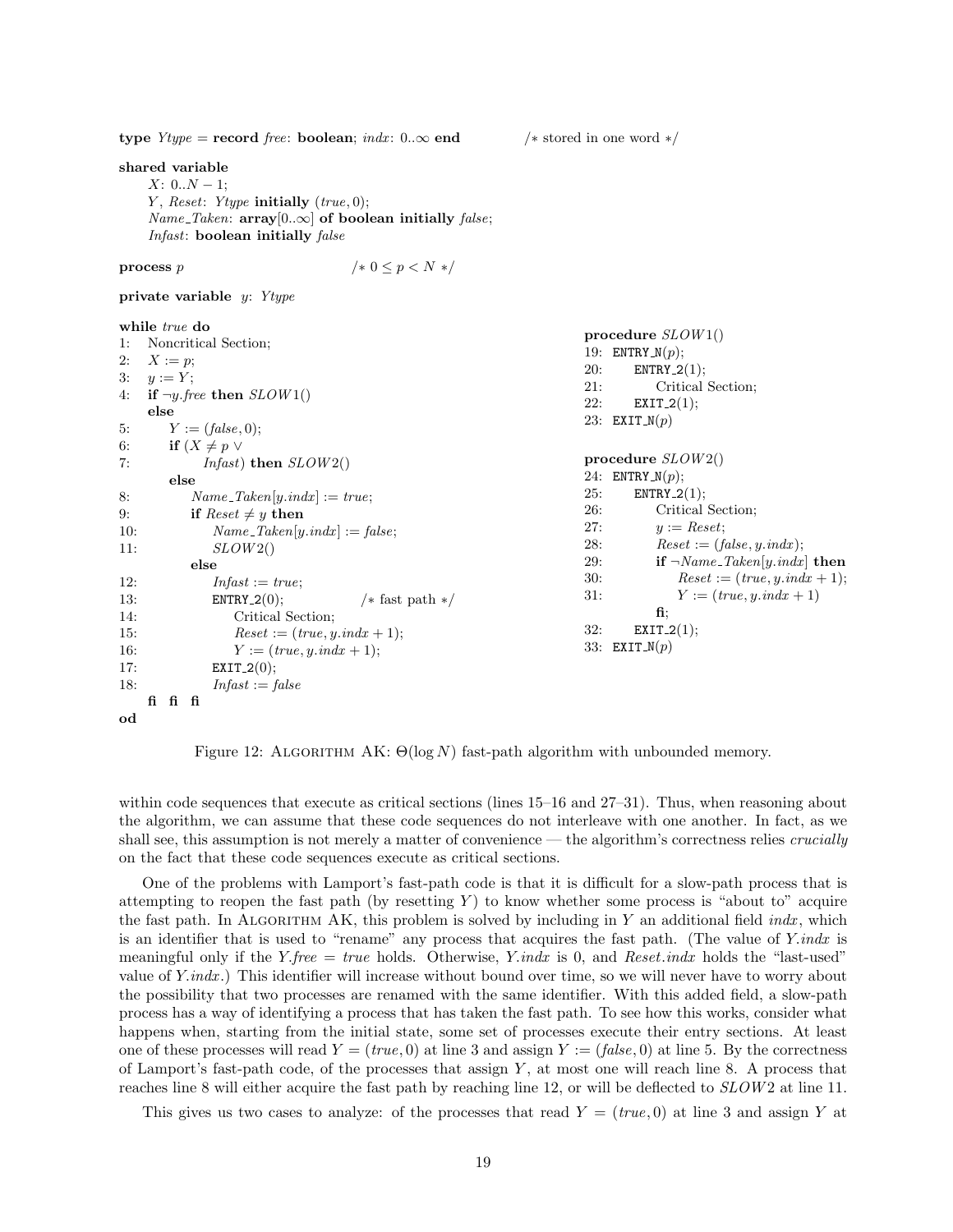```
type Ytype = record free: boolean; indx: 0..∞ end                /* stored in one word */

shared variable
    X: 0..N − 1;
    Y, Reset: Ytype initially (true, 0);
    Name_Taken: array[0..∞] of boolean initially false;
    Infast: boolean initially false

process p                              /* 0 ≤ p < N */

private variable  y: Ytype

while true do
1:   Noncritical Section;
2:   X := p;
3:   y := Y;
4:   if ¬y.free then SLOW1()
     else
5:       Y := (false, 0);
6:       if (X ≠ p ∨
7:               Infast) then SLOW2()
         else
8:           Name_Taken[y.indx] := true;
9:           if Reset ≠ y then
10:              Name_Taken[y.indx] := false;
11:              SLOW2()
             else
12:              Infast := true;
13:              ENTRY_2(0);                /* fast path */
14:                  Critical Section;
15:                  Reset := (true, y.indx + 1);
16:                  Y := (true, y.indx + 1);
17:              EXIT_2(0);
18:              Infast := false
         fi  fi  fi
od

procedure SLOW1()
19: ENTRY_N(p);
20:     ENTRY_2(1);
21:         Critical Section;
22:     EXIT_2(1);
23: EXIT_N(p)

procedure SLOW2()
24: ENTRY_N(p);
25:     ENTRY_2(1);
26:         Critical Section;
27:         y := Reset;
28:         Reset := (false, y.indx);
29:         if ¬Name_Taken[y.indx] then
30:             Reset := (true, y.indx + 1);
31:             Y := (true, y.indx + 1)
            fi;
32:     EXIT_2(1);
33: EXIT_N(p)
```

Figure 12: ALGORITHM AK: $\Theta(\log N)$ fast-path algorithm with unbounded memory.

within code sequences that execute as critical sections (lines 15–16 and 27–31). Thus, when reasoning about the algorithm, we can assume that these code sequences do not interleave with one another. In fact, as we shall see, this assumption is not merely a matter of convenience — the algorithm's correctness relies *crucially* on the fact that these code sequences execute as critical sections.

One of the problems with Lamport's fast-path code is that it is difficult for a slow-path process that is attempting to reopen the fast path (by resetting $Y$) to know whether some process is "about to" acquire the fast path. In ALGORITHM AK, this problem is solved by including in $Y$ an additional field *indx*, which is an identifier that is used to "rename" any process that acquires the fast path. (The value of $Y.indx$ is meaningful only if the $Y.free = true$ holds. Otherwise, $Y.indx$ is 0, and $Reset.indx$ holds the "last-used" value of $Y.indx$.) This identifier will increase without bound over time, so we will never have to worry about the possibility that two processes are renamed with the same identifier. With this added field, a slow-path process has a way of identifying a process that has taken the fast path. To see how this works, consider what happens when, starting from the initial state, some set of processes execute their entry sections. At least one of these processes will read $Y = (true, 0)$ at line 3 and assign $Y := (false, 0)$ at line 5. By the correctness of Lamport's fast-path code, of the processes that assign $Y$, at most one will reach line 8. A process that reaches line 8 will either acquire the fast path by reaching line 12, or will be deflected to $SLOW2$ at line 11.

This gives us two cases to analyze: of the processes that read $Y = (true, 0)$ at line 3 and assign $Y$ at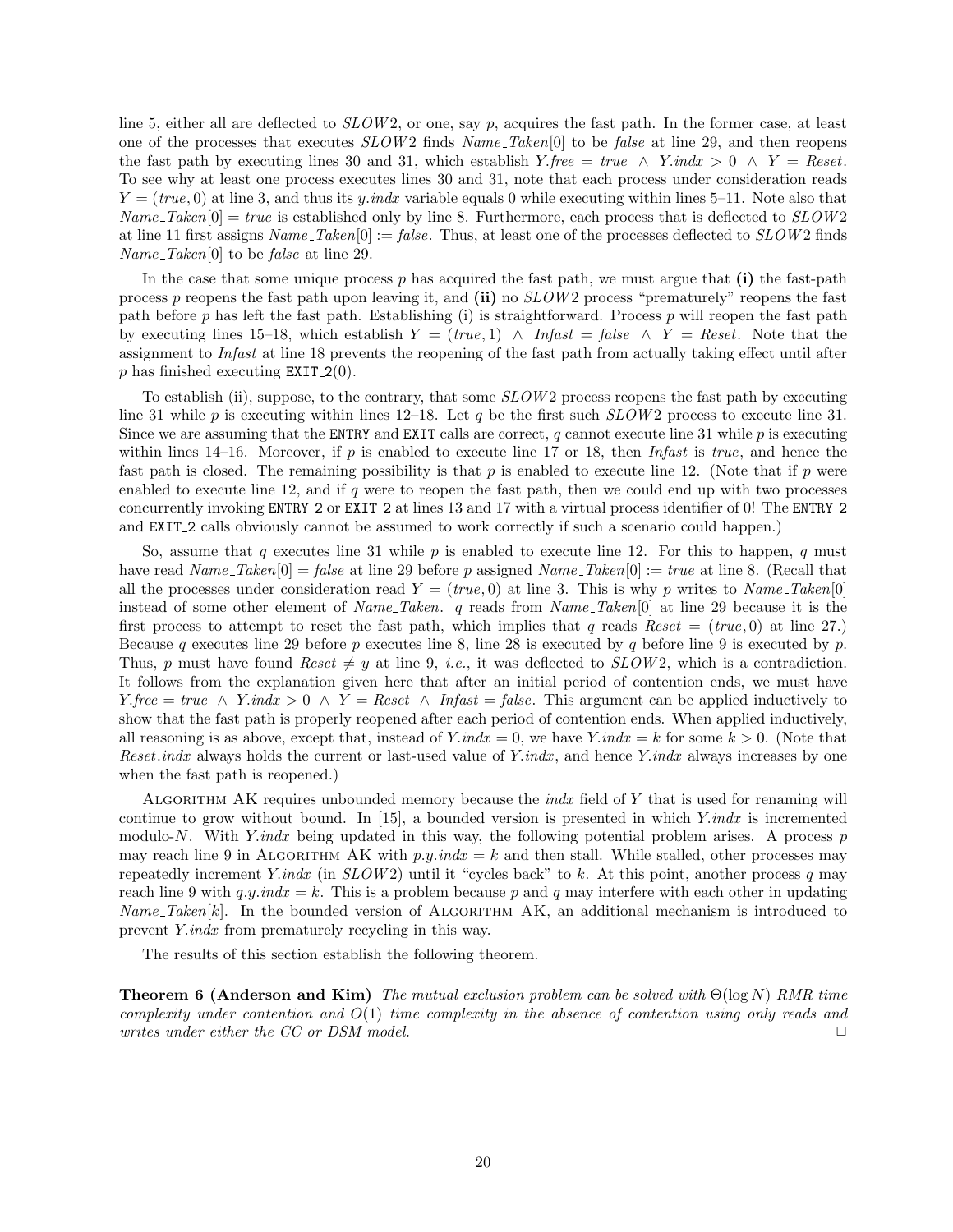line 5, either all are deflected to $SLOW2$, or one, say $p$, acquires the fast path. In the former case, at least one of the processes that executes $SLOW2$ finds *Name_Taken*[0] to be *false* at line 29, and then reopens the fast path by executing lines 30 and 31, which establish $Y.free = true \ \wedge \ Y.indx > 0 \ \wedge \ Y = Reset$. To see why at least one process executes lines 30 and 31, note that each process under consideration reads $Y = (true, 0)$ at line 3, and thus its $y.indx$ variable equals 0 while executing within lines 5–11. Note also that $Name\_Taken[0] = true$ is established only by line 8. Furthermore, each process that is deflected to $SLOW2$ at line 11 first assigns $Name\_Taken[0] := false$. Thus, at least one of the processes deflected to $SLOW2$ finds *Name_Taken*[0] to be *false* at line 29.

In the case that some unique process $p$ has acquired the fast path, we must argue that **(i)** the fast-path process $p$ reopens the fast path upon leaving it, and **(ii)** no $SLOW2$ process "prematurely" reopens the fast path before $p$ has left the fast path. Establishing (i) is straightforward. Process $p$ will reopen the fast path by executing lines 15–18, which establish $Y = (true, 1) \ \wedge \ Infast = false \ \wedge \ Y = Reset$. Note that the assignment to *Infast* at line 18 prevents the reopening of the fast path from actually taking effect until after $p$ has finished executing EXIT_2(0).

To establish (ii), suppose, to the contrary, that some $SLOW2$ process reopens the fast path by executing line 31 while $p$ is executing within lines 12–18. Let $q$ be the first such $SLOW2$ process to execute line 31. Since we are assuming that the ENTRY and EXIT calls are correct, $q$ cannot execute line 31 while $p$ is executing within lines 14–16. Moreover, if $p$ is enabled to execute line 17 or 18, then *Infast* is *true*, and hence the fast path is closed. The remaining possibility is that $p$ is enabled to execute line 12. (Note that if $p$ were enabled to execute line 12, and if $q$ were to reopen the fast path, then we could end up with two processes concurrently invoking ENTRY_2 or EXIT_2 at lines 13 and 17 with a virtual process identifier of 0! The ENTRY_2 and EXIT_2 calls obviously cannot be assumed to work correctly if such a scenario could happen.)

So, assume that $q$ executes line 31 while $p$ is enabled to execute line 12. For this to happen, $q$ must have read $Name\_Taken[0] = false$ at line 29 before $p$ assigned $Name\_Taken[0] := true$ at line 8. (Recall that all the processes under consideration read $Y = (true, 0)$ at line 3. This is why $p$ writes to *Name_Taken*[0] instead of some other element of *Name_Taken*. $q$ reads from *Name_Taken*[0] at line 29 because it is the first process to attempt to reset the fast path, which implies that $q$ reads $Reset = (true, 0)$ at line 27.) Because $q$ executes line 29 before $p$ executes line 8, line 28 is executed by $q$ before line 9 is executed by $p$. Thus, $p$ must have found $Reset \neq y$ at line 9, *i.e.*, it was deflected to $SLOW2$, which is a contradiction. It follows from the explanation given here that after an initial period of contention ends, we must have $Y.free = true \ \wedge \ Y.indx > 0 \ \wedge \ Y = Reset \ \wedge \ Infast = false$. This argument can be applied inductively to show that the fast path is properly reopened after each period of contention ends. When applied inductively, all reasoning is as above, except that, instead of $Y.indx = 0$, we have $Y.indx = k$ for some $k > 0$. (Note that $Reset.indx$ always holds the current or last-used value of $Y.indx$, and hence $Y.indx$ always increases by one when the fast path is reopened.)

Algorithm AK requires unbounded memory because the *indx* field of $Y$ that is used for renaming will continue to grow without bound. In [15], a bounded version is presented in which $Y.indx$ is incremented modulo-$N$. With $Y.indx$ being updated in this way, the following potential problem arises. A process $p$ may reach line 9 in Algorithm AK with $p.y.indx = k$ and then stall. While stalled, other processes may repeatedly increment $Y.indx$ (in $SLOW2$) until it "cycles back" to $k$. At this point, another process $q$ may reach line 9 with $q.y.indx = k$. This is a problem because $p$ and $q$ may interfere with each other in updating *Name_Taken*[$k$]. In the bounded version of Algorithm AK, an additional mechanism is introduced to prevent $Y.indx$ from prematurely recycling in this way.

The results of this section establish the following theorem.

**Theorem 6 (Anderson and Kim)** *The mutual exclusion problem can be solved with $\Theta(\log N)$ RMR time complexity under contention and $O(1)$ time complexity in the absence of contention using only reads and writes under either the CC or DSM model.* □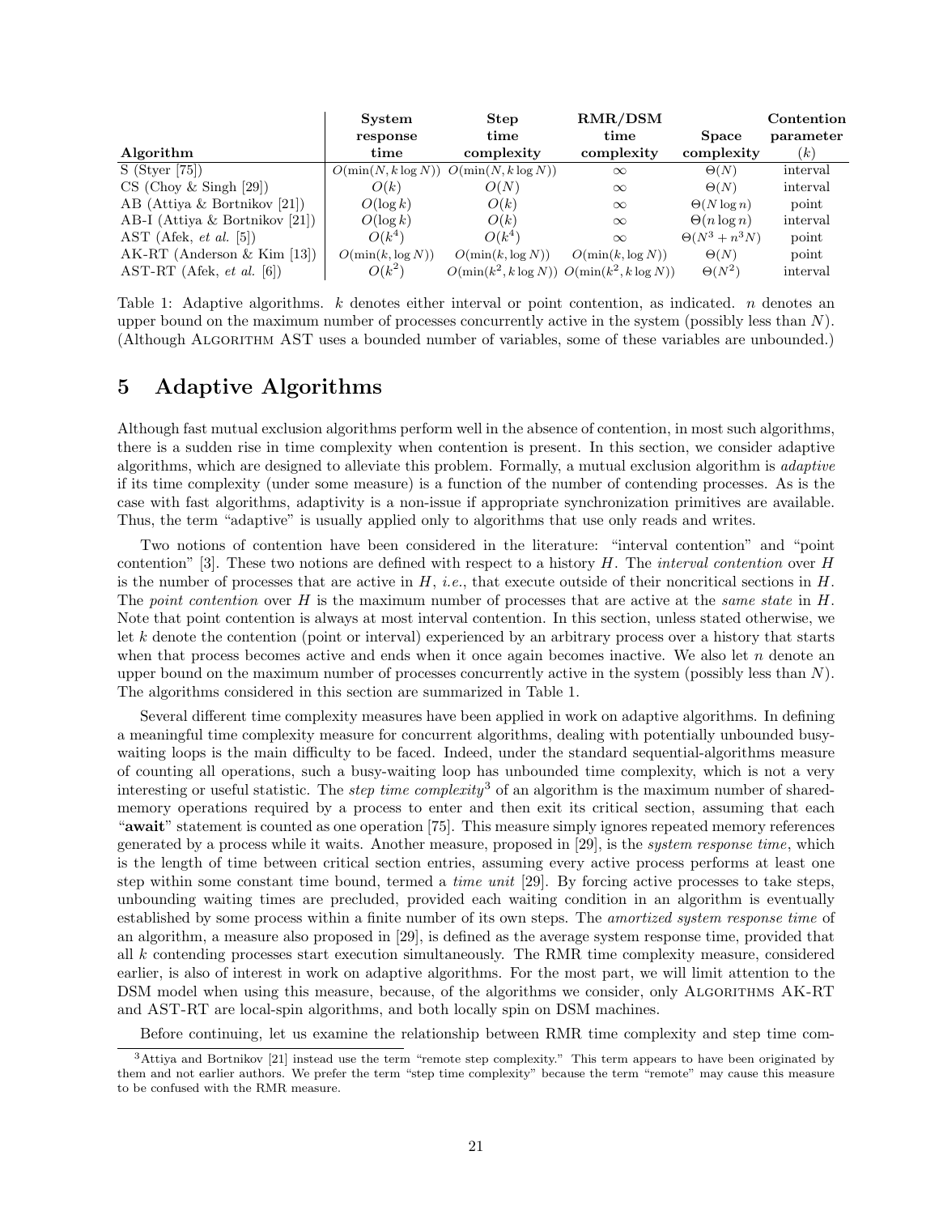| Algorithm | System response time | Step time complexity | RMR/DSM time complexity | Space complexity | Contention parameter ($k$) |
| --- | --- | --- | --- | --- | --- |
| S (Styer [75]) | $O(\min(N, k \log N))$ | $O(\min(N, k \log N))$ | $\infty$ | $\Theta(N)$ | interval |
| CS (Choy & Singh [29]) | $O(k)$ | $O(N)$ | $\infty$ | $\Theta(N)$ | interval |
| AB (Attiya & Bortnikov [21]) | $O(\log k)$ | $O(k)$ | $\infty$ | $\Theta(N \log n)$ | point |
| AB-I (Attiya & Bortnikov [21]) | $O(\log k)$ | $O(k)$ | $\infty$ | $\Theta(n \log n)$ | interval |
| AST (Afek, *et al.* [5]) | $O(k^4)$ | $O(k^4)$ | $\infty$ | $\Theta(N^3 + n^3 N)$ | point |
| AK-RT (Anderson & Kim [13]) | $O(\min(k, \log N))$ | $O(\min(k, \log N))$ | $O(\min(k, \log N))$ | $\Theta(N)$ | point |
| AST-RT (Afek, *et al.* [6]) | $O(k^2)$ | $O(\min(k^2, k \log N))$ | $O(\min(k^2, k \log N))$ | $\Theta(N^2)$ | interval |

Table 1: Adaptive algorithms. $k$ denotes either interval or point contention, as indicated. $n$ denotes an upper bound on the maximum number of processes concurrently active in the system (possibly less than $N$). (Although Algorithm AST uses a bounded number of variables, some of these variables are unbounded.)

# 5 Adaptive Algorithms

Although fast mutual exclusion algorithms perform well in the absence of contention, in most such algorithms, there is a sudden rise in time complexity when contention is present. In this section, we consider adaptive algorithms, which are designed to alleviate this problem. Formally, a mutual exclusion algorithm is *adaptive* if its time complexity (under some measure) is a function of the number of contending processes. As is the case with fast algorithms, adaptivity is a non-issue if appropriate synchronization primitives are available. Thus, the term "adaptive" is usually applied only to algorithms that use only reads and writes.

Two notions of contention have been considered in the literature: "interval contention" and "point contention" [3]. These two notions are defined with respect to a history $H$. The *interval contention* over $H$ is the number of processes that are active in $H$, *i.e.*, that execute outside of their noncritical sections in $H$. The *point contention* over $H$ is the maximum number of processes that are active at the *same state* in $H$. Note that point contention is always at most interval contention. In this section, unless stated otherwise, we let $k$ denote the contention (point or interval) experienced by an arbitrary process over a history that starts when that process becomes active and ends when it once again becomes inactive. We also let $n$ denote an upper bound on the maximum number of processes concurrently active in the system (possibly less than $N$). The algorithms considered in this section are summarized in Table 1.

Several different time complexity measures have been applied in work on adaptive algorithms. In defining a meaningful time complexity measure for concurrent algorithms, dealing with potentially unbounded busy-waiting loops is the main difficulty to be faced. Indeed, under the standard sequential-algorithms measure of counting all operations, such a busy-waiting loop has unbounded time complexity, which is not a very interesting or useful statistic. The *step time complexity*[3] of an algorithm is the maximum number of shared-memory operations required by a process to enter and then exit its critical section, assuming that each "**await**" statement is counted as one operation [75]. This measure simply ignores repeated memory references generated by a process while it waits. Another measure, proposed in [29], is the *system response time*, which is the length of time between critical section entries, assuming every active process performs at least one step within some constant time bound, termed a *time unit* [29]. By forcing active processes to take steps, unbounding waiting times are precluded, provided each waiting condition in an algorithm is eventually established by some process within a finite number of its own steps. The *amortized system response time* of an algorithm, a measure also proposed in [29], is defined as the average system response time, provided that all $k$ contending processes start execution simultaneously. The RMR time complexity measure, considered earlier, is also of interest in work on adaptive algorithms. For the most part, we will limit attention to the DSM model when using this measure, because, of the algorithms we consider, only Algorithms AK-RT and AST-RT are local-spin algorithms, and both locally spin on DSM machines.

Before continuing, let us examine the relationship between RMR time complexity and step time com-

[3] Attiya and Bortnikov [21] instead use the term "remote step complexity." This term appears to have been originated by them and not earlier authors. We prefer the term "step time complexity" because the term "remote" may cause this measure to be confused with the RMR measure.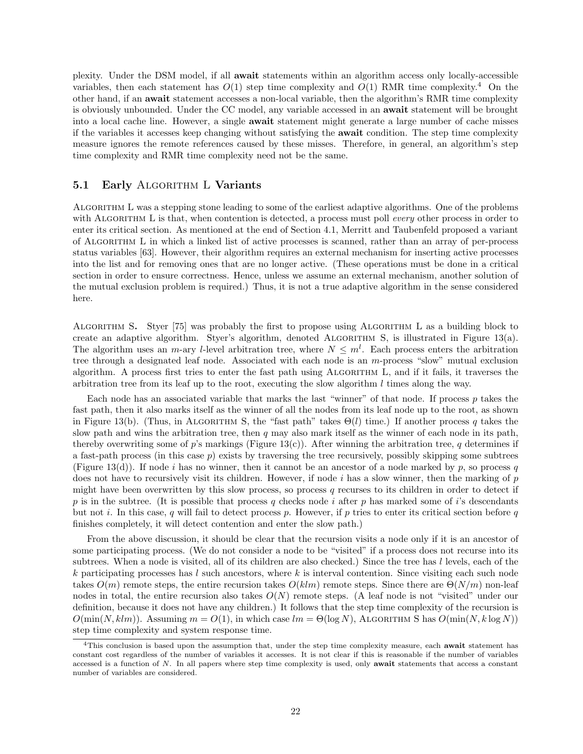plexity. Under the DSM model, if all **await** statements within an algorithm access only locally-accessible variables, then each statement has $O(1)$ step time complexity and $O(1)$ RMR time complexity.[4] On the other hand, if an **await** statement accesses a non-local variable, then the algorithm's RMR time complexity is obviously unbounded. Under the CC model, any variable accessed in an **await** statement will be brought into a local cache line. However, a single **await** statement might generate a large number of cache misses if the variables it accesses keep changing without satisfying the **await** condition. The step time complexity measure ignores the remote references caused by these misses. Therefore, in general, an algorithm's step time complexity and RMR time complexity need not be the same.

### 5.1 Early Algorithm L Variants

Algorithm L was a stepping stone leading to some of the earliest adaptive algorithms. One of the problems with Algorithm L is that, when contention is detected, a process must poll *every* other process in order to enter its critical section. As mentioned at the end of Section 4.1, Merritt and Taubenfeld proposed a variant of Algorithm L in which a linked list of active processes is scanned, rather than an array of per-process status variables [63]. However, their algorithm requires an external mechanism for inserting active processes into the list and for removing ones that are no longer active. (These operations must be done in a critical section in order to ensure correctness. Hence, unless we assume an external mechanism, another solution of the mutual exclusion problem is required.) Thus, it is not a true adaptive algorithm in the sense considered here.

**Algorithm S.** Styer [75] was probably the first to propose using Algorithm L as a building block to create an adaptive algorithm. Styer's algorithm, denoted Algorithm S, is illustrated in Figure 13(a). The algorithm uses an $m$-ary $l$-level arbitration tree, where $N \leq m^l$. Each process enters the arbitration tree through a designated leaf node. Associated with each node is an $m$-process "slow" mutual exclusion algorithm. A process first tries to enter the fast path using Algorithm L, and if it fails, it traverses the arbitration tree from its leaf up to the root, executing the slow algorithm $l$ times along the way.

Each node has an associated variable that marks the last "winner" of that node. If process $p$ takes the fast path, then it also marks itself as the winner of all the nodes from its leaf node up to the root, as shown in Figure 13(b). (Thus, in Algorithm S, the "fast path" takes $\Theta(l)$ time.) If another process $q$ takes the slow path and wins the arbitration tree, then $q$ may also mark itself as the winner of each node in its path, thereby overwriting some of $p$'s markings (Figure 13(c)). After winning the arbitration tree, $q$ determines if a fast-path process (in this case $p$) exists by traversing the tree recursively, possibly skipping some subtrees (Figure 13(d)). If node $i$ has no winner, then it cannot be an ancestor of a node marked by $p$, so process $q$ does not have to recursively visit its children. However, if node $i$ has a slow winner, then the marking of $p$ might have been overwritten by this slow process, so process $q$ recurses to its children in order to detect if $p$ is in the subtree. (It is possible that process $q$ checks node $i$ after $p$ has marked some of $i$'s descendants but not $i$. In this case, $q$ will fail to detect process $p$. However, if $p$ tries to enter its critical section before $q$ finishes completely, it will detect contention and enter the slow path.)

From the above discussion, it should be clear that the recursion visits a node only if it is an ancestor of some participating process. (We do not consider a node to be "visited" if a process does not recurse into its subtrees. When a node is visited, all of its children are also checked.) Since the tree has $l$ levels, each of the $k$ participating processes has $l$ such ancestors, where $k$ is interval contention. Since visiting each such node takes $O(m)$ remote steps, the entire recursion takes $O(klm)$ remote steps. Since there are $\Theta(N/m)$ non-leaf nodes in total, the entire recursion also takes $O(N)$ remote steps. (A leaf node is not "visited" under our definition, because it does not have any children.) It follows that the step time complexity of the recursion is $O(\min(N, klm))$. Assuming $m = O(1)$, in which case $lm = \Theta(\log N)$, Algorithm S has $O(\min(N, k \log N))$ step time complexity and system response time.

[4] This conclusion is based upon the assumption that, under the step time complexity measure, each **await** statement has constant cost regardless of the number of variables it accesses. It is not clear if this is reasonable if the number of variables accessed is a function of $N$. In all papers where step time complexity is used, only **await** statements that access a constant number of variables are considered.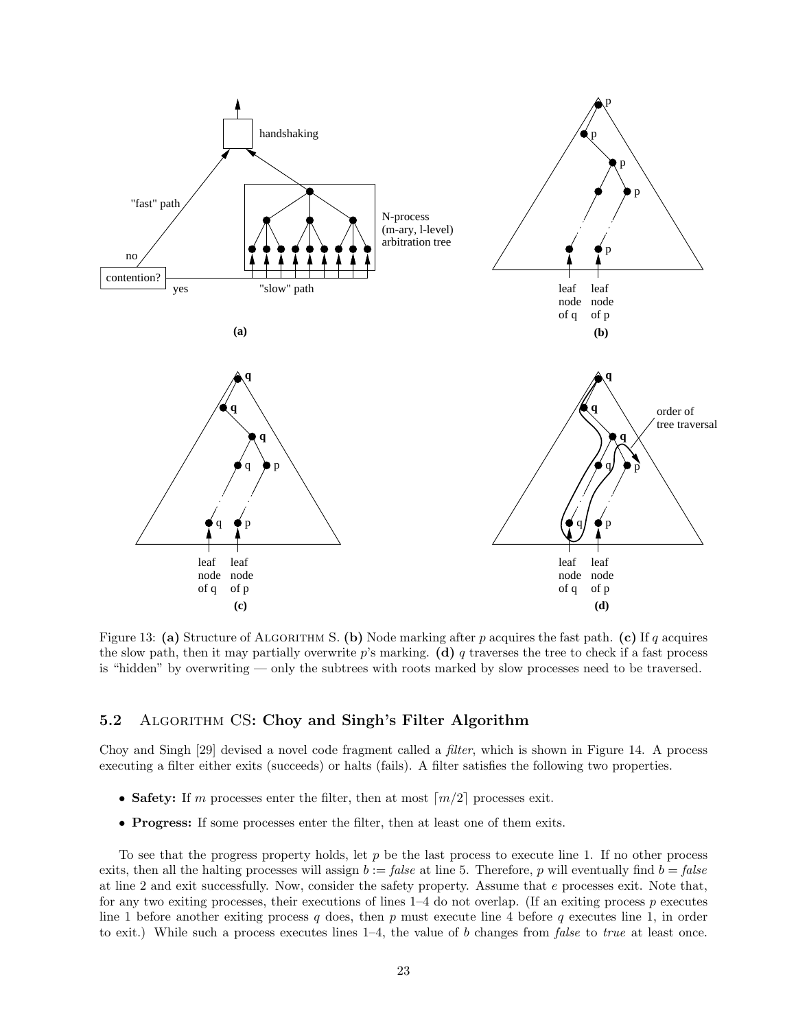Figure 13: **(a)** Structure of ALGORITHM S. **(b)** Node marking after $p$ acquires the fast path. **(c)** If $q$ acquires the slow path, then it may partially overwrite $p$'s marking. **(d)** $q$ traverses the tree to check if a fast process is "hidden" by overwriting — only the subtrees with roots marked by slow processes need to be traversed.

## 5.2 ALGORITHM CS: Choy and Singh's Filter Algorithm

Choy and Singh [29] devised a novel code fragment called a *filter*, which is shown in Figure 14. A process executing a filter either exits (succeeds) or halts (fails). A filter satisfies the following two properties.

- **Safety:** If $m$ processes enter the filter, then at most $\lceil m/2 \rceil$ processes exit.
- **Progress:** If some processes enter the filter, then at least one of them exits.

To see that the progress property holds, let $p$ be the last process to execute line 1. If no other process exits, then all the halting processes will assign $b := \mathit{false}$ at line 5. Therefore, $p$ will eventually find $b = \mathit{false}$ at line 2 and exit successfully. Now, consider the safety property. Assume that $e$ processes exit. Note that, for any two exiting processes, their executions of lines 1–4 do not overlap. (If an exiting process $p$ executes line 1 before another exiting process $q$ does, then $p$ must execute line 4 before $q$ executes line 1, in order to exit.) While such a process executes lines 1–4, the value of $b$ changes from *false* to *true* at least once.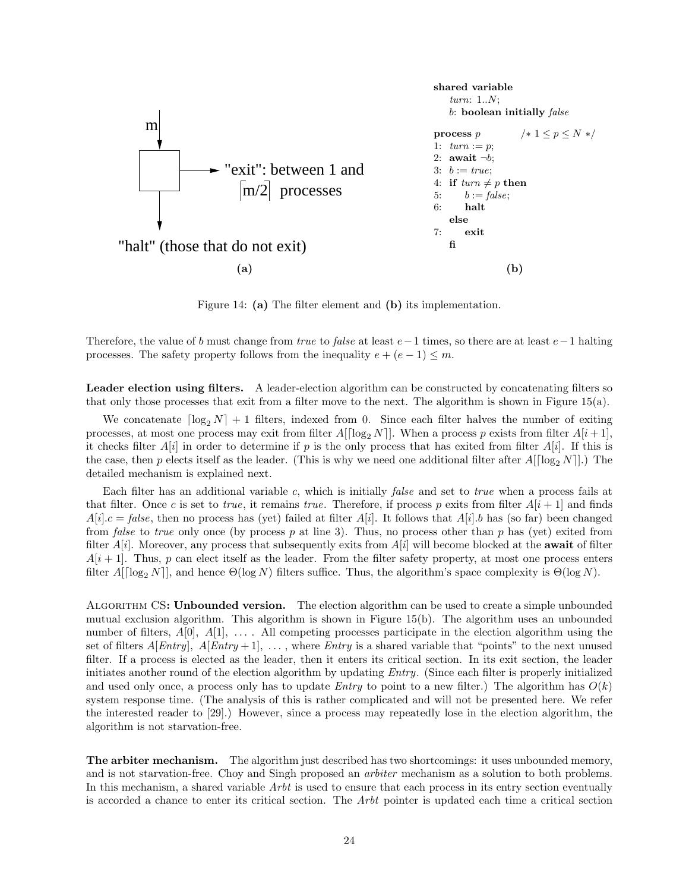m

"exit": between 1 and $\lceil m/2 \rceil$ processes

"halt" (those that do not exit)

**(a)**

```
shared variable
    turn: 1..N;
    b: boolean initially false

process p            /* 1 ≤ p ≤ N */
1: turn := p;
2: await ¬b;
3: b := true;
4: if turn ≠ p then
5:     b := false;
6:     halt
   else
7:     exit
   fi
```

**(b)**

Figure 14: **(a)** The filter element and **(b)** its implementation.

Therefore, the value of $b$ must change from *true* to *false* at least $e-1$ times, so there are at least $e-1$ halting processes. The safety property follows from the inequality $e + (e-1) \leq m$.

**Leader election using filters.** A leader-election algorithm can be constructed by concatenating filters so that only those processes that exit from a filter move to the next. The algorithm is shown in Figure 15(a).

We concatenate $\lceil \log_2 N \rceil + 1$ filters, indexed from 0. Since each filter halves the number of exiting processes, at most one process may exit from filter $A[\lceil \log_2 N \rceil]$. When a process $p$ exists from filter $A[i+1]$, it checks filter $A[i]$ in order to determine if $p$ is the only process that has exited from filter $A[i]$. If this is the case, then $p$ elects itself as the leader. (This is why we need one additional filter after $A[\lceil \log_2 N \rceil]$.) The detailed mechanism is explained next.

Each filter has an additional variable $c$, which is initially *false* and set to *true* when a process fails at that filter. Once $c$ is set to *true*, it remains *true*. Therefore, if process $p$ exits from filter $A[i+1]$ and finds $A[i].c = false$, then no process has (yet) failed at filter $A[i]$. It follows that $A[i].b$ has (so far) been changed from *false* to *true* only once (by process $p$ at line 3). Thus, no process other than $p$ has (yet) exited from filter $A[i]$. Moreover, any process that subsequently exits from $A[i]$ will become blocked at the **await** of filter $A[i+1]$. Thus, $p$ can elect itself as the leader. From the filter safety property, at most one process enters filter $A[\lceil \log_2 N \rceil]$, and hence $\Theta(\log N)$ filters suffice. Thus, the algorithm's space complexity is $\Theta(\log N)$.

Algorithm CS**: Unbounded version.** The election algorithm can be used to create a simple unbounded mutual exclusion algorithm. This algorithm is shown in Figure 15(b). The algorithm uses an unbounded number of filters, $A[0]$, $A[1]$, ... . All competing processes participate in the election algorithm using the set of filters $A[Entry]$, $A[Entry+1]$, ... , where *Entry* is a shared variable that "points" to the next unused filter. If a process is elected as the leader, then it enters its critical section. In its exit section, the leader initiates another round of the election algorithm by updating *Entry*. (Since each filter is properly initialized and used only once, a process only has to update *Entry* to point to a new filter.) The algorithm has $O(k)$ system response time. (The analysis of this is rather complicated and will not be presented here. We refer the interested reader to [29].) However, since a process may repeatedly lose in the election algorithm, the algorithm is not starvation-free.

**The arbiter mechanism.** The algorithm just described has two shortcomings: it uses unbounded memory, and is not starvation-free. Choy and Singh proposed an *arbiter* mechanism as a solution to both problems. In this mechanism, a shared variable *Arbt* is used to ensure that each process in its entry section eventually is accorded a chance to enter its critical section. The *Arbt* pointer is updated each time a critical section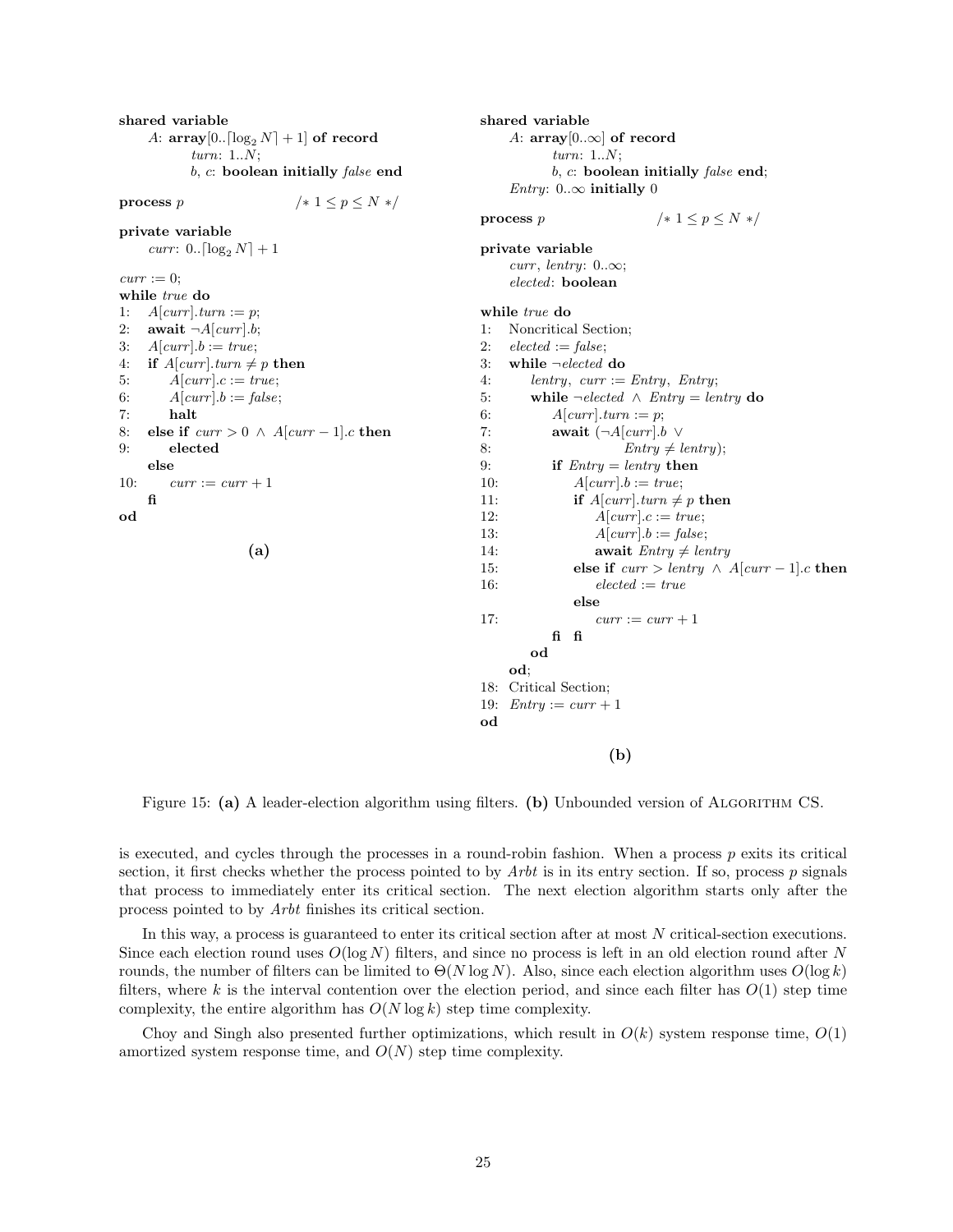```
shared variable
    A: array[0..⌈log₂ N⌉ + 1] of record
            turn: 1..N;
            b, c: boolean initially false end

process p                    /* 1 ≤ p ≤ N */

private variable
    curr: 0..⌈log₂ N⌉ + 1

curr := 0;
while true do
1:   A[curr].turn := p;
2:   await ¬A[curr].b;
3:   A[curr].b := true;
4:   if A[curr].turn ≠ p then
5:       A[curr].c := true;
6:       A[curr].b := false;
7:       halt
8:   else if curr > 0 ∧ A[curr − 1].c then
9:       elected
     else
10:      curr := curr + 1
     fi
od
```

**(a)**

```
shared variable
    A: array[0..∞] of record
            turn: 1..N;
            b, c: boolean initially false end;
    Entry: 0..∞ initially 0

process p                    /* 1 ≤ p ≤ N */

private variable
    curr, lentry: 0..∞;
    elected: boolean

while true do
1:  Noncritical Section;
2:  elected := false;
3:  while ¬elected do
4:      lentry, curr := Entry, Entry;
5:      while ¬elected ∧ Entry = lentry do
6:          A[curr].turn := p;
7:          await (¬A[curr].b ∨
8:                  Entry ≠ lentry);
9:          if Entry = lentry then
10:             A[curr].b := true;
11:             if A[curr].turn ≠ p then
12:                 A[curr].c := true;
13:                 A[curr].b := false;
14:                 await Entry ≠ lentry
15:             else if curr > lentry ∧ A[curr − 1].c then
16:                 elected := true
                else
17:                 curr := curr + 1
            fi  fi
        od
    od;
18: Critical Section;
19: Entry := curr + 1
od
```

**(b)**

Figure 15: **(a)** A leader-election algorithm using filters. **(b)** Unbounded version of ALGORITHM CS.

is executed, and cycles through the processes in a round-robin fashion. When a process $p$ exits its critical section, it first checks whether the process pointed to by *Arbt* is in its entry section. If so, process $p$ signals that process to immediately enter its critical section. The next election algorithm starts only after the process pointed to by *Arbt* finishes its critical section.

In this way, a process is guaranteed to enter its critical section after at most $N$ critical-section executions. Since each election round uses $O(\log N)$ filters, and since no process is left in an old election round after $N$ rounds, the number of filters can be limited to $\Theta(N \log N)$. Also, since each election algorithm uses $O(\log k)$ filters, where $k$ is the interval contention over the election period, and since each filter has $O(1)$ step time complexity, the entire algorithm has $O(N \log k)$ step time complexity.

Choy and Singh also presented further optimizations, which result in $O(k)$ system response time, $O(1)$ amortized system response time, and $O(N)$ step time complexity.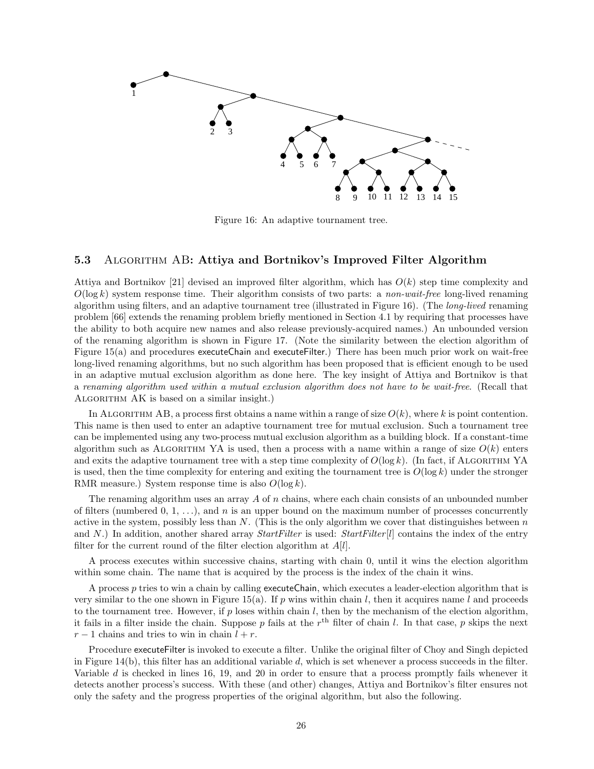Figure 16: An adaptive tournament tree.

## 5.3 Algorithm AB: Attiya and Bortnikov's Improved Filter Algorithm

Attiya and Bortnikov [21] devised an improved filter algorithm, which has $O(k)$ step time complexity and $O(\log k)$ system response time. Their algorithm consists of two parts: a *non-wait-free* long-lived renaming algorithm using filters, and an adaptive tournament tree (illustrated in Figure 16). (The *long-lived* renaming problem [66] extends the renaming problem briefly mentioned in Section 4.1 by requiring that processes have the ability to both acquire new names and also release previously-acquired names.) An unbounded version of the renaming algorithm is shown in Figure 17. (Note the similarity between the election algorithm of Figure 15(a) and procedures executeChain and executeFilter.) There has been much prior work on wait-free long-lived renaming algorithms, but no such algorithm has been proposed that is efficient enough to be used in an adaptive mutual exclusion algorithm as done here. The key insight of Attiya and Bortnikov is that a *renaming algorithm used within a mutual exclusion algorithm does not have to be wait-free*. (Recall that Algorithm AK is based on a similar insight.)

In Algorithm AB, a process first obtains a name within a range of size $O(k)$, where $k$ is point contention. This name is then used to enter an adaptive tournament tree for mutual exclusion. Such a tournament tree can be implemented using any two-process mutual exclusion algorithm as a building block. If a constant-time algorithm such as Algorithm YA is used, then a process with a name within a range of size $O(k)$ enters and exits the adaptive tournament tree with a step time complexity of $O(\log k)$. (In fact, if Algorithm YA is used, then the time complexity for entering and exiting the tournament tree is $O(\log k)$ under the stronger RMR measure.) System response time is also $O(\log k)$.

The renaming algorithm uses an array $A$ of $n$ chains, where each chain consists of an unbounded number of filters (numbered 0, 1, ...), and $n$ is an upper bound on the maximum number of processes concurrently active in the system, possibly less than $N$. (This is the only algorithm we cover that distinguishes between $n$ and $N$.) In addition, another shared array *StartFilter* is used: *StartFilter*$[l]$ contains the index of the entry filter for the current round of the filter election algorithm at $A[l]$.

A process executes within successive chains, starting with chain 0, until it wins the election algorithm within some chain. The name that is acquired by the process is the index of the chain it wins.

A process $p$ tries to win a chain by calling executeChain, which executes a leader-election algorithm that is very similar to the one shown in Figure 15(a). If $p$ wins within chain $l$, then it acquires name $l$ and proceeds to the tournament tree. However, if $p$ loses within chain $l$, then by the mechanism of the election algorithm, it fails in a filter inside the chain. Suppose $p$ fails at the $r^{\text{th}}$ filter of chain $l$. In that case, $p$ skips the next $r - 1$ chains and tries to win in chain $l + r$.

Procedure executeFilter is invoked to execute a filter. Unlike the original filter of Choy and Singh depicted in Figure 14(b), this filter has an additional variable $d$, which is set whenever a process succeeds in the filter. Variable $d$ is checked in lines 16, 19, and 20 in order to ensure that a process promptly fails whenever it detects another process's success. With these (and other) changes, Attiya and Bortnikov's filter ensures not only the safety and the progress properties of the original algorithm, but also the following.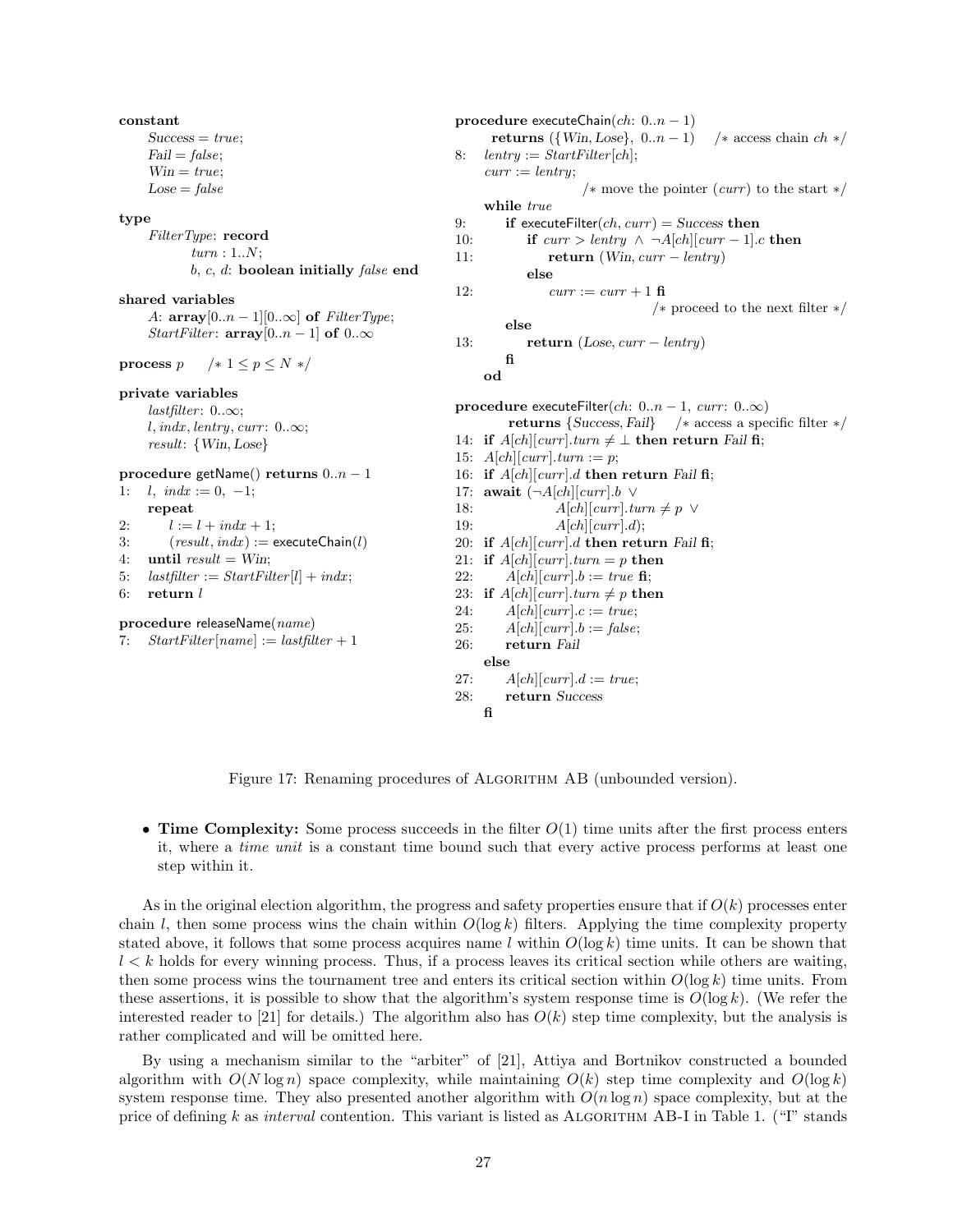```
constant
    Success = true;
    Fail = false;
    Win = true;
    Lose = false

type
    FilterType: record
        turn : 1..N;
        b, c, d: boolean initially false end

shared variables
    A: array[0..n − 1][0..∞] of FilterType;
    StartFilter: array[0..n − 1] of 0..∞

process p    /∗ 1 ≤ p ≤ N ∗/

private variables
    lastfilter: 0..∞;
    l, indx, lentry, curr: 0..∞;
    result: {Win, Lose}

procedure getName() returns 0..n − 1
1:  l, indx := 0, −1;
    repeat
2:      l := l + indx + 1;
3:      (result, indx) := executeChain(l)
4:  until result = Win;
5:  lastfilter := StartFilter[l] + indx;
6:  return l

procedure releaseName(name)
7:  StartFilter[name] := lastfilter + 1

procedure executeChain(ch: 0..n − 1)
    returns ({Win, Lose}, 0..n − 1)    /∗ access chain ch ∗/
8:  lentry := StartFilter[ch];
    curr := lentry;
                /∗ move the pointer (curr) to the start ∗/
    while true
9:      if executeFilter(ch, curr) = Success then
10:         if curr > lentry ∧ ¬A[ch][curr − 1].c then
11:             return (Win, curr − lentry)
            else
12:             curr := curr + 1 fi
                        /∗ proceed to the next filter ∗/
        else
13:         return (Lose, curr − lentry)
        fi
    od

procedure executeFilter(ch: 0..n − 1, curr: 0..∞)
    returns {Success, Fail}    /∗ access a specific filter ∗/
14: if A[ch][curr].turn ≠ ⊥ then return Fail fi;
15: A[ch][curr].turn := p;
16: if A[ch][curr].d then return Fail fi;
17: await (¬A[ch][curr].b ∨
18:         A[ch][curr].turn ≠ p ∨
19:         A[ch][curr].d);
20: if A[ch][curr].d then return Fail fi;
21: if A[ch][curr].turn = p then
22:     A[ch][curr].b := true fi;
23: if A[ch][curr].turn ≠ p then
24:     A[ch][curr].c := true;
25:     A[ch][curr].b := false;
26:     return Fail
    else
27:     A[ch][curr].d := true;
28:     return Success
    fi
```

Figure 17: Renaming procedures of ALGORITHM AB (unbounded version).

- **Time Complexity:** Some process succeeds in the filter $O(1)$ time units after the first process enters it, where a *time unit* is a constant time bound such that every active process performs at least one step within it.

As in the original election algorithm, the progress and safety properties ensure that if $O(k)$ processes enter chain $l$, then some process wins the chain within $O(\log k)$ filters. Applying the time complexity property stated above, it follows that some process acquires name $l$ within $O(\log k)$ time units. It can be shown that $l < k$ holds for every winning process. Thus, if a process leaves its critical section while others are waiting, then some process wins the tournament tree and enters its critical section within $O(\log k)$ time units. From these assertions, it is possible to show that the algorithm's system response time is $O(\log k)$. (We refer the interested reader to [21] for details.) The algorithm also has $O(k)$ step time complexity, but the analysis is rather complicated and will be omitted here.

By using a mechanism similar to the "arbiter" of [21], Attiya and Bortnikov constructed a bounded algorithm with $O(N \log n)$ space complexity, while maintaining $O(k)$ step time complexity and $O(\log k)$ system response time. They also presented another algorithm with $O(n \log n)$ space complexity, but at the price of defining $k$ as *interval* contention. This variant is listed as ALGORITHM AB-I in Table 1. ("I" stands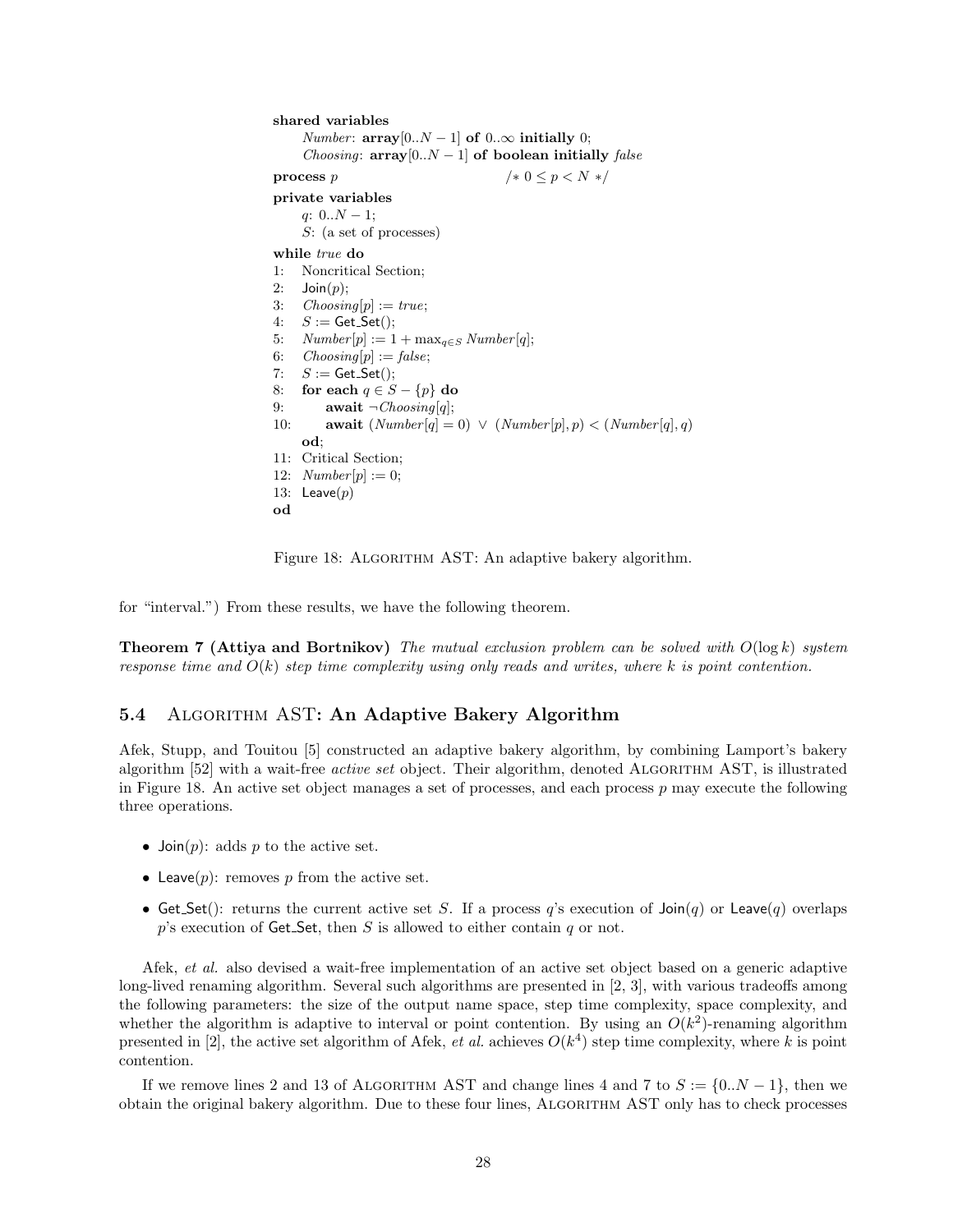```
shared variables
    Number: array[0..N − 1] of 0..∞ initially 0;
    Choosing: array[0..N − 1] of boolean initially false

process p                              /* 0 ≤ p < N */

private variables
    q: 0..N − 1;
    S: (a set of processes)

while true do
1:  Noncritical Section;
2:  Join(p);
3:  Choosing[p] := true;
4:  S := Get_Set();
5:  Number[p] := 1 + max_{q∈S} Number[q];
6:  Choosing[p] := false;
7:  S := Get_Set();
8:  for each q ∈ S − {p} do
9:      await ¬Choosing[q];
10:     await (Number[q] = 0) ∨ (Number[p], p) < (Number[q], q)
    od;
11: Critical Section;
12: Number[p] := 0;
13: Leave(p)
od
```

Figure 18: Algorithm AST: An adaptive bakery algorithm.

for "interval.") From these results, we have the following theorem.

**Theorem 7 (Attiya and Bortnikov)** *The mutual exclusion problem can be solved with $O(\log k)$ system response time and $O(k)$ step time complexity using only reads and writes, where $k$ is point contention.*

### 5.4 Algorithm AST: An Adaptive Bakery Algorithm

Afek, Stupp, and Touitou [5] constructed an adaptive bakery algorithm, by combining Lamport's bakery algorithm [52] with a wait-free *active set* object. Their algorithm, denoted Algorithm AST, is illustrated in Figure 18. An active set object manages a set of processes, and each process $p$ may execute the following three operations.

- Join($p$): adds $p$ to the active set.
- Leave($p$): removes $p$ from the active set.
- Get_Set(): returns the current active set $S$. If a process $q$'s execution of Join($q$) or Leave($q$) overlaps $p$'s execution of Get_Set, then $S$ is allowed to either contain $q$ or not.

Afek, *et al.* also devised a wait-free implementation of an active set object based on a generic adaptive long-lived renaming algorithm. Several such algorithms are presented in [2, 3], with various tradeoffs among the following parameters: the size of the output name space, step time complexity, space complexity, and whether the algorithm is adaptive to interval or point contention. By using an $O(k^2)$-renaming algorithm presented in [2], the active set algorithm of Afek, *et al.* achieves $O(k^4)$ step time complexity, where $k$ is point contention.

If we remove lines 2 and 13 of Algorithm AST and change lines 4 and 7 to $S := \{0..N-1\}$, then we obtain the original bakery algorithm. Due to these four lines, Algorithm AST only has to check processes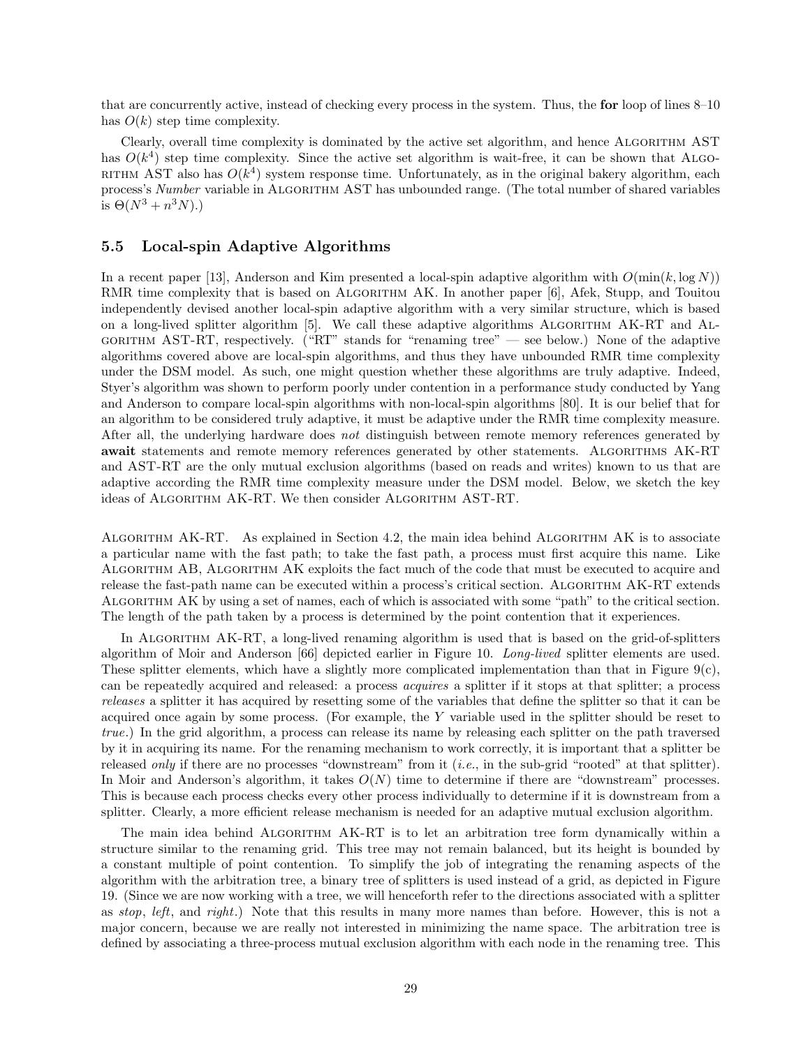that are concurrently active, instead of checking every process in the system. Thus, the **for** loop of lines 8–10 has $O(k)$ step time complexity.

Clearly, overall time complexity is dominated by the active set algorithm, and hence ALGORITHM AST has $O(k^4)$ step time complexity. Since the active set algorithm is wait-free, it can be shown that ALGORITHM AST also has $O(k^4)$ system response time. Unfortunately, as in the original bakery algorithm, each process's *Number* variable in ALGORITHM AST has unbounded range. (The total number of shared variables is $\Theta(N^3 + n^3N)$.)

### 5.5 Local-spin Adaptive Algorithms

In a recent paper [13], Anderson and Kim presented a local-spin adaptive algorithm with $O(\min(k, \log N))$ RMR time complexity that is based on ALGORITHM AK. In another paper [6], Afek, Stupp, and Touitou independently devised another local-spin adaptive algorithm with a very similar structure, which is based on a long-lived splitter algorithm [5]. We call these adaptive algorithms ALGORITHM AK-RT and ALGORITHM AST-RT, respectively. ("RT" stands for "renaming tree" — see below.) None of the adaptive algorithms covered above are local-spin algorithms, and thus they have unbounded RMR time complexity under the DSM model. As such, one might question whether these algorithms are truly adaptive. Indeed, Styer's algorithm was shown to perform poorly under contention in a performance study conducted by Yang and Anderson to compare local-spin algorithms with non-local-spin algorithms [80]. It is our belief that for an algorithm to be considered truly adaptive, it must be adaptive under the RMR time complexity measure. After all, the underlying hardware does *not* distinguish between remote memory references generated by **await** statements and remote memory references generated by other statements. ALGORITHMS AK-RT and AST-RT are the only mutual exclusion algorithms (based on reads and writes) known to us that are adaptive according the RMR time complexity measure under the DSM model. Below, we sketch the key ideas of ALGORITHM AK-RT. We then consider ALGORITHM AST-RT.

ALGORITHM AK-RT. As explained in Section 4.2, the main idea behind ALGORITHM AK is to associate a particular name with the fast path; to take the fast path, a process must first acquire this name. Like ALGORITHM AB, ALGORITHM AK exploits the fact much of the code that must be executed to acquire and release the fast-path name can be executed within a process's critical section. ALGORITHM AK-RT extends ALGORITHM AK by using a set of names, each of which is associated with some "path" to the critical section. The length of the path taken by a process is determined by the point contention that it experiences.

In ALGORITHM AK-RT, a long-lived renaming algorithm is used that is based on the grid-of-splitters algorithm of Moir and Anderson [66] depicted earlier in Figure 10. *Long-lived* splitter elements are used. These splitter elements, which have a slightly more complicated implementation than that in Figure 9(c), can be repeatedly acquired and released: a process *acquires* a splitter if it stops at that splitter; a process *releases* a splitter it has acquired by resetting some of the variables that define the splitter so that it can be acquired once again by some process. (For example, the $Y$ variable used in the splitter should be reset to *true*.) In the grid algorithm, a process can release its name by releasing each splitter on the path traversed by it in acquiring its name. For the renaming mechanism to work correctly, it is important that a splitter be released *only* if there are no processes "downstream" from it (*i.e.*, in the sub-grid "rooted" at that splitter). In Moir and Anderson's algorithm, it takes $O(N)$ time to determine if there are "downstream" processes. This is because each process checks every other process individually to determine if it is downstream from a splitter. Clearly, a more efficient release mechanism is needed for an adaptive mutual exclusion algorithm.

The main idea behind ALGORITHM AK-RT is to let an arbitration tree form dynamically within a structure similar to the renaming grid. This tree may not remain balanced, but its height is bounded by a constant multiple of point contention. To simplify the job of integrating the renaming aspects of the algorithm with the arbitration tree, a binary tree of splitters is used instead of a grid, as depicted in Figure 19. (Since we are now working with a tree, we will henceforth refer to the directions associated with a splitter as *stop*, *left*, and *right*.) Note that this results in many more names than before. However, this is not a major concern, because we are really not interested in minimizing the name space. The arbitration tree is defined by associating a three-process mutual exclusion algorithm with each node in the renaming tree. This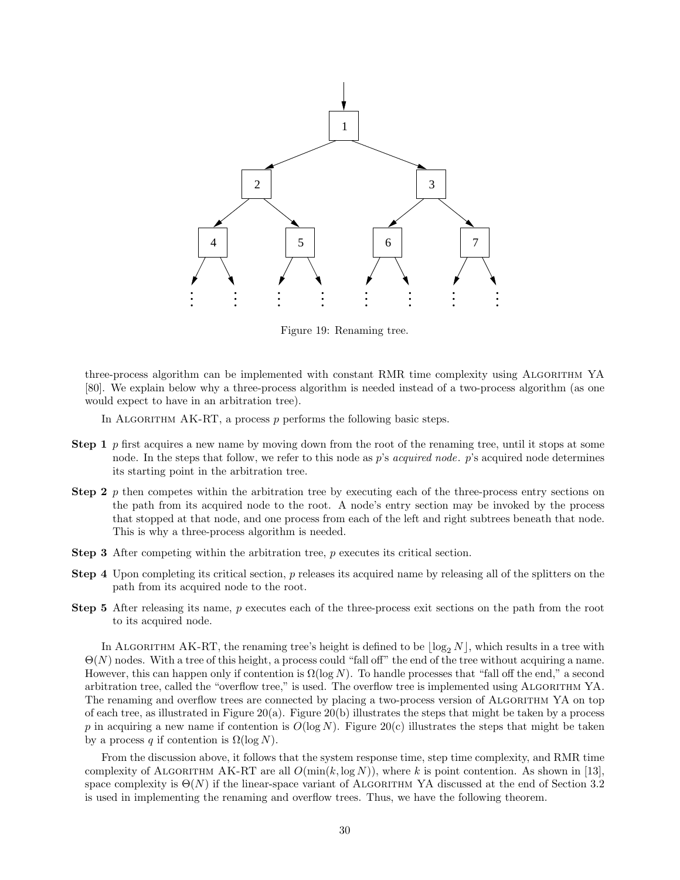Figure 19: Renaming tree.

three-process algorithm can be implemented with constant RMR time complexity using Algorithm YA [80]. We explain below why a three-process algorithm is needed instead of a two-process algorithm (as one would expect to have in an arbitration tree).

In Algorithm AK-RT, a process $p$ performs the following basic steps.

**Step 1** $p$ first acquires a new name by moving down from the root of the renaming tree, until it stops at some node. In the steps that follow, we refer to this node as $p$'s *acquired node*. $p$'s acquired node determines its starting point in the arbitration tree.

**Step 2** $p$ then competes within the arbitration tree by executing each of the three-process entry sections on the path from its acquired node to the root. A node's entry section may be invoked by the process that stopped at that node, and one process from each of the left and right subtrees beneath that node. This is why a three-process algorithm is needed.

**Step 3** After competing within the arbitration tree, $p$ executes its critical section.

**Step 4** Upon completing its critical section, $p$ releases its acquired name by releasing all of the splitters on the path from its acquired node to the root.

**Step 5** After releasing its name, $p$ executes each of the three-process exit sections on the path from the root to its acquired node.

In Algorithm AK-RT, the renaming tree's height is defined to be $\lfloor \log_2 N \rfloor$, which results in a tree with $\Theta(N)$ nodes. With a tree of this height, a process could "fall off" the end of the tree without acquiring a name. However, this can happen only if contention is $\Omega(\log N)$. To handle processes that "fall off the end," a second arbitration tree, called the "overflow tree," is used. The overflow tree is implemented using Algorithm YA. The renaming and overflow trees are connected by placing a two-process version of Algorithm YA on top of each tree, as illustrated in Figure 20(a). Figure 20(b) illustrates the steps that might be taken by a process $p$ in acquiring a new name if contention is $O(\log N)$. Figure 20(c) illustrates the steps that might be taken by a process $q$ if contention is $\Omega(\log N)$.

From the discussion above, it follows that the system response time, step time complexity, and RMR time complexity of Algorithm AK-RT are all $O(\min(k, \log N))$, where $k$ is point contention. As shown in [13], space complexity is $\Theta(N)$ if the linear-space variant of Algorithm YA discussed at the end of Section 3.2 is used in implementing the renaming and overflow trees. Thus, we have the following theorem.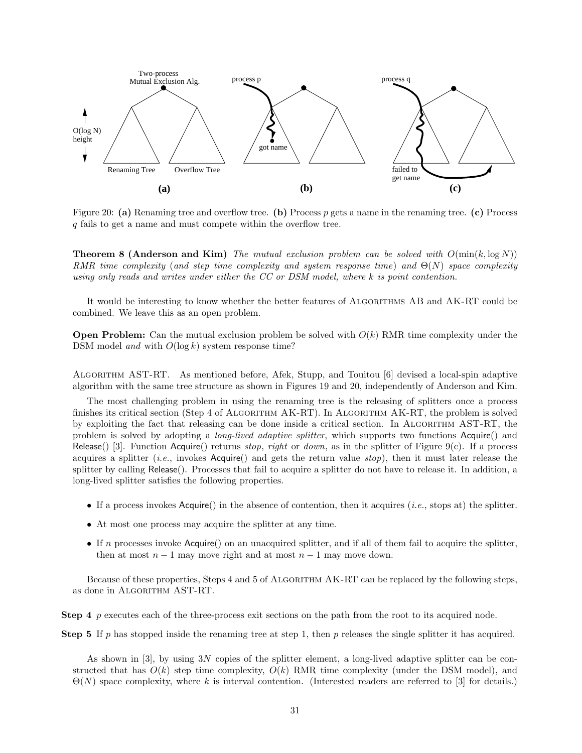Figure 20: **(a)** Renaming tree and overflow tree. **(b)** Process $p$ gets a name in the renaming tree. **(c)** Process $q$ fails to get a name and must compete within the overflow tree.

**Theorem 8 (Anderson and Kim)** *The mutual exclusion problem can be solved with $O(\min(k, \log N))$ RMR time complexity (and step time complexity and system response time) and $\Theta(N)$ space complexity using only reads and writes under either the CC or DSM model, where $k$ is point contention.*

It would be interesting to know whether the better features of Algorithms AB and AK-RT could be combined. We leave this as an open problem.

**Open Problem:** Can the mutual exclusion problem be solved with $O(k)$ RMR time complexity under the DSM model *and* with $O(\log k)$ system response time?

Algorithm AST-RT. As mentioned before, Afek, Stupp, and Touitou [6] devised a local-spin adaptive algorithm with the same tree structure as shown in Figures 19 and 20, independently of Anderson and Kim.

The most challenging problem in using the renaming tree is the releasing of splitters once a process finishes its critical section (Step 4 of Algorithm AK-RT). In Algorithm AK-RT, the problem is solved by exploiting the fact that releasing can be done inside a critical section. In Algorithm AST-RT, the problem is solved by adopting a *long-lived adaptive splitter*, which supports two functions Acquire() and Release() [3]. Function Acquire() returns *stop*, *right* or *down*, as in the splitter of Figure 9(c). If a process acquires a splitter (*i.e.*, invokes Acquire() and gets the return value *stop*), then it must later release the splitter by calling Release(). Processes that fail to acquire a splitter do not have to release it. In addition, a long-lived splitter satisfies the following properties.

- If a process invokes Acquire() in the absence of contention, then it acquires (*i.e.*, stops at) the splitter.
- At most one process may acquire the splitter at any time.
- If $n$ processes invoke Acquire() on an unacquired splitter, and if all of them fail to acquire the splitter, then at most $n-1$ may move right and at most $n-1$ may move down.

Because of these properties, Steps 4 and 5 of Algorithm AK-RT can be replaced by the following steps, as done in Algorithm AST-RT.

**Step 4** $p$ executes each of the three-process exit sections on the path from the root to its acquired node.

**Step 5** If $p$ has stopped inside the renaming tree at step 1, then $p$ releases the single splitter it has acquired.

As shown in [3], by using $3N$ copies of the splitter element, a long-lived adaptive splitter can be constructed that has $O(k)$ step time complexity, $O(k)$ RMR time complexity (under the DSM model), and $\Theta(N)$ space complexity, where $k$ is interval contention. (Interested readers are referred to [3] for details.)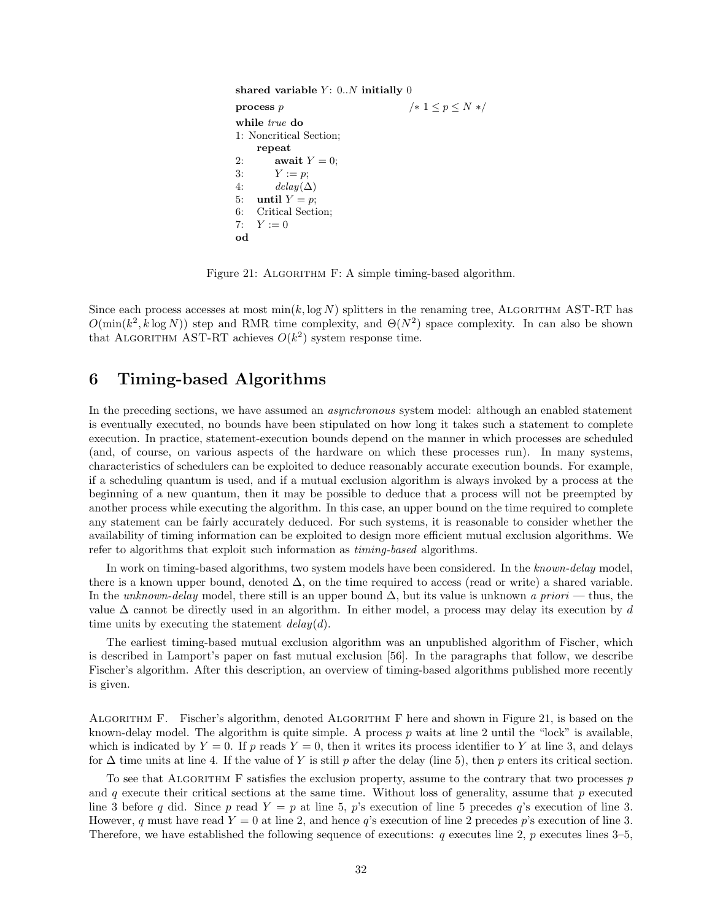```
shared variable Y: 0..N initially 0
process p                                  /* 1 ≤ p ≤ N */
while true do
1: Noncritical Section;
     repeat
2:        await Y = 0;
3:        Y := p;
4:        delay(Δ)
5:   until Y = p;
6:   Critical Section;
7:   Y := 0
od
```

Figure 21: Algorithm F: A simple timing-based algorithm.

Since each process accesses at most $\min(k, \log N)$ splitters in the renaming tree, Algorithm AST-RT has $O(\min(k^2, k \log N))$ step and RMR time complexity, and $\Theta(N^2)$ space complexity. In can also be shown that Algorithm AST-RT achieves $O(k^2)$ system response time.

## 6 Timing-based Algorithms

In the preceding sections, we have assumed an *asynchronous* system model: although an enabled statement is eventually executed, no bounds have been stipulated on how long it takes such a statement to complete execution. In practice, statement-execution bounds depend on the manner in which processes are scheduled (and, of course, on various aspects of the hardware on which these processes run). In many systems, characteristics of schedulers can be exploited to deduce reasonably accurate execution bounds. For example, if a scheduling quantum is used, and if a mutual exclusion algorithm is always invoked by a process at the beginning of a new quantum, then it may be possible to deduce that a process will not be preempted by another process while executing the algorithm. In this case, an upper bound on the time required to complete any statement can be fairly accurately deduced. For such systems, it is reasonable to consider whether the availability of timing information can be exploited to design more efficient mutual exclusion algorithms. We refer to algorithms that exploit such information as *timing-based* algorithms.

In work on timing-based algorithms, two system models have been considered. In the *known-delay* model, there is a known upper bound, denoted $\Delta$, on the time required to access (read or write) a shared variable. In the *unknown-delay* model, there still is an upper bound $\Delta$, but its value is unknown *a priori* — thus, the value $\Delta$ cannot be directly used in an algorithm. In either model, a process may delay its execution by $d$ time units by executing the statement $delay(d)$.

The earliest timing-based mutual exclusion algorithm was an unpublished algorithm of Fischer, which is described in Lamport's paper on fast mutual exclusion [56]. In the paragraphs that follow, we describe Fischer's algorithm. After this description, an overview of timing-based algorithms published more recently is given.

Algorithm F. Fischer's algorithm, denoted Algorithm F here and shown in Figure 21, is based on the known-delay model. The algorithm is quite simple. A process $p$ waits at line 2 until the "lock" is available, which is indicated by $Y = 0$. If $p$ reads $Y = 0$, then it writes its process identifier to $Y$ at line 3, and delays for $\Delta$ time units at line 4. If the value of $Y$ is still $p$ after the delay (line 5), then $p$ enters its critical section.

To see that Algorithm F satisfies the exclusion property, assume to the contrary that two processes $p$ and $q$ execute their critical sections at the same time. Without loss of generality, assume that $p$ executed line 3 before $q$ did. Since $p$ read $Y = p$ at line 5, $p$'s execution of line 5 precedes $q$'s execution of line 3. However, $q$ must have read $Y = 0$ at line 2, and hence $q$'s execution of line 2 precedes $p$'s execution of line 3. Therefore, we have established the following sequence of executions: $q$ executes line 2, $p$ executes lines 3–5,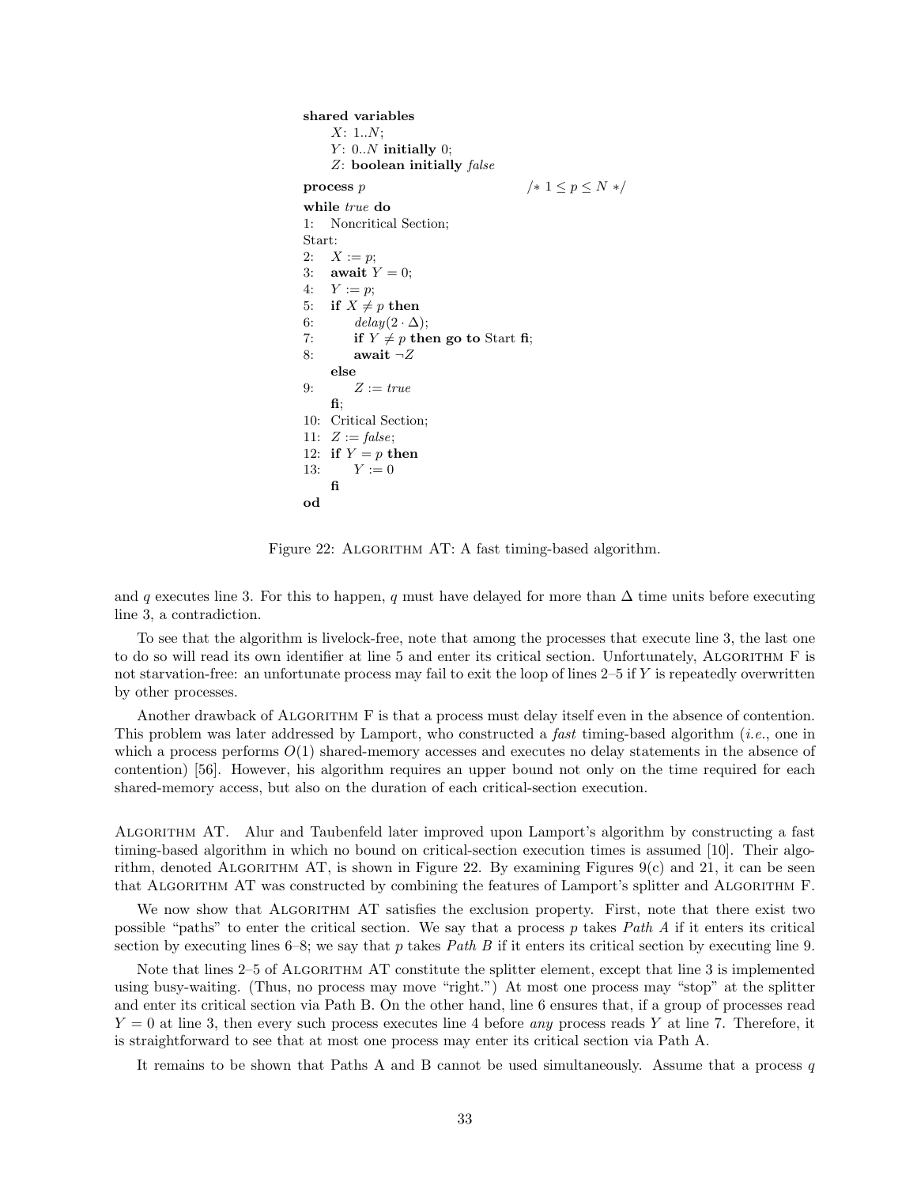```
shared variables
    X: 1..N;
    Y: 0..N initially 0;
    Z: boolean initially false

process p                                /* 1 ≤ p ≤ N */

while true do
1:  Noncritical Section;
Start:
2:  X := p;
3:  await Y = 0;
4:  Y := p;
5:  if X ≠ p then
6:      delay(2 · Δ);
7:      if Y ≠ p then go to Start fi;
8:      await ¬Z
    else
9:      Z := true
    fi;
10: Critical Section;
11: Z := false;
12: if Y = p then
13:     Y := 0
    fi
od
```

Figure 22: Algorithm AT: A fast timing-based algorithm.

and $q$ executes line 3. For this to happen, $q$ must have delayed for more than $\Delta$ time units before executing line 3, a contradiction.

To see that the algorithm is livelock-free, note that among the processes that execute line 3, the last one to do so will read its own identifier at line 5 and enter its critical section. Unfortunately, Algorithm F is not starvation-free: an unfortunate process may fail to exit the loop of lines 2–5 if $Y$ is repeatedly overwritten by other processes.

Another drawback of Algorithm F is that a process must delay itself even in the absence of contention. This problem was later addressed by Lamport, who constructed a *fast* timing-based algorithm (*i.e.*, one in which a process performs $O(1)$ shared-memory accesses and executes no delay statements in the absence of contention) [56]. However, his algorithm requires an upper bound not only on the time required for each shared-memory access, but also on the duration of each critical-section execution.

**Algorithm AT.** Alur and Taubenfeld later improved upon Lamport's algorithm by constructing a fast timing-based algorithm in which no bound on critical-section execution times is assumed [10]. Their algorithm, denoted Algorithm AT, is shown in Figure 22. By examining Figures 9(c) and 21, it can be seen that Algorithm AT was constructed by combining the features of Lamport's splitter and Algorithm F.

We now show that Algorithm AT satisfies the exclusion property. First, note that there exist two possible "paths" to enter the critical section. We say that a process $p$ takes *Path A* if it enters its critical section by executing lines 6–8; we say that $p$ takes *Path B* if it enters its critical section by executing line 9.

Note that lines 2–5 of Algorithm AT constitute the splitter element, except that line 3 is implemented using busy-waiting. (Thus, no process may move "right.") At most one process may "stop" at the splitter and enter its critical section via Path B. On the other hand, line 6 ensures that, if a group of processes read $Y = 0$ at line 3, then every such process executes line 4 before *any* process reads $Y$ at line 7. Therefore, it is straightforward to see that at most one process may enter its critical section via Path A.

It remains to be shown that Paths A and B cannot be used simultaneously. Assume that a process $q$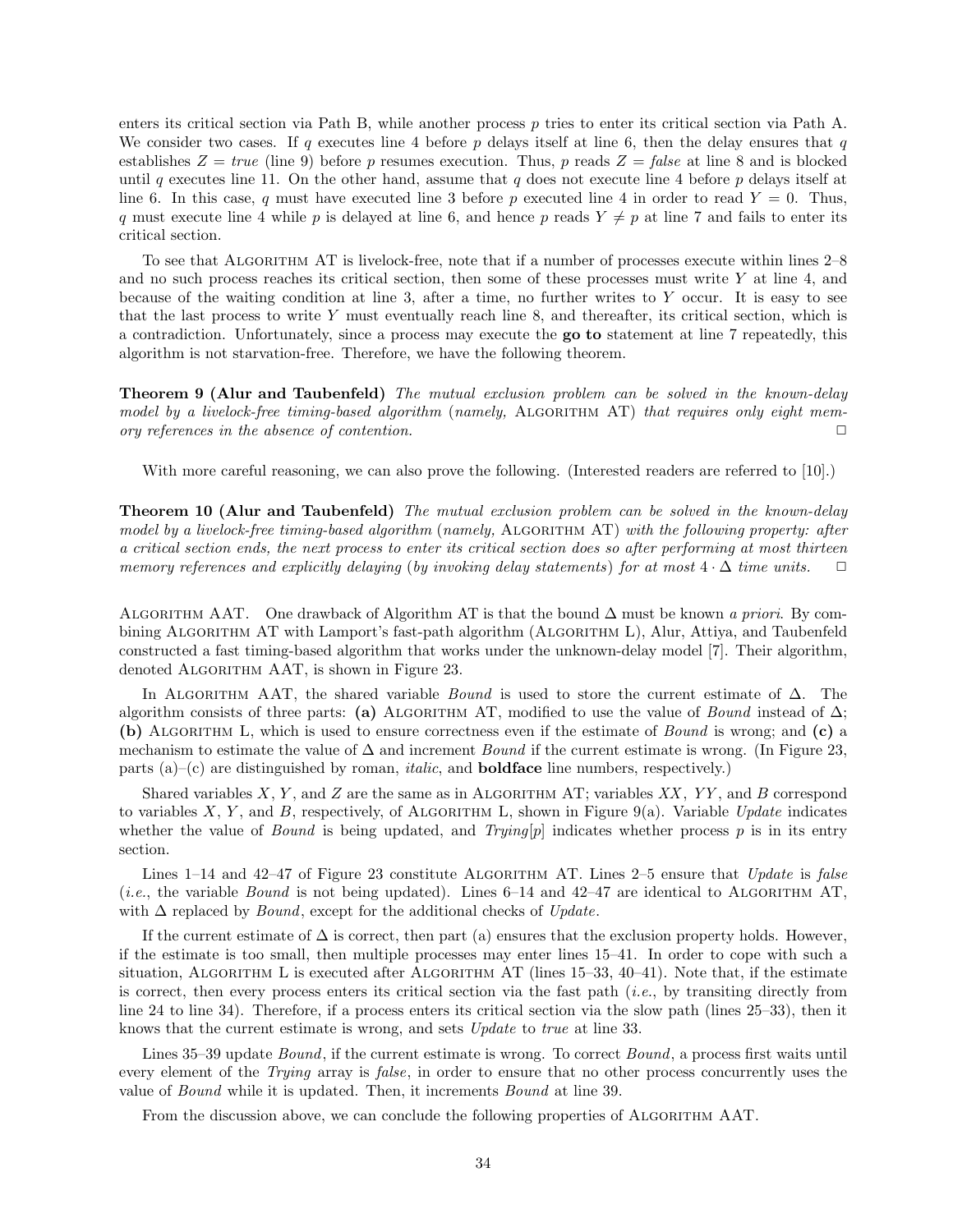enters its critical section via Path B, while another process $p$ tries to enter its critical section via Path A. We consider two cases. If $q$ executes line 4 before $p$ delays itself at line 6, then the delay ensures that $q$ establishes $Z = true$ (line 9) before $p$ resumes execution. Thus, $p$ reads $Z = false$ at line 8 and is blocked until $q$ executes line 11. On the other hand, assume that $q$ does not execute line 4 before $p$ delays itself at line 6. In this case, $q$ must have executed line 3 before $p$ executed line 4 in order to read $Y = 0$. Thus, $q$ must execute line 4 while $p$ is delayed at line 6, and hence $p$ reads $Y \neq p$ at line 7 and fails to enter its critical section.

To see that ALGORITHM AT is livelock-free, note that if a number of processes execute within lines 2–8 and no such process reaches its critical section, then some of these processes must write $Y$ at line 4, and because of the waiting condition at line 3, after a time, no further writes to $Y$ occur. It is easy to see that the last process to write $Y$ must eventually reach line 8, and thereafter, its critical section, which is a contradiction. Unfortunately, since a process may execute the **go to** statement at line 7 repeatedly, this algorithm is not starvation-free. Therefore, we have the following theorem.

**Theorem 9 (Alur and Taubenfeld)** *The mutual exclusion problem can be solved in the known-delay model by a livelock-free timing-based algorithm (namely,* ALGORITHM AT*) that requires only eight memory references in the absence of contention.* □

With more careful reasoning, we can also prove the following. (Interested readers are referred to [10].)

**Theorem 10 (Alur and Taubenfeld)** *The mutual exclusion problem can be solved in the known-delay model by a livelock-free timing-based algorithm (namely,* ALGORITHM AT*) with the following property: after a critical section ends, the next process to enter its critical section does so after performing at most thirteen memory references and explicitly delaying (by invoking delay statements) for at most $4 \cdot \Delta$ time units.* □

ALGORITHM AAT. One drawback of Algorithm AT is that the bound $\Delta$ must be known *a priori*. By combining ALGORITHM AT with Lamport's fast-path algorithm (ALGORITHM L), Alur, Attiya, and Taubenfeld constructed a fast timing-based algorithm that works under the unknown-delay model [7]. Their algorithm, denoted ALGORITHM AAT, is shown in Figure 23.

In ALGORITHM AAT, the shared variable *Bound* is used to store the current estimate of $\Delta$. The algorithm consists of three parts: **(a)** ALGORITHM AT, modified to use the value of *Bound* instead of $\Delta$; **(b)** ALGORITHM L, which is used to ensure correctness even if the estimate of *Bound* is wrong; and **(c)** a mechanism to estimate the value of $\Delta$ and increment *Bound* if the current estimate is wrong. (In Figure 23, parts (a)–(c) are distinguished by roman, *italic*, and **boldface** line numbers, respectively.)

Shared variables $X$, $Y$, and $Z$ are the same as in ALGORITHM AT; variables $XX$, $YY$, and $B$ correspond to variables $X$, $Y$, and $B$, respectively, of ALGORITHM L, shown in Figure 9(a). Variable *Update* indicates whether the value of *Bound* is being updated, and *Trying*[$p$] indicates whether process $p$ is in its entry section.

Lines 1–14 and 42–47 of Figure 23 constitute ALGORITHM AT. Lines 2–5 ensure that *Update* is *false* (*i.e.*, the variable *Bound* is not being updated). Lines 6–14 and 42–47 are identical to ALGORITHM AT, with $\Delta$ replaced by *Bound*, except for the additional checks of *Update*.

If the current estimate of $\Delta$ is correct, then part (a) ensures that the exclusion property holds. However, if the estimate is too small, then multiple processes may enter lines 15–41. In order to cope with such a situation, ALGORITHM L is executed after ALGORITHM AT (lines 15–33, 40–41). Note that, if the estimate is correct, then every process enters its critical section via the fast path (*i.e.*, by transiting directly from line 24 to line 34). Therefore, if a process enters its critical section via the slow path (lines 25–33), then it knows that the current estimate is wrong, and sets *Update* to *true* at line 33.

Lines 35–39 update *Bound*, if the current estimate is wrong. To correct *Bound*, a process first waits until every element of the *Trying* array is *false*, in order to ensure that no other process concurrently uses the value of *Bound* while it is updated. Then, it increments *Bound* at line 39.

From the discussion above, we can conclude the following properties of ALGORITHM AAT.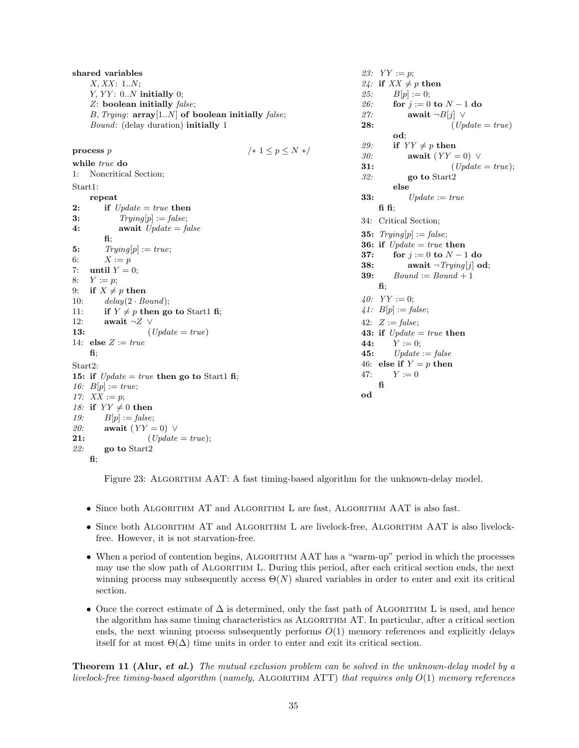```
shared variables
    X, XX: 1..N;
    Y, YY: 0..N initially 0;
    Z: boolean initially false;
    B, Trying: array[1..N] of boolean initially false;
    Bound: (delay duration) initially 1

process p                                      /* 1 ≤ p ≤ N */
while true do
1:  Noncritical Section;
Start1:
    repeat
2:      if Update = true then
3:          Trying[p] := false;
4:          await Update = false
        fi;
5:      Trying[p] := true;
6:      X := p
7:  until Y = 0;
8:  Y := p;
9:  if X ≠ p then
10:     delay(2 · Bound);
11:     if Y ≠ p then go to Start1 fi;
12:     await ¬Z ∨
13:                 (Update = true)
14: else Z := true
    fi;
Start2:
15: if Update = true then go to Start1 fi;
16: B[p] := true;
17: XX := p;
18: if YY ≠ 0 then
19:     B[p] := false;
20:     await (YY = 0) ∨
21:                 (Update = true);
22:     go to Start2
    fi;
23: YY := p;
24: if XX ≠ p then
25:     B[p] := 0;
26:     for j := 0 to N − 1 do
27:         await ¬B[j] ∨
28:                     (Update = true)
        od;
29:     if YY ≠ p then
30:         await (YY = 0) ∨
31:                     (Update = true);
32:         go to Start2
        else
33:         Update := true
    fi fi;
34: Critical Section;
35: Trying[p] := false;
36: if Update = true then
37:     for j := 0 to N − 1 do
38:         await ¬Trying[j] od;
39:     Bound := Bound + 1
    fi;
40: YY := 0;
41: B[p] := false;
42: Z := false;
43: if Update = true then
44:     Y := 0;
45:     Update := false
46: else if Y = p then
47:     Y := 0
    fi
od
```

Figure 23: ALGORITHM AAT: A fast timing-based algorithm for the unknown-delay model.

- Since both ALGORITHM AT and ALGORITHM L are fast, ALGORITHM AAT is also fast.
- Since both ALGORITHM AT and ALGORITHM L are livelock-free, ALGORITHM AAT is also livelock-free. However, it is not starvation-free.
- When a period of contention begins, ALGORITHM AAT has a "warm-up" period in which the processes may use the slow path of ALGORITHM L. During this period, after each critical section ends, the next winning process may subsequently access $\Theta(N)$ shared variables in order to enter and exit its critical section.
- Once the correct estimate of $\Delta$ is determined, only the fast path of ALGORITHM L is used, and hence the algorithm has same timing characteristics as ALGORITHM AT. In particular, after a critical section ends, the next winning process subsequently performs $O(1)$ memory references and explicitly delays itself for at most $\Theta(\Delta)$ time units in order to enter and exit its critical section.

**Theorem 11 (Alur, *et al.*)** *The mutual exclusion problem can be solved in the unknown-delay model by a livelock-free timing-based algorithm (namely,* ALGORITHM ATT*) that requires only $O(1)$ memory references*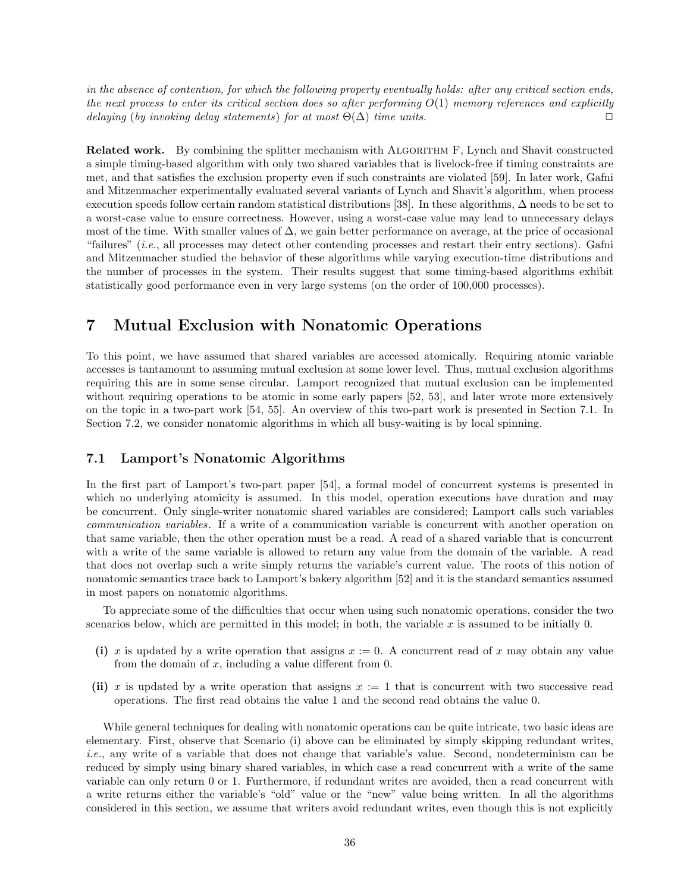*in the absence of contention, for which the following property eventually holds: after any critical section ends, the next process to enter its critical section does so after performing $O(1)$ memory references and explicitly delaying (by invoking delay statements) for at most $\Theta(\Delta)$ time units.* □

**Related work.** By combining the splitter mechanism with Algorithm F, Lynch and Shavit constructed a simple timing-based algorithm with only two shared variables that is livelock-free if timing constraints are met, and that satisfies the exclusion property even if such constraints are violated [59]. In later work, Gafni and Mitzenmacher experimentally evaluated several variants of Lynch and Shavit's algorithm, when process execution speeds follow certain random statistical distributions [38]. In these algorithms, $\Delta$ needs to be set to a worst-case value to ensure correctness. However, using a worst-case value may lead to unnecessary delays most of the time. With smaller values of $\Delta$, we gain better performance on average, at the price of occasional "failures" (*i.e.*, all processes may detect other contending processes and restart their entry sections). Gafni and Mitzenmacher studied the behavior of these algorithms while varying execution-time distributions and the number of processes in the system. Their results suggest that some timing-based algorithms exhibit statistically good performance even in very large systems (on the order of 100,000 processes).

# 7 Mutual Exclusion with Nonatomic Operations

To this point, we have assumed that shared variables are accessed atomically. Requiring atomic variable accesses is tantamount to assuming mutual exclusion at some lower level. Thus, mutual exclusion algorithms requiring this are in some sense circular. Lamport recognized that mutual exclusion can be implemented without requiring operations to be atomic in some early papers [52, 53], and later wrote more extensively on the topic in a two-part work [54, 55]. An overview of this two-part work is presented in Section 7.1. In Section 7.2, we consider nonatomic algorithms in which all busy-waiting is by local spinning.

## 7.1 Lamport's Nonatomic Algorithms

In the first part of Lamport's two-part paper [54], a formal model of concurrent systems is presented in which no underlying atomicity is assumed. In this model, operation executions have duration and may be concurrent. Only single-writer nonatomic shared variables are considered; Lamport calls such variables *communication variables*. If a write of a communication variable is concurrent with another operation on that same variable, then the other operation must be a read. A read of a shared variable that is concurrent with a write of the same variable is allowed to return any value from the domain of the variable. A read that does not overlap such a write simply returns the variable's current value. The roots of this notion of nonatomic semantics trace back to Lamport's bakery algorithm [52] and it is the standard semantics assumed in most papers on nonatomic algorithms.

To appreciate some of the difficulties that occur when using such nonatomic operations, consider the two scenarios below, which are permitted in this model; in both, the variable $x$ is assumed to be initially 0.

- **(i)** $x$ is updated by a write operation that assigns $x := 0$. A concurrent read of $x$ may obtain any value from the domain of $x$, including a value different from 0.
- **(ii)** $x$ is updated by a write operation that assigns $x := 1$ that is concurrent with two successive read operations. The first read obtains the value 1 and the second read obtains the value 0.

While general techniques for dealing with nonatomic operations can be quite intricate, two basic ideas are elementary. First, observe that Scenario (i) above can be eliminated by simply skipping redundant writes, *i.e.*, any write of a variable that does not change that variable's value. Second, nondeterminism can be reduced by simply using binary shared variables, in which case a read concurrent with a write of the same variable can only return 0 or 1. Furthermore, if redundant writes are avoided, then a read concurrent with a write returns either the variable's "old" value or the "new" value being written. In all the algorithms considered in this section, we assume that writers avoid redundant writes, even though this is not explicitly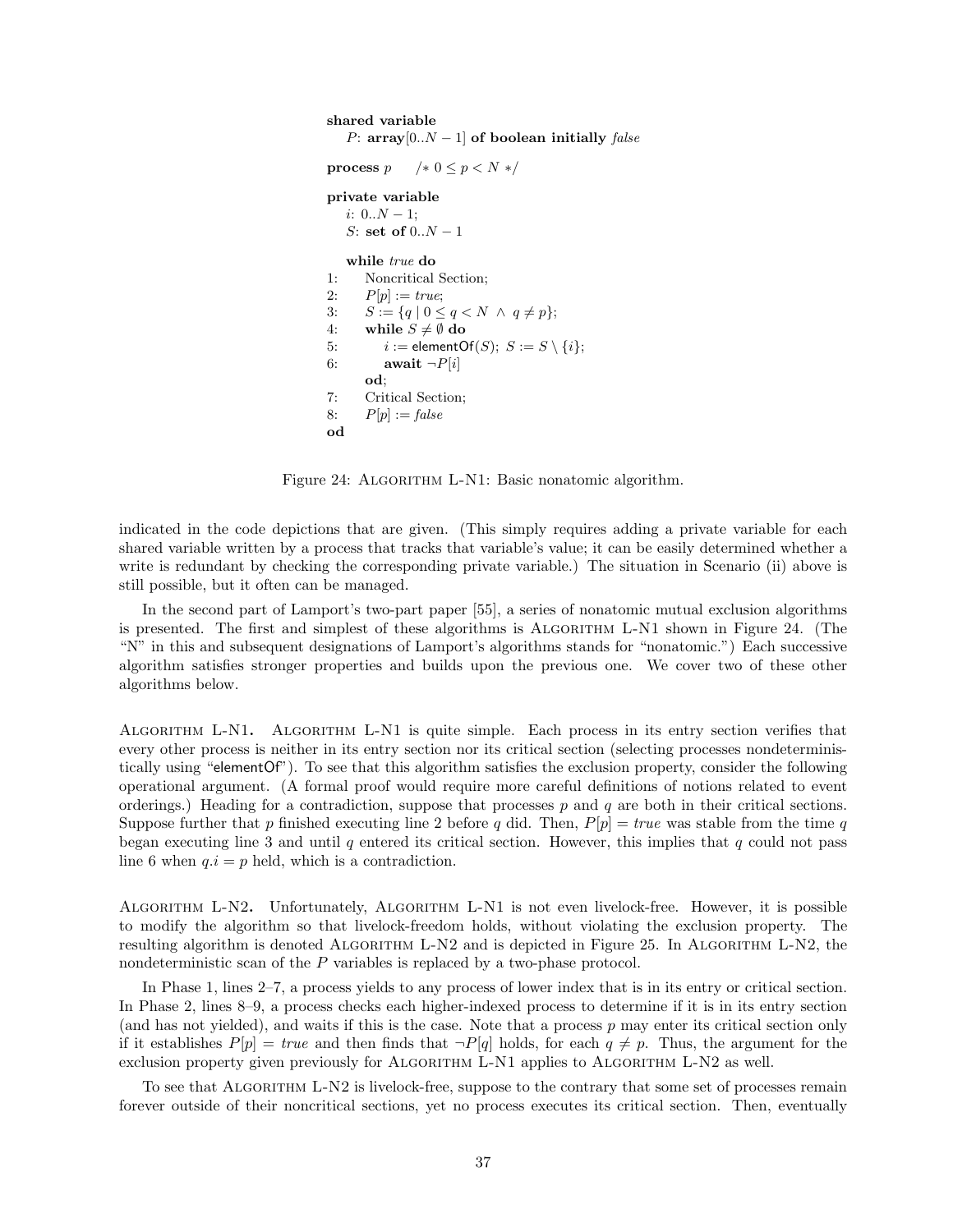```
shared variable
    P: array[0..N − 1] of boolean initially false

process p    /* 0 ≤ p < N */

private variable
    i: 0..N − 1;
    S: set of 0..N − 1

    while true do
1:      Noncritical Section;
2:      P[p] := true;
3:      S := {q | 0 ≤ q < N ∧ q ≠ p};
4:      while S ≠ ∅ do
5:          i := elementOf(S); S := S \ {i};
6:          await ¬P[i]
        od;
7:      Critical Section;
8:      P[p] := false
    od
```

Figure 24: ALGORITHM L-N1: Basic nonatomic algorithm.

indicated in the code depictions that are given. (This simply requires adding a private variable for each shared variable written by a process that tracks that variable's value; it can be easily determined whether a write is redundant by checking the corresponding private variable.) The situation in Scenario (ii) above is still possible, but it often can be managed.

In the second part of Lamport's two-part paper [55], a series of nonatomic mutual exclusion algorithms is presented. The first and simplest of these algorithms is ALGORITHM L-N1 shown in Figure 24. (The "N" in this and subsequent designations of Lamport's algorithms stands for "nonatomic.") Each successive algorithm satisfies stronger properties and builds upon the previous one. We cover two of these other algorithms below.

**ALGORITHM L-N1.** ALGORITHM L-N1 is quite simple. Each process in its entry section verifies that every other process is neither in its entry section nor its critical section (selecting processes nondeterministically using "elementOf"). To see that this algorithm satisfies the exclusion property, consider the following operational argument. (A formal proof would require more careful definitions of notions related to event orderings.) Heading for a contradiction, suppose that processes $p$ and $q$ are both in their critical sections. Suppose further that $p$ finished executing line 2 before $q$ did. Then, $P[p] = true$ was stable from the time $q$ began executing line 3 and until $q$ entered its critical section. However, this implies that $q$ could not pass line 6 when $q.i = p$ held, which is a contradiction.

**ALGORITHM L-N2.** Unfortunately, ALGORITHM L-N1 is not even livelock-free. However, it is possible to modify the algorithm so that livelock-freedom holds, without violating the exclusion property. The resulting algorithm is denoted ALGORITHM L-N2 and is depicted in Figure 25. In ALGORITHM L-N2, the nondeterministic scan of the $P$ variables is replaced by a two-phase protocol.

In Phase 1, lines 2–7, a process yields to any process of lower index that is in its entry or critical section. In Phase 2, lines 8–9, a process checks each higher-indexed process to determine if it is in its entry section (and has not yielded), and waits if this is the case. Note that a process $p$ may enter its critical section only if it establishes $P[p] = true$ and then finds that $\neg P[q]$ holds, for each $q \neq p$. Thus, the argument for the exclusion property given previously for ALGORITHM L-N1 applies to ALGORITHM L-N2 as well.

To see that ALGORITHM L-N2 is livelock-free, suppose to the contrary that some set of processes remain forever outside of their noncritical sections, yet no process executes its critical section. Then, eventually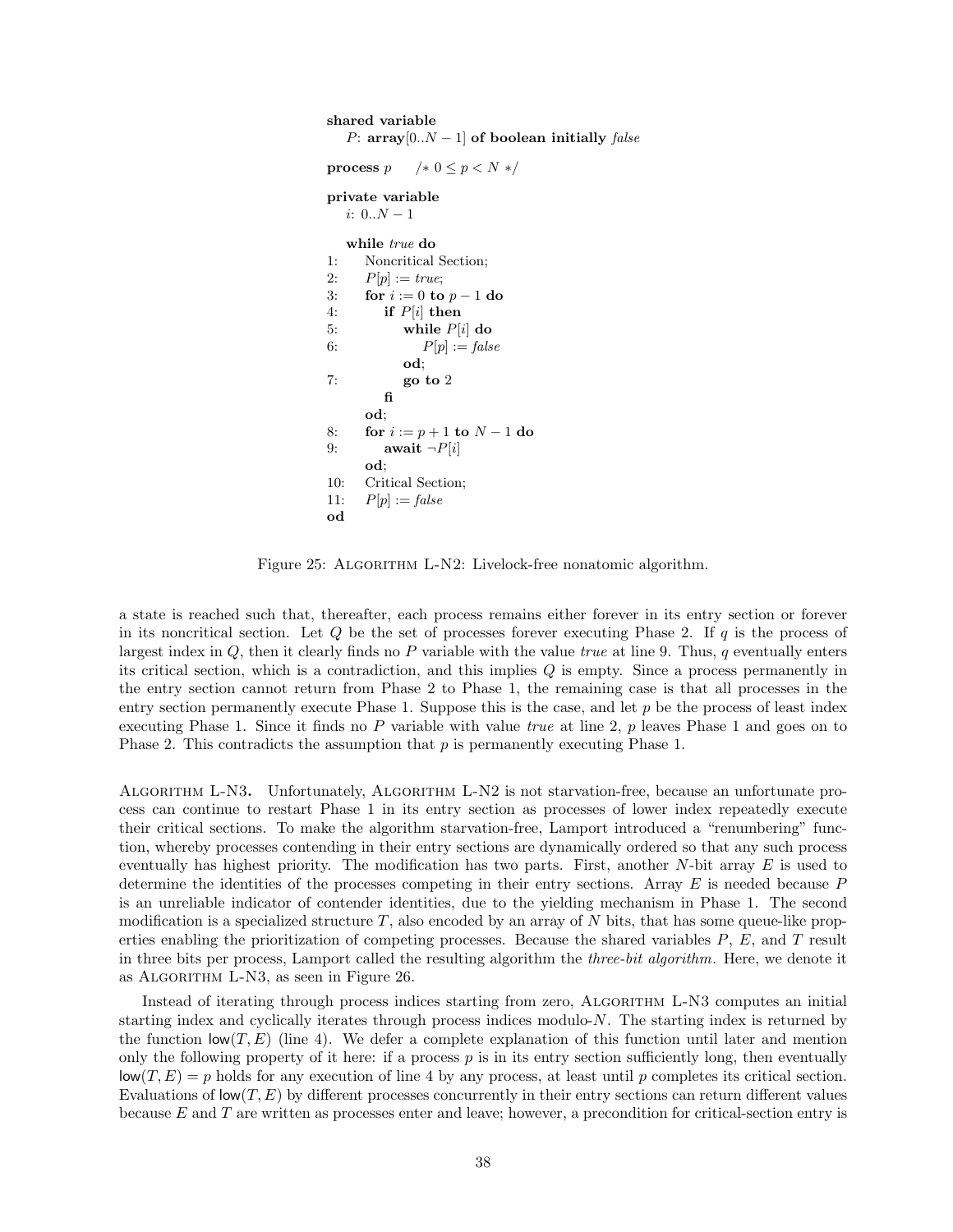```
shared variable
    P: array[0..N − 1] of boolean initially false

process p      /* 0 ≤ p < N */

private variable
    i: 0..N − 1

    while true do
1:      Noncritical Section;
2:      P[p] := true;
3:      for i := 0 to p − 1 do
4:          if P[i] then
5:              while P[i] do
6:                  P[p] := false
                od;
7:              go to 2
            fi
        od;
8:      for i := p + 1 to N − 1 do
9:          await ¬P[i]
        od;
10:     Critical Section;
11:     P[p] := false
    od
```

Figure 25: Algorithm L-N2: Livelock-free nonatomic algorithm.

a state is reached such that, thereafter, each process remains either forever in its entry section or forever in its noncritical section. Let $Q$ be the set of processes forever executing Phase 2. If $q$ is the process of largest index in $Q$, then it clearly finds no $P$ variable with the value *true* at line 9. Thus, $q$ eventually enters its critical section, which is a contradiction, and this implies $Q$ is empty. Since a process permanently in the entry section cannot return from Phase 2 to Phase 1, the remaining case is that all processes in the entry section permanently execute Phase 1. Suppose this is the case, and let $p$ be the process of least index executing Phase 1. Since it finds no $P$ variable with value *true* at line 2, $p$ leaves Phase 1 and goes on to Phase 2. This contradicts the assumption that $p$ is permanently executing Phase 1.

**Algorithm L-N3.** Unfortunately, Algorithm L-N2 is not starvation-free, because an unfortunate process can continue to restart Phase 1 in its entry section as processes of lower index repeatedly execute their critical sections. To make the algorithm starvation-free, Lamport introduced a "renumbering" function, whereby processes contending in their entry sections are dynamically ordered so that any such process eventually has highest priority. The modification has two parts. First, another $N$-bit array $E$ is used to determine the identities of the processes competing in their entry sections. Array $E$ is needed because $P$ is an unreliable indicator of contender identities, due to the yielding mechanism in Phase 1. The second modification is a specialized structure $T$, also encoded by an array of $N$ bits, that has some queue-like properties enabling the prioritization of competing processes. Because the shared variables $P$, $E$, and $T$ result in three bits per process, Lamport called the resulting algorithm the *three-bit algorithm*. Here, we denote it as Algorithm L-N3, as seen in Figure 26.

Instead of iterating through process indices starting from zero, Algorithm L-N3 computes an initial starting index and cyclically iterates through process indices modulo-$N$. The starting index is returned by the function $\mathsf{low}(T, E)$ (line 4). We defer a complete explanation of this function until later and mention only the following property of it here: if a process $p$ is in its entry section sufficiently long, then eventually $\mathsf{low}(T, E) = p$ holds for any execution of line 4 by any process, at least until $p$ completes its critical section. Evaluations of $\mathsf{low}(T, E)$ by different processes concurrently in their entry sections can return different values because $E$ and $T$ are written as processes enter and leave; however, a precondition for critical-section entry is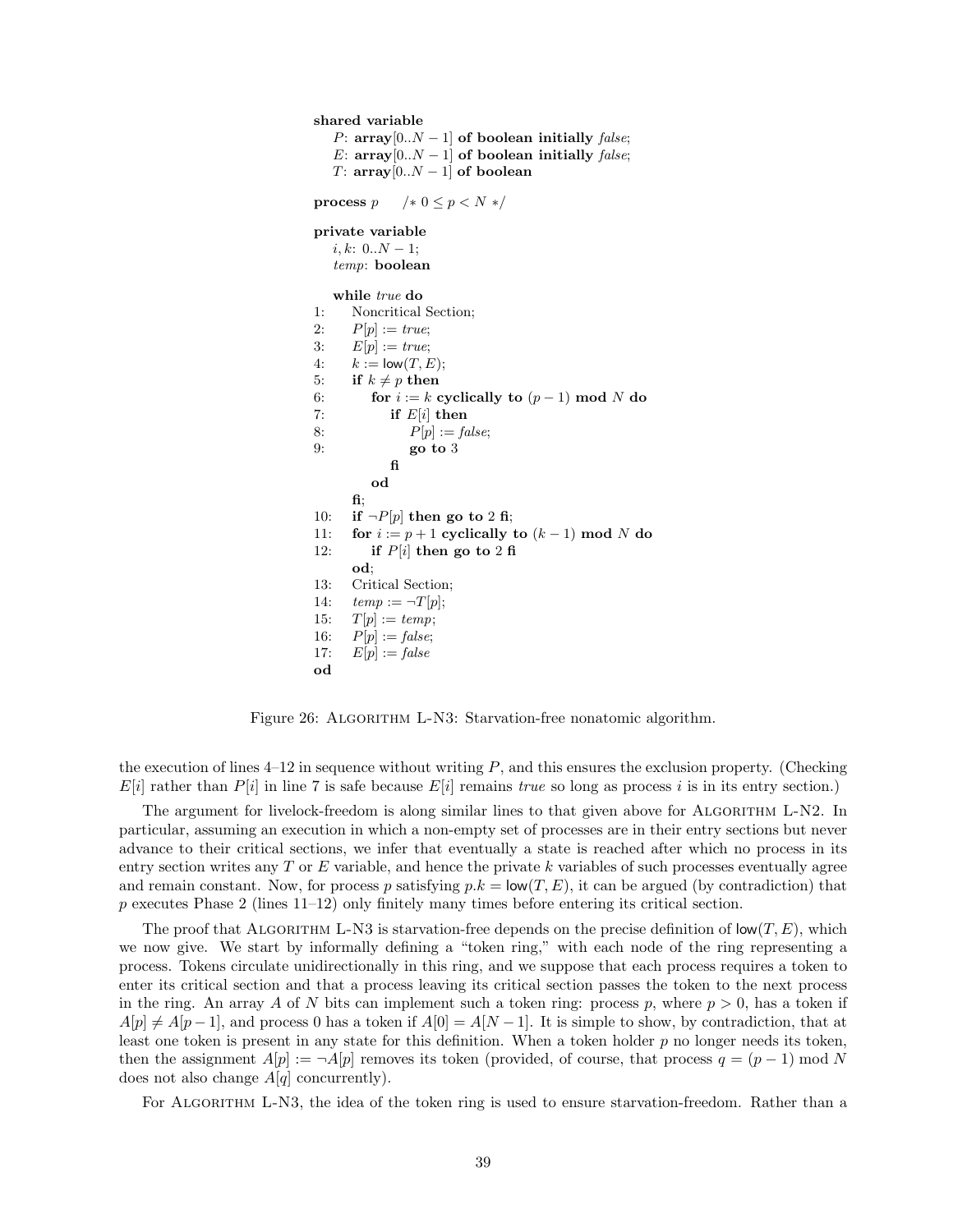```
shared variable
    P: array[0..N − 1] of boolean initially false;
    E: array[0..N − 1] of boolean initially false;
    T: array[0..N − 1] of boolean

process p      /* 0 ≤ p < N */

private variable
    i, k: 0..N − 1;
    temp: boolean

    while true do
1:      Noncritical Section;
2:      P[p] := true;
3:      E[p] := true;
4:      k := low(T, E);
5:      if k ≠ p then
6:          for i := k cyclically to (p − 1) mod N do
7:              if E[i] then
8:                  P[p] := false;
9:                  go to 3
                fi
            od
        fi;
10:     if ¬P[p] then go to 2 fi;
11:     for i := p + 1 cyclically to (k − 1) mod N do
12:         if P[i] then go to 2 fi
        od;
13:     Critical Section;
14:     temp := ¬T[p];
15:     T[p] := temp;
16:     P[p] := false;
17:     E[p] := false
od
```

Figure 26: Algorithm L-N3: Starvation-free nonatomic algorithm.

the execution of lines 4–12 in sequence without writing $P$, and this ensures the exclusion property. (Checking $E[i]$ rather than $P[i]$ in line 7 is safe because $E[i]$ remains *true* so long as process $i$ is in its entry section.)

The argument for livelock-freedom is along similar lines to that given above for Algorithm L-N2. In particular, assuming an execution in which a non-empty set of processes are in their entry sections but never advance to their critical sections, we infer that eventually a state is reached after which no process in its entry section writes any $T$ or $E$ variable, and hence the private $k$ variables of such processes eventually agree and remain constant. Now, for process $p$ satisfying $p.k = \mathsf{low}(T, E)$, it can be argued (by contradiction) that $p$ executes Phase 2 (lines 11–12) only finitely many times before entering its critical section.

The proof that Algorithm L-N3 is starvation-free depends on the precise definition of $\mathsf{low}(T, E)$, which we now give. We start by informally defining a "token ring," with each node of the ring representing a process. Tokens circulate unidirectionally in this ring, and we suppose that each process requires a token to enter its critical section and that a process leaving its critical section passes the token to the next process in the ring. An array $A$ of $N$ bits can implement such a token ring: process $p$, where $p > 0$, has a token if $A[p] \neq A[p-1]$, and process 0 has a token if $A[0] = A[N-1]$. It is simple to show, by contradiction, that at least one token is present in any state for this definition. When a token holder $p$ no longer needs its token, then the assignment $A[p] := \neg A[p]$ removes its token (provided, of course, that process $q = (p-1) \bmod N$ does not also change $A[q]$ concurrently).

For Algorithm L-N3, the idea of the token ring is used to ensure starvation-freedom. Rather than a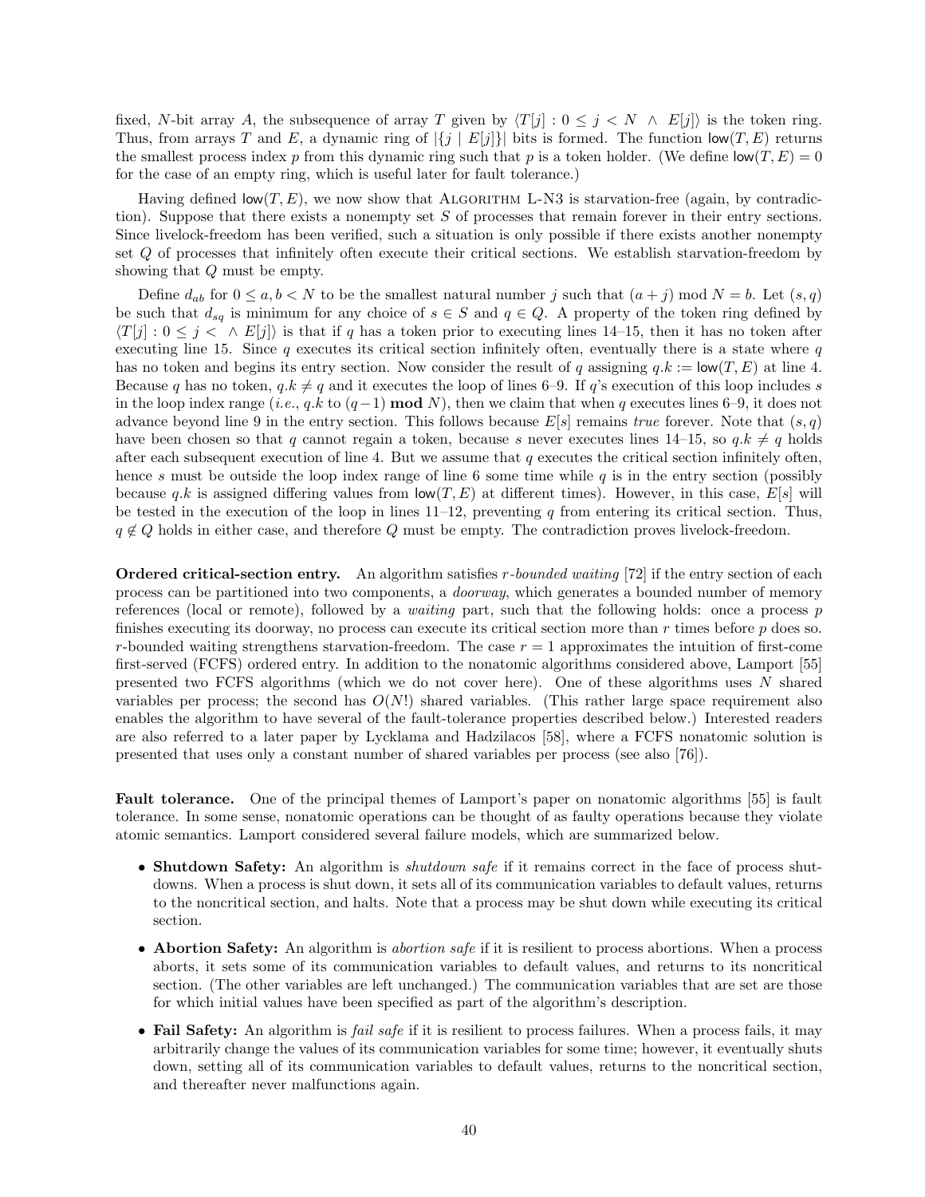fixed, $N$-bit array $A$, the subsequence of array $T$ given by $\langle T[j] : 0 \le j < N \ \wedge \ E[j]\rangle$ is the token ring. Thus, from arrays $T$ and $E$, a dynamic ring of $|\{j \mid E[j]\}|$ bits is formed. The function $\mathsf{low}(T, E)$ returns the smallest process index $p$ from this dynamic ring such that $p$ is a token holder. (We define $\mathsf{low}(T, E) = 0$ for the case of an empty ring, which is useful later for fault tolerance.)

Having defined $\mathsf{low}(T, E)$, we now show that Algorithm L-N3 is starvation-free (again, by contradiction). Suppose that there exists a nonempty set $S$ of processes that remain forever in their entry sections. Since livelock-freedom has been verified, such a situation is only possible if there exists another nonempty set $Q$ of processes that infinitely often execute their critical sections. We establish starvation-freedom by showing that $Q$ must be empty.

Define $d_{ab}$ for $0 \le a, b < N$ to be the smallest natural number $j$ such that $(a + j) \bmod N = b$. Let $(s, q)$ be such that $d_{sq}$ is minimum for any choice of $s \in S$ and $q \in Q$. A property of the token ring defined by $\langle T[j] : 0 \le j < \ \wedge \ E[j]\rangle$ is that if $q$ has a token prior to executing lines 14–15, then it has no token after executing line 15. Since $q$ executes its critical section infinitely often, eventually there is a state where $q$ has no token and begins its entry section. Now consider the result of $q$ assigning $q.k := \mathsf{low}(T, E)$ at line 4. Because $q$ has no token, $q.k \ne q$ and it executes the loop of lines 6–9. If $q$'s execution of this loop includes $s$ in the loop index range (*i.e.*, $q.k$ to $(q-1)$ **mod** $N$), then we claim that when $q$ executes lines 6–9, it does not advance beyond line 9 in the entry section. This follows because $E[s]$ remains *true* forever. Note that $(s, q)$ have been chosen so that $q$ cannot regain a token, because $s$ never executes lines 14–15, so $q.k \ne q$ holds after each subsequent execution of line 4. But we assume that $q$ executes the critical section infinitely often, hence $s$ must be outside the loop index range of line 6 some time while $q$ is in the entry section (possibly because $q.k$ is assigned differing values from $\mathsf{low}(T, E)$ at different times). However, in this case, $E[s]$ will be tested in the execution of the loop in lines 11–12, preventing $q$ from entering its critical section. Thus, $q \notin Q$ holds in either case, and therefore $Q$ must be empty. The contradiction proves livelock-freedom.

**Ordered critical-section entry.** An algorithm satisfies *r-bounded waiting* [72] if the entry section of each process can be partitioned into two components, a *doorway*, which generates a bounded number of memory references (local or remote), followed by a *waiting* part, such that the following holds: once a process $p$ finishes executing its doorway, no process can execute its critical section more than $r$ times before $p$ does so. $r$-bounded waiting strengthens starvation-freedom. The case $r = 1$ approximates the intuition of first-come first-served (FCFS) ordered entry. In addition to the nonatomic algorithms considered above, Lamport [55] presented two FCFS algorithms (which we do not cover here). One of these algorithms uses $N$ shared variables per process; the second has $O(N!)$ shared variables. (This rather large space requirement also enables the algorithm to have several of the fault-tolerance properties described below.) Interested readers are also referred to a later paper by Lycklama and Hadzilacos [58], where a FCFS nonatomic solution is presented that uses only a constant number of shared variables per process (see also [76]).

**Fault tolerance.** One of the principal themes of Lamport's paper on nonatomic algorithms [55] is fault tolerance. In some sense, nonatomic operations can be thought of as faulty operations because they violate atomic semantics. Lamport considered several failure models, which are summarized below.

- **Shutdown Safety:** An algorithm is *shutdown safe* if it remains correct in the face of process shutdowns. When a process is shut down, it sets all of its communication variables to default values, returns to the noncritical section, and halts. Note that a process may be shut down while executing its critical section.
- **Abortion Safety:** An algorithm is *abortion safe* if it is resilient to process abortions. When a process aborts, it sets some of its communication variables to default values, and returns to its noncritical section. (The other variables are left unchanged.) The communication variables that are set are those for which initial values have been specified as part of the algorithm's description.
- **Fail Safety:** An algorithm is *fail safe* if it is resilient to process failures. When a process fails, it may arbitrarily change the values of its communication variables for some time; however, it eventually shuts down, setting all of its communication variables to default values, returns to the noncritical section, and thereafter never malfunctions again.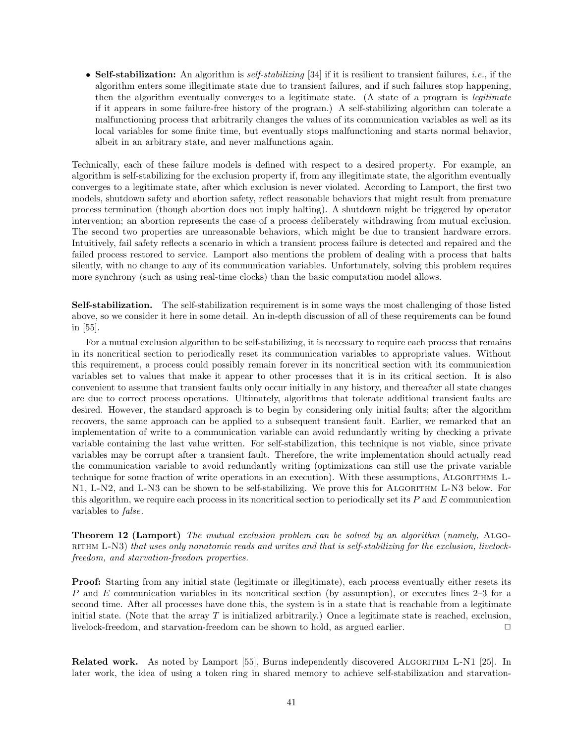- **Self-stabilization:** An algorithm is *self-stabilizing* [34] if it is resilient to transient failures, *i.e.*, if the algorithm enters some illegitimate state due to transient failures, and if such failures stop happening, then the algorithm eventually converges to a legitimate state. (A state of a program is *legitimate* if it appears in some failure-free history of the program.) A self-stabilizing algorithm can tolerate a malfunctioning process that arbitrarily changes the values of its communication variables as well as its local variables for some finite time, but eventually stops malfunctioning and starts normal behavior, albeit in an arbitrary state, and never malfunctions again.

Technically, each of these failure models is defined with respect to a desired property. For example, an algorithm is self-stabilizing for the exclusion property if, from any illegitimate state, the algorithm eventually converges to a legitimate state, after which exclusion is never violated. According to Lamport, the first two models, shutdown safety and abortion safety, reflect reasonable behaviors that might result from premature process termination (though abortion does not imply halting). A shutdown might be triggered by operator intervention; an abortion represents the case of a process deliberately withdrawing from mutual exclusion. The second two properties are unreasonable behaviors, which might be due to transient hardware errors. Intuitively, fail safety reflects a scenario in which a transient process failure is detected and repaired and the failed process restored to service. Lamport also mentions the problem of dealing with a process that halts silently, with no change to any of its communication variables. Unfortunately, solving this problem requires more synchrony (such as using real-time clocks) than the basic computation model allows.

**Self-stabilization.** The self-stabilization requirement is in some ways the most challenging of those listed above, so we consider it here in some detail. An in-depth discussion of all of these requirements can be found in [55].

For a mutual exclusion algorithm to be self-stabilizing, it is necessary to require each process that remains in its noncritical section to periodically reset its communication variables to appropriate values. Without this requirement, a process could possibly remain forever in its noncritical section with its communication variables set to values that make it appear to other processes that it is in its critical section. It is also convenient to assume that transient faults only occur initially in any history, and thereafter all state changes are due to correct process operations. Ultimately, algorithms that tolerate additional transient faults are desired. However, the standard approach is to begin by considering only initial faults; after the algorithm recovers, the same approach can be applied to a subsequent transient fault. Earlier, we remarked that an implementation of write to a communication variable can avoid redundantly writing by checking a private variable containing the last value written. For self-stabilization, this technique is not viable, since private variables may be corrupt after a transient fault. Therefore, the write implementation should actually read the communication variable to avoid redundantly writing (optimizations can still use the private variable technique for some fraction of write operations in an execution). With these assumptions, Algorithms L-N1, L-N2, and L-N3 can be shown to be self-stabilizing. We prove this for Algorithm L-N3 below. For this algorithm, we require each process in its noncritical section to periodically set its $P$ and $E$ communication variables to *false*.

**Theorem 12 (Lamport)** *The mutual exclusion problem can be solved by an algorithm* (*namely,* Algorithm L-N3) *that uses only nonatomic reads and writes and that is self-stabilizing for the exclusion, livelock-freedom, and starvation-freedom properties.*

**Proof:** Starting from any initial state (legitimate or illegitimate), each process eventually either resets its $P$ and $E$ communication variables in its noncritical section (by assumption), or executes lines 2–3 for a second time. After all processes have done this, the system is in a state that is reachable from a legitimate initial state. (Note that the array $T$ is initialized arbitrarily.) Once a legitimate state is reached, exclusion, livelock-freedom, and starvation-freedom can be shown to hold, as argued earlier. □

**Related work.** As noted by Lamport [55], Burns independently discovered Algorithm L-N1 [25]. In later work, the idea of using a token ring in shared memory to achieve self-stabilization and starvation-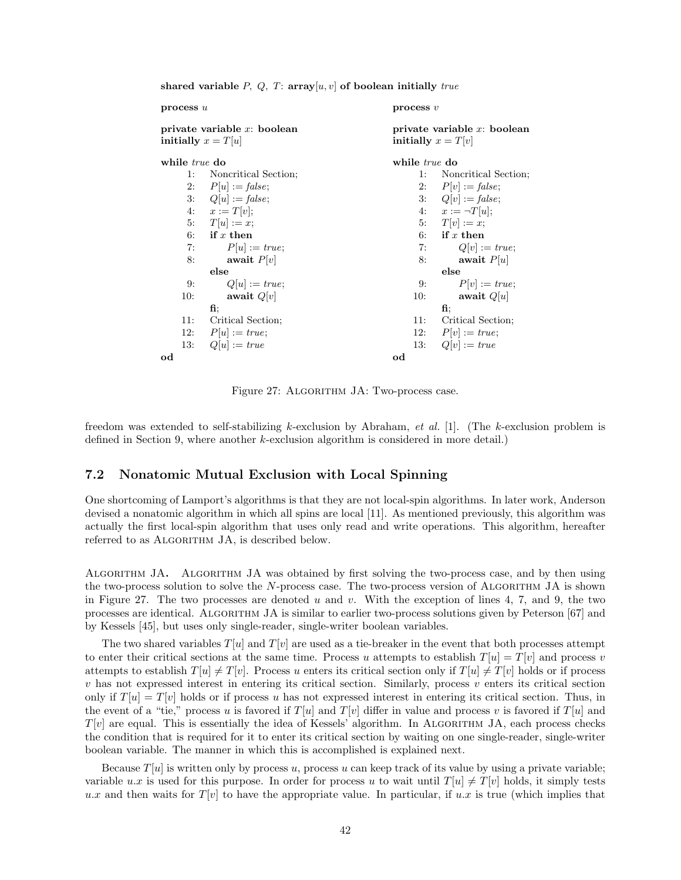```
shared variable P, Q, T: array[u, v] of boolean initially true

process u                                   process v

private variable x: boolean                 private variable x: boolean
initially x = T[u]                          initially x = T[v]

while true do                               while true do
   1:  Noncritical Section;                    1:  Noncritical Section;
   2:  P[u] := false;                          2:  P[v] := false;
   3:  Q[u] := false;                          3:  Q[v] := false;
   4:  x := T[v];                              4:  x := ¬T[u];
   5:  T[u] := x;                              5:  T[v] := x;
   6:  if x then                               6:  if x then
   7:      P[u] := true;                       7:      Q[v] := true;
   8:      await P[v]                          8:      await P[u]
       else                                        else
   9:      Q[u] := true;                       9:      P[v] := true;
  10:      await Q[v]                         10:      await Q[u]
       fi;                                         fi;
  11:  Critical Section;                      11:  Critical Section;
  12:  P[u] := true;                          12:  P[v] := true;
  13:  Q[u] := true                           13:  Q[v] := true
od                                          od
```

Figure 27: ALGORITHM JA: Two-process case.

freedom was extended to self-stabilizing $k$-exclusion by Abraham, *et al.* [1]. (The $k$-exclusion problem is defined in Section 9, where another $k$-exclusion algorithm is considered in more detail.)

## 7.2 Nonatomic Mutual Exclusion with Local Spinning

One shortcoming of Lamport's algorithms is that they are not local-spin algorithms. In later work, Anderson devised a nonatomic algorithm in which all spins are local [11]. As mentioned previously, this algorithm was actually the first local-spin algorithm that uses only read and write operations. This algorithm, hereafter referred to as ALGORITHM JA, is described below.

**ALGORITHM JA.** ALGORITHM JA was obtained by first solving the two-process case, and by then using the two-process solution to solve the $N$-process case. The two-process version of ALGORITHM JA is shown in Figure 27. The two processes are denoted $u$ and $v$. With the exception of lines 4, 7, and 9, the two processes are identical. ALGORITHM JA is similar to earlier two-process solutions given by Peterson [67] and by Kessels [45], but uses only single-reader, single-writer boolean variables.

The two shared variables $T[u]$ and $T[v]$ are used as a tie-breaker in the event that both processes attempt to enter their critical sections at the same time. Process $u$ attempts to establish $T[u] = T[v]$ and process $v$ attempts to establish $T[u] \neq T[v]$. Process $u$ enters its critical section only if $T[u] \neq T[v]$ holds or if process $v$ has not expressed interest in entering its critical section. Similarly, process $v$ enters its critical section only if $T[u] = T[v]$ holds or if process $u$ has not expressed interest in entering its critical section. Thus, in the event of a "tie," process $u$ is favored if $T[u]$ and $T[v]$ differ in value and process $v$ is favored if $T[u]$ and $T[v]$ are equal. This is essentially the idea of Kessels' algorithm. In ALGORITHM JA, each process checks the condition that is required for it to enter its critical section by waiting on one single-reader, single-writer boolean variable. The manner in which this is accomplished is explained next.

Because $T[u]$ is written only by process $u$, process $u$ can keep track of its value by using a private variable; variable $u.x$ is used for this purpose. In order for process $u$ to wait until $T[u] \neq T[v]$ holds, it simply tests $u.x$ and then waits for $T[v]$ to have the appropriate value. In particular, if $u.x$ is true (which implies that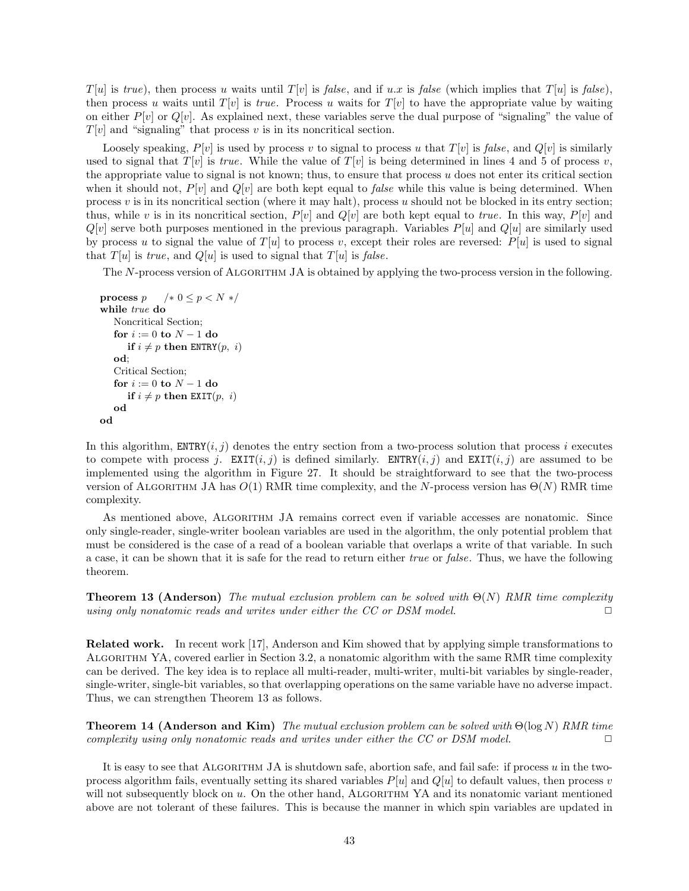$T[u]$ is *true*), then process $u$ waits until $T[v]$ is *false*, and if $u.x$ is *false* (which implies that $T[u]$ is *false*), then process $u$ waits until $T[v]$ is *true*. Process $u$ waits for $T[v]$ to have the appropriate value by waiting on either $P[v]$ or $Q[v]$. As explained next, these variables serve the dual purpose of "signaling" the value of $T[v]$ and "signaling" that process $v$ is in its noncritical section.

Loosely speaking, $P[v]$ is used by process $v$ to signal to process $u$ that $T[v]$ is *false*, and $Q[v]$ is similarly used to signal that $T[v]$ is *true*. While the value of $T[v]$ is being determined in lines 4 and 5 of process $v$, the appropriate value to signal is not known; thus, to ensure that process $u$ does not enter its critical section when it should not, $P[v]$ and $Q[v]$ are both kept equal to *false* while this value is being determined. When process $v$ is in its noncritical section (where it may halt), process $u$ should not be blocked in its entry section; thus, while $v$ is in its noncritical section, $P[v]$ and $Q[v]$ are both kept equal to *true*. In this way, $P[v]$ and $Q[v]$ serve both purposes mentioned in the previous paragraph. Variables $P[u]$ and $Q[u]$ are similarly used by process $u$ to signal the value of $T[u]$ to process $v$, except their roles are reversed: $P[u]$ is used to signal that $T[u]$ is *true*, and $Q[u]$ is used to signal that $T[u]$ is *false*.

The $N$-process version of Algorithm JA is obtained by applying the two-process version in the following.

```
process p      /* 0 ≤ p < N */
while true do
    Noncritical Section;
    for i := 0 to N − 1 do
        if i ≠ p then ENTRY(p, i)
    od;
    Critical Section;
    for i := 0 to N − 1 do
        if i ≠ p then EXIT(p, i)
    od
od
```

In this algorithm, ENTRY$(i, j)$ denotes the entry section from a two-process solution that process $i$ executes to compete with process $j$. EXIT$(i, j)$ is defined similarly. ENTRY$(i, j)$ and EXIT$(i, j)$ are assumed to be implemented using the algorithm in Figure 27. It should be straightforward to see that the two-process version of Algorithm JA has $O(1)$ RMR time complexity, and the $N$-process version has $\Theta(N)$ RMR time complexity.

As mentioned above, Algorithm JA remains correct even if variable accesses are nonatomic. Since only single-reader, single-writer boolean variables are used in the algorithm, the only potential problem that must be considered is the case of a read of a boolean variable that overlaps a write of that variable. In such a case, it can be shown that it is safe for the read to return either *true* or *false*. Thus, we have the following theorem.

**Theorem 13 (Anderson)** *The mutual exclusion problem can be solved with $\Theta(N)$ RMR time complexity using only nonatomic reads and writes under either the CC or DSM model.* □

**Related work.** In recent work [17], Anderson and Kim showed that by applying simple transformations to Algorithm YA, covered earlier in Section 3.2, a nonatomic algorithm with the same RMR time complexity can be derived. The key idea is to replace all multi-reader, multi-writer, multi-bit variables by single-reader, single-writer, single-bit variables, so that overlapping operations on the same variable have no adverse impact. Thus, we can strengthen Theorem 13 as follows.

**Theorem 14 (Anderson and Kim)** *The mutual exclusion problem can be solved with $\Theta(\log N)$ RMR time complexity using only nonatomic reads and writes under either the CC or DSM model.* □

It is easy to see that Algorithm JA is shutdown safe, abortion safe, and fail safe: if process $u$ in the two-process algorithm fails, eventually setting its shared variables $P[u]$ and $Q[u]$ to default values, then process $v$ will not subsequently block on $u$. On the other hand, Algorithm YA and its nonatomic variant mentioned above are not tolerant of these failures. This is because the manner in which spin variables are updated in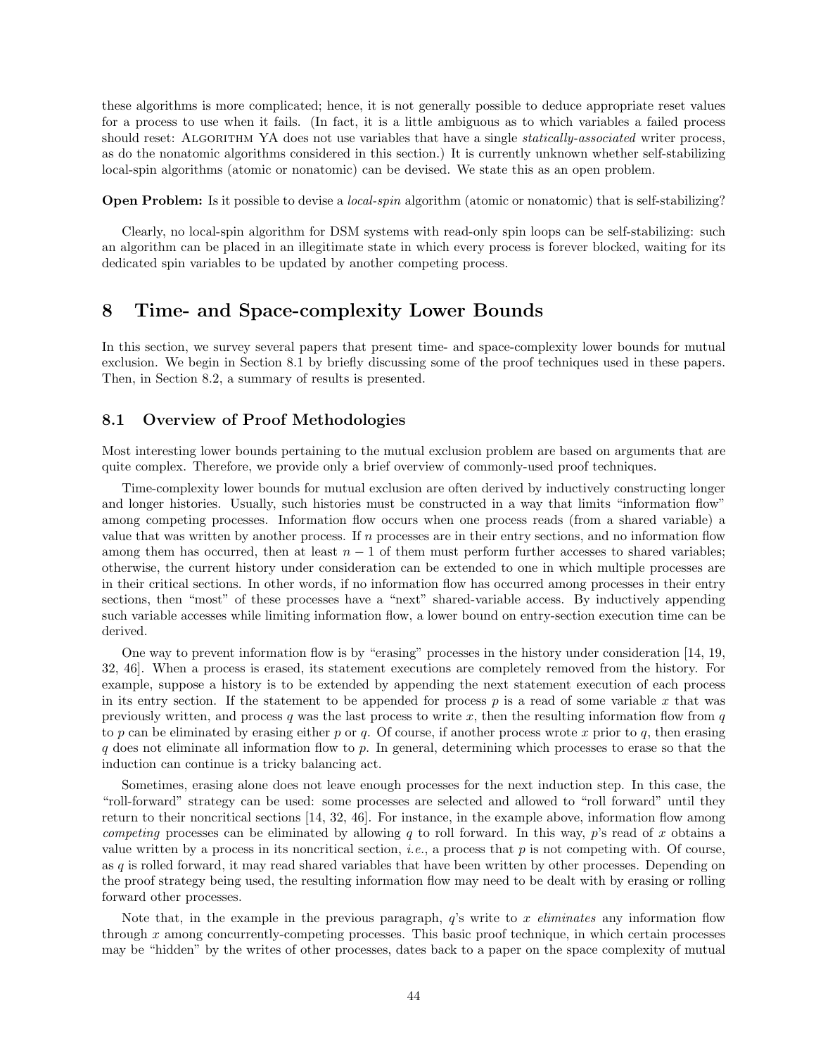these algorithms is more complicated; hence, it is not generally possible to deduce appropriate reset values for a process to use when it fails. (In fact, it is a little ambiguous as to which variables a failed process should reset: ALGORITHM YA does not use variables that have a single *statically-associated* writer process, as do the nonatomic algorithms considered in this section.) It is currently unknown whether self-stabilizing local-spin algorithms (atomic or nonatomic) can be devised. We state this as an open problem.

**Open Problem:** Is it possible to devise a *local-spin* algorithm (atomic or nonatomic) that is self-stabilizing?

Clearly, no local-spin algorithm for DSM systems with read-only spin loops can be self-stabilizing: such an algorithm can be placed in an illegitimate state in which every process is forever blocked, waiting for its dedicated spin variables to be updated by another competing process.

# 8 Time- and Space-complexity Lower Bounds

In this section, we survey several papers that present time- and space-complexity lower bounds for mutual exclusion. We begin in Section 8.1 by briefly discussing some of the proof techniques used in these papers. Then, in Section 8.2, a summary of results is presented.

## 8.1 Overview of Proof Methodologies

Most interesting lower bounds pertaining to the mutual exclusion problem are based on arguments that are quite complex. Therefore, we provide only a brief overview of commonly-used proof techniques.

Time-complexity lower bounds for mutual exclusion are often derived by inductively constructing longer and longer histories. Usually, such histories must be constructed in a way that limits "information flow" among competing processes. Information flow occurs when one process reads (from a shared variable) a value that was written by another process. If $n$ processes are in their entry sections, and no information flow among them has occurred, then at least $n-1$ of them must perform further accesses to shared variables; otherwise, the current history under consideration can be extended to one in which multiple processes are in their critical sections. In other words, if no information flow has occurred among processes in their entry sections, then "most" of these processes have a "next" shared-variable access. By inductively appending such variable accesses while limiting information flow, a lower bound on entry-section execution time can be derived.

One way to prevent information flow is by "erasing" processes in the history under consideration [14, 19, 32, 46]. When a process is erased, its statement executions are completely removed from the history. For example, suppose a history is to be extended by appending the next statement execution of each process in its entry section. If the statement to be appended for process $p$ is a read of some variable $x$ that was previously written, and process $q$ was the last process to write $x$, then the resulting information flow from $q$ to $p$ can be eliminated by erasing either $p$ or $q$. Of course, if another process wrote $x$ prior to $q$, then erasing $q$ does not eliminate all information flow to $p$. In general, determining which processes to erase so that the induction can continue is a tricky balancing act.

Sometimes, erasing alone does not leave enough processes for the next induction step. In this case, the "roll-forward" strategy can be used: some processes are selected and allowed to "roll forward" until they return to their noncritical sections [14, 32, 46]. For instance, in the example above, information flow among *competing* processes can be eliminated by allowing $q$ to roll forward. In this way, $p$'s read of $x$ obtains a value written by a process in its noncritical section, *i.e.*, a process that $p$ is not competing with. Of course, as $q$ is rolled forward, it may read shared variables that have been written by other processes. Depending on the proof strategy being used, the resulting information flow may need to be dealt with by erasing or rolling forward other processes.

Note that, in the example in the previous paragraph, $q$'s write to $x$ *eliminates* any information flow through $x$ among concurrently-competing processes. This basic proof technique, in which certain processes may be "hidden" by the writes of other processes, dates back to a paper on the space complexity of mutual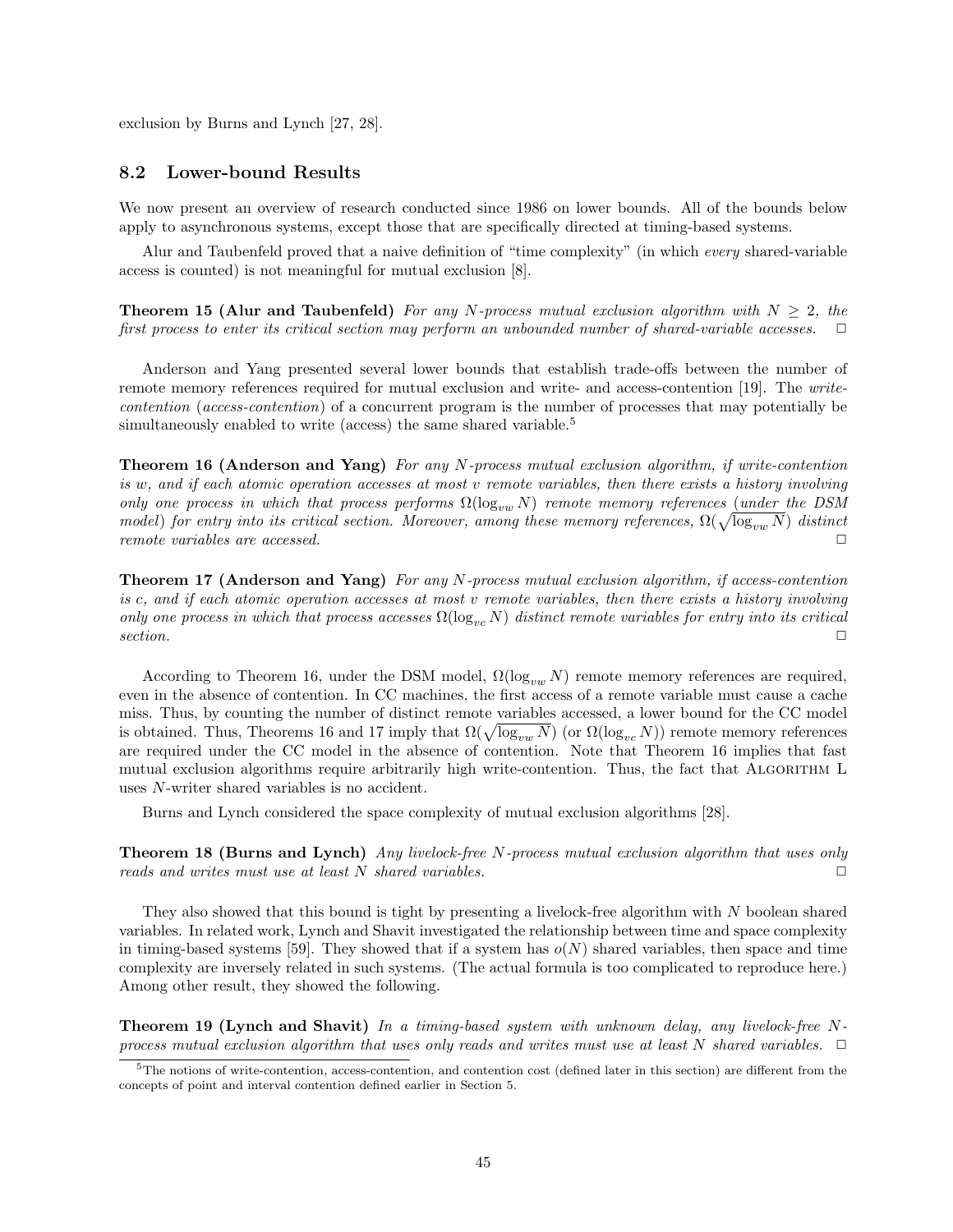exclusion by Burns and Lynch [27, 28].

## 8.2 Lower-bound Results

We now present an overview of research conducted since 1986 on lower bounds. All of the bounds below apply to asynchronous systems, except those that are specifically directed at timing-based systems.

Alur and Taubenfeld proved that a naive definition of "time complexity" (in which *every* shared-variable access is counted) is not meaningful for mutual exclusion [8].

**Theorem 15 (Alur and Taubenfeld)** *For any $N$-process mutual exclusion algorithm with $N \geq 2$, the first process to enter its critical section may perform an unbounded number of shared-variable accesses.* □

Anderson and Yang presented several lower bounds that establish trade-offs between the number of remote memory references required for mutual exclusion and write- and access-contention [19]. The *write-contention* (*access-contention*) of a concurrent program is the number of processes that may potentially be simultaneously enabled to write (access) the same shared variable.[5]

**Theorem 16 (Anderson and Yang)** *For any $N$-process mutual exclusion algorithm, if write-contention is $w$, and if each atomic operation accesses at most $v$ remote variables, then there exists a history involving only one process in which that process performs $\Omega(\log_{vw} N)$ remote memory references (under the DSM model) for entry into its critical section. Moreover, among these memory references, $\Omega(\sqrt{\log_{vw} N})$ distinct remote variables are accessed.* □

**Theorem 17 (Anderson and Yang)** *For any $N$-process mutual exclusion algorithm, if access-contention is $c$, and if each atomic operation accesses at most $v$ remote variables, then there exists a history involving only one process in which that process accesses $\Omega(\log_{vc} N)$ distinct remote variables for entry into its critical section.* □

According to Theorem 16, under the DSM model, $\Omega(\log_{vw} N)$ remote memory references are required, even in the absence of contention. In CC machines, the first access of a remote variable must cause a cache miss. Thus, by counting the number of distinct remote variables accessed, a lower bound for the CC model is obtained. Thus, Theorems 16 and 17 imply that $\Omega(\sqrt{\log_{vw} N})$ (or $\Omega(\log_{vc} N)$) remote memory references are required under the CC model in the absence of contention. Note that Theorem 16 implies that fast mutual exclusion algorithms require arbitrarily high write-contention. Thus, the fact that ALGORITHM L uses $N$-writer shared variables is no accident.

Burns and Lynch considered the space complexity of mutual exclusion algorithms [28].

**Theorem 18 (Burns and Lynch)** *Any livelock-free $N$-process mutual exclusion algorithm that uses only reads and writes must use at least $N$ shared variables.* □

They also showed that this bound is tight by presenting a livelock-free algorithm with $N$ boolean shared variables. In related work, Lynch and Shavit investigated the relationship between time and space complexity in timing-based systems [59]. They showed that if a system has $o(N)$ shared variables, then space and time complexity are inversely related in such systems. (The actual formula is too complicated to reproduce here.) Among other result, they showed the following.

**Theorem 19 (Lynch and Shavit)** *In a timing-based system with unknown delay, any livelock-free $N$-process mutual exclusion algorithm that uses only reads and writes must use at least $N$ shared variables.* □

[5] The notions of write-contention, access-contention, and contention cost (defined later in this section) are different from the concepts of point and interval contention defined earlier in Section 5.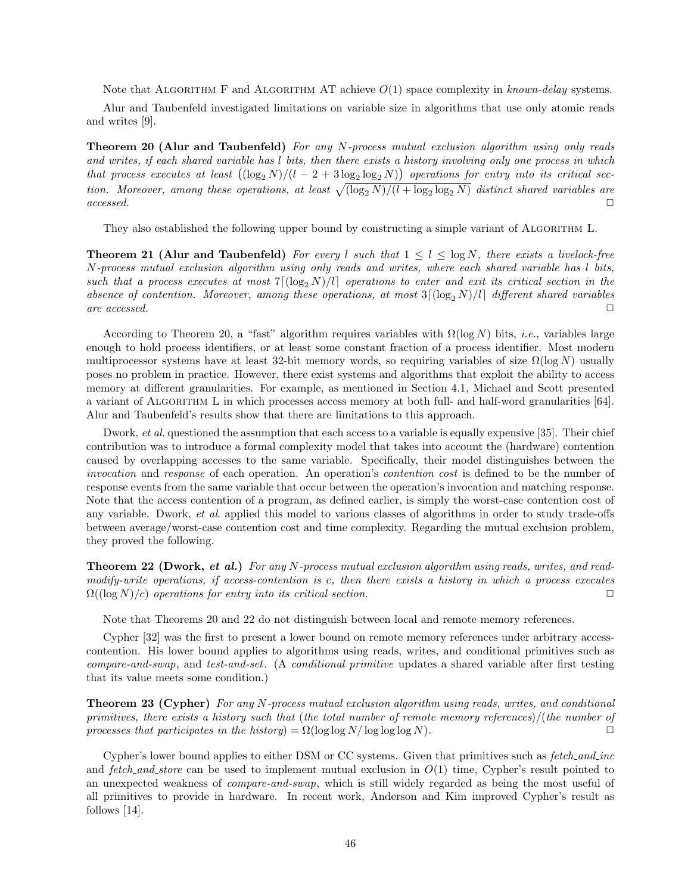Note that Algorithm F and Algorithm AT achieve $O(1)$ space complexity in *known-delay* systems.

Alur and Taubenfeld investigated limitations on variable size in algorithms that use only atomic reads and writes [9].

**Theorem 20 (Alur and Taubenfeld)** *For any $N$-process mutual exclusion algorithm using only reads and writes, if each shared variable has $l$ bits, then there exists a history involving only one process in which that process executes at least $\left((\log_2 N)/(l - 2 + 3\log_2 \log_2 N)\right)$ operations for entry into its critical section. Moreover, among these operations, at least $\sqrt{(\log_2 N)/(l + \log_2 \log_2 N)}$ distinct shared variables are accessed.* □

They also established the following upper bound by constructing a simple variant of Algorithm L.

**Theorem 21 (Alur and Taubenfeld)** *For every $l$ such that $1 \leq l \leq \log N$, there exists a livelock-free $N$-process mutual exclusion algorithm using only reads and writes, where each shared variable has $l$ bits, such that a process executes at most $7\lceil(\log_2 N)/l\rceil$ operations to enter and exit its critical section in the absence of contention. Moreover, among these operations, at most $3\lceil(\log_2 N)/l\rceil$ different shared variables are accessed.* □

According to Theorem 20, a "fast" algorithm requires variables with $\Omega(\log N)$ bits, *i.e.*, variables large enough to hold process identifiers, or at least some constant fraction of a process identifier. Most modern multiprocessor systems have at least 32-bit memory words, so requiring variables of size $\Omega(\log N)$ usually poses no problem in practice. However, there exist systems and algorithms that exploit the ability to access memory at different granularities. For example, as mentioned in Section 4.1, Michael and Scott presented a variant of Algorithm L in which processes access memory at both full- and half-word granularities [64]. Alur and Taubenfeld's results show that there are limitations to this approach.

Dwork, *et al*. questioned the assumption that each access to a variable is equally expensive [35]. Their chief contribution was to introduce a formal complexity model that takes into account the (hardware) contention caused by overlapping accesses to the same variable. Specifically, their model distinguishes between the *invocation* and *response* of each operation. An operation's *contention cost* is defined to be the number of response events from the same variable that occur between the operation's invocation and matching response. Note that the access contention of a program, as defined earlier, is simply the worst-case contention cost of any variable. Dwork, *et al*. applied this model to various classes of algorithms in order to study trade-offs between average/worst-case contention cost and time complexity. Regarding the mutual exclusion problem, they proved the following.

**Theorem 22 (Dwork, *et al.*)** *For any $N$-process mutual exclusion algorithm using reads, writes, and read-modify-write operations, if access-contention is $c$, then there exists a history in which a process executes $\Omega((\log N)/c)$ operations for entry into its critical section.* □

Note that Theorems 20 and 22 do not distinguish between local and remote memory references.

Cypher [32] was the first to present a lower bound on remote memory references under arbitrary access-contention. His lower bound applies to algorithms using reads, writes, and conditional primitives such as *compare-and-swap*, and *test-and-set*. (A *conditional primitive* updates a shared variable after first testing that its value meets some condition.)

**Theorem 23 (Cypher)** *For any $N$-process mutual exclusion algorithm using reads, writes, and conditional primitives, there exists a history such that* (*the total number of remote memory references*)/(*the number of processes that participates in the history*) $= \Omega(\log \log N / \log \log \log N)$. □

Cypher's lower bound applies to either DSM or CC systems. Given that primitives such as *fetch_and_inc* and *fetch_and_store* can be used to implement mutual exclusion in $O(1)$ time, Cypher's result pointed to an unexpected weakness of *compare-and-swap*, which is still widely regarded as being the most useful of all primitives to provide in hardware. In recent work, Anderson and Kim improved Cypher's result as follows [14].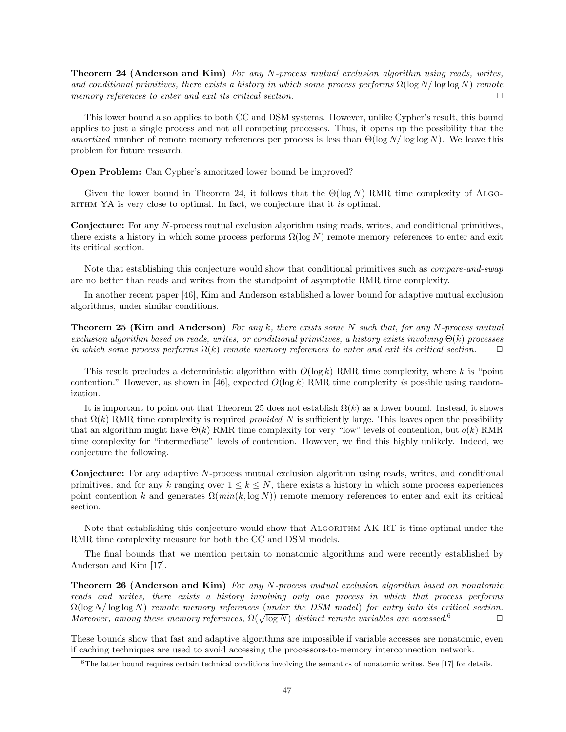**Theorem 24 (Anderson and Kim)** *For any $N$-process mutual exclusion algorithm using reads, writes, and conditional primitives, there exists a history in which some process performs $\Omega(\log N/\log\log N)$ remote memory references to enter and exit its critical section.* □

This lower bound also applies to both CC and DSM systems. However, unlike Cypher's result, this bound applies to just a single process and not all competing processes. Thus, it opens up the possibility that the *amortized* number of remote memory references per process is less than $\Theta(\log N/\log\log N)$. We leave this problem for future research.

**Open Problem:** Can Cypher's amoritzed lower bound be improved?

Given the lower bound in Theorem 24, it follows that the $\Theta(\log N)$ RMR time complexity of Algorithm YA is very close to optimal. In fact, we conjecture that it *is* optimal.

**Conjecture:** For any $N$-process mutual exclusion algorithm using reads, writes, and conditional primitives, there exists a history in which some process performs $\Omega(\log N)$ remote memory references to enter and exit its critical section.

Note that establishing this conjecture would show that conditional primitives such as *compare-and-swap* are no better than reads and writes from the standpoint of asymptotic RMR time complexity.

In another recent paper [46], Kim and Anderson established a lower bound for adaptive mutual exclusion algorithms, under similar conditions.

**Theorem 25 (Kim and Anderson)** *For any $k$, there exists some $N$ such that, for any $N$-process mutual exclusion algorithm based on reads, writes, or conditional primitives, a history exists involving $\Theta(k)$ processes in which some process performs $\Omega(k)$ remote memory references to enter and exit its critical section.* □

This result precludes a deterministic algorithm with $O(\log k)$ RMR time complexity, where $k$ is "point contention." However, as shown in [46], expected $O(\log k)$ RMR time complexity *is* possible using randomization.

It is important to point out that Theorem 25 does not establish $\Omega(k)$ as a lower bound. Instead, it shows that $\Omega(k)$ RMR time complexity is required *provided* $N$ is sufficiently large. This leaves open the possibility that an algorithm might have $\Theta(k)$ RMR time complexity for very "low" levels of contention, but $o(k)$ RMR time complexity for "intermediate" levels of contention. However, we find this highly unlikely. Indeed, we conjecture the following.

**Conjecture:** For any adaptive $N$-process mutual exclusion algorithm using reads, writes, and conditional primitives, and for any $k$ ranging over $1 \leq k \leq N$, there exists a history in which some process experiences point contention $k$ and generates $\Omega(min(k, \log N))$ remote memory references to enter and exit its critical section.

Note that establishing this conjecture would show that Algorithm AK-RT is time-optimal under the RMR time complexity measure for both the CC and DSM models.

The final bounds that we mention pertain to nonatomic algorithms and were recently established by Anderson and Kim [17].

**Theorem 26 (Anderson and Kim)** *For any $N$-process mutual exclusion algorithm based on nonatomic reads and writes, there exists a history involving only one process in which that process performs $\Omega(\log N/\log\log N)$ remote memory references (under the DSM model) for entry into its critical section. Moreover, among these memory references, $\Omega(\sqrt{\log N})$ distinct remote variables are accessed.*[6] □

These bounds show that fast and adaptive algorithms are impossible if variable accesses are nonatomic, even if caching techniques are used to avoid accessing the processors-to-memory interconnection network.

[6]The latter bound requires certain technical conditions involving the semantics of nonatomic writes. See [17] for details.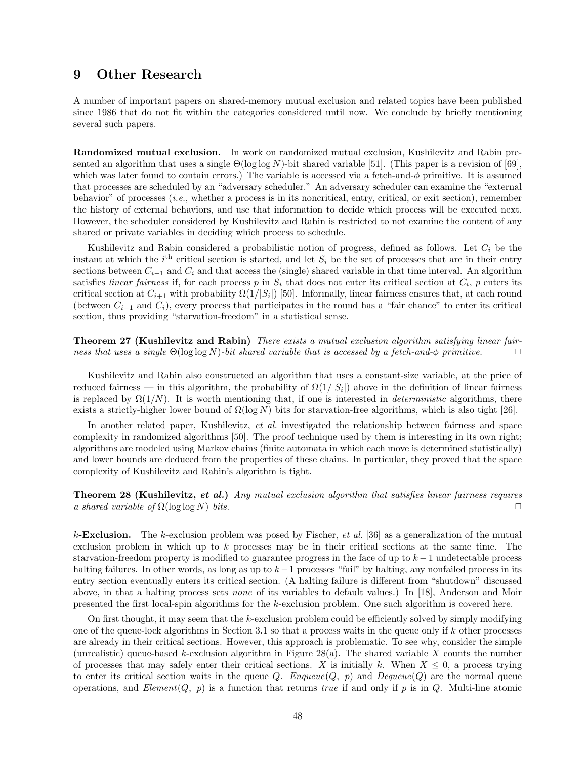# 9 Other Research

A number of important papers on shared-memory mutual exclusion and related topics have been published since 1986 that do not fit within the categories considered until now. We conclude by briefly mentioning several such papers.

**Randomized mutual exclusion.** In work on randomized mutual exclusion, Kushilevitz and Rabin presented an algorithm that uses a single $\Theta(\log \log N)$-bit shared variable [51]. (This paper is a revision of [69], which was later found to contain errors.) The variable is accessed via a fetch-and-$\phi$ primitive. It is assumed that processes are scheduled by an "adversary scheduler." An adversary scheduler can examine the "external behavior" of processes (*i.e.*, whether a process is in its noncritical, entry, critical, or exit section), remember the history of external behaviors, and use that information to decide which process will be executed next. However, the scheduler considered by Kushilevitz and Rabin is restricted to not examine the content of any shared or private variables in deciding which process to schedule.

Kushilevitz and Rabin considered a probabilistic notion of progress, defined as follows. Let $C_i$ be the instant at which the $i^{\text{th}}$ critical section is started, and let $S_i$ be the set of processes that are in their entry sections between $C_{i-1}$ and $C_i$ and that access the (single) shared variable in that time interval. An algorithm satisfies *linear fairness* if, for each process $p$ in $S_i$ that does not enter its critical section at $C_i$, $p$ enters its critical section at $C_{i+1}$ with probability $\Omega(1/|S_i|)$ [50]. Informally, linear fairness ensures that, at each round (between $C_{i-1}$ and $C_i$), every process that participates in the round has a "fair chance" to enter its critical section, thus providing "starvation-freedom" in a statistical sense.

**Theorem 27 (Kushilevitz and Rabin)** *There exists a mutual exclusion algorithm satisfying linear fairness that uses a single $\Theta(\log \log N)$-bit shared variable that is accessed by a fetch-and-$\phi$ primitive.* □

Kushilevitz and Rabin also constructed an algorithm that uses a constant-size variable, at the price of reduced fairness — in this algorithm, the probability of $\Omega(1/|S_i|)$ above in the definition of linear fairness is replaced by $\Omega(1/N)$. It is worth mentioning that, if one is interested in *deterministic* algorithms, there exists a strictly-higher lower bound of $\Omega(\log N)$ bits for starvation-free algorithms, which is also tight [26].

In another related paper, Kushilevitz, *et al.* investigated the relationship between fairness and space complexity in randomized algorithms [50]. The proof technique used by them is interesting in its own right; algorithms are modeled using Markov chains (finite automata in which each move is determined statistically) and lower bounds are deduced from the properties of these chains. In particular, they proved that the space complexity of Kushilevitz and Rabin's algorithm is tight.

**Theorem 28 (Kushilevitz, *et al.*)** *Any mutual exclusion algorithm that satisfies linear fairness requires a shared variable of $\Omega(\log \log N)$ bits.* □

**$k$-Exclusion.** The $k$-exclusion problem was posed by Fischer, *et al.* [36] as a generalization of the mutual exclusion problem in which up to $k$ processes may be in their critical sections at the same time. The starvation-freedom property is modified to guarantee progress in the face of up to $k-1$ undetectable process halting failures. In other words, as long as up to $k-1$ processes "fail" by halting, any nonfailed process in its entry section eventually enters its critical section. (A halting failure is different from "shutdown" discussed above, in that a halting process sets *none* of its variables to default values.) In [18], Anderson and Moir presented the first local-spin algorithms for the $k$-exclusion problem. One such algorithm is covered here.

On first thought, it may seem that the $k$-exclusion problem could be efficiently solved by simply modifying one of the queue-lock algorithms in Section 3.1 so that a process waits in the queue only if $k$ other processes are already in their critical sections. However, this approach is problematic. To see why, consider the simple (unrealistic) queue-based $k$-exclusion algorithm in Figure 28(a). The shared variable $X$ counts the number of processes that may safely enter their critical sections. $X$ is initially $k$. When $X \leq 0$, a process trying to enter its critical section waits in the queue $Q$. *Enqueue*($Q$, $p$) and *Dequeue*($Q$) are the normal queue operations, and *Element*($Q$, $p$) is a function that returns *true* if and only if $p$ is in $Q$. Multi-line atomic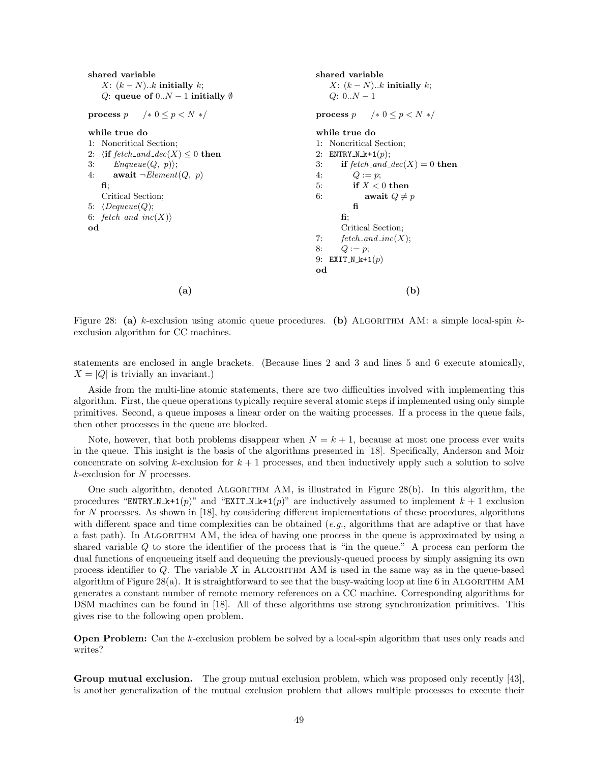**(a)**

```
shared variable
    X: (k − N)..k initially k;
    Q: queue of 0..N − 1 initially ∅

process p    /* 0 ≤ p < N */

while true do
1:  Noncritical Section;
2:  ⟨if fetch_and_dec(X) ≤ 0 then
3:      Enqueue(Q, p)⟩;
4:      await ¬Element(Q, p)
    fi;
    Critical Section;
5:  ⟨Dequeue(Q);
6:  fetch_and_inc(X)⟩
od
```

**(b)**

```
shared variable
    X: (k − N)..k initially k;
    Q: 0..N − 1

process p    /* 0 ≤ p < N */

while true do
1:  Noncritical Section;
2:  ENTRY_N_k+1(p);
3:      if fetch_and_dec(X) = 0 then
4:          Q := p;
5:          if X < 0 then
6:              await Q ≠ p
            fi
        fi;
        Critical Section;
7:      fetch_and_inc(X);
8:      Q := p;
9:  EXIT_N_k+1(p)
od
```

Figure 28: **(a)** $k$-exclusion using atomic queue procedures. **(b)** Algorithm AM: a simple local-spin $k$-exclusion algorithm for CC machines.

statements are enclosed in angle brackets. (Because lines 2 and 3 and lines 5 and 6 execute atomically, $X = |Q|$ is trivially an invariant.)

Aside from the multi-line atomic statements, there are two difficulties involved with implementing this algorithm. First, the queue operations typically require several atomic steps if implemented using only simple primitives. Second, a queue imposes a linear order on the waiting processes. If a process in the queue fails, then other processes in the queue are blocked.

Note, however, that both problems disappear when $N = k + 1$, because at most one process ever waits in the queue. This insight is the basis of the algorithms presented in [18]. Specifically, Anderson and Moir concentrate on solving $k$-exclusion for $k + 1$ processes, and then inductively apply such a solution to solve $k$-exclusion for $N$ processes.

One such algorithm, denoted Algorithm AM, is illustrated in Figure 28(b). In this algorithm, the procedures "ENTRY_N_k+1($p$)" and "EXIT_N_k+1($p$)" are inductively assumed to implement $k + 1$ exclusion for $N$ processes. As shown in [18], by considering different implementations of these procedures, algorithms with different space and time complexities can be obtained (*e.g.*, algorithms that are adaptive or that have a fast path). In Algorithm AM, the idea of having one process in the queue is approximated by using a shared variable $Q$ to store the identifier of the process that is "in the queue." A process can perform the dual functions of enqueueing itself and dequeuing the previously-queued process by simply assigning its own process identifier to $Q$. The variable $X$ in Algorithm AM is used in the same way as in the queue-based algorithm of Figure 28(a). It is straightforward to see that the busy-waiting loop at line 6 in Algorithm AM generates a constant number of remote memory references on a CC machine. Corresponding algorithms for DSM machines can be found in [18]. All of these algorithms use strong synchronization primitives. This gives rise to the following open problem.

**Open Problem:** Can the $k$-exclusion problem be solved by a local-spin algorithm that uses only reads and writes?

**Group mutual exclusion.** The group mutual exclusion problem, which was proposed only recently [43], is another generalization of the mutual exclusion problem that allows multiple processes to execute their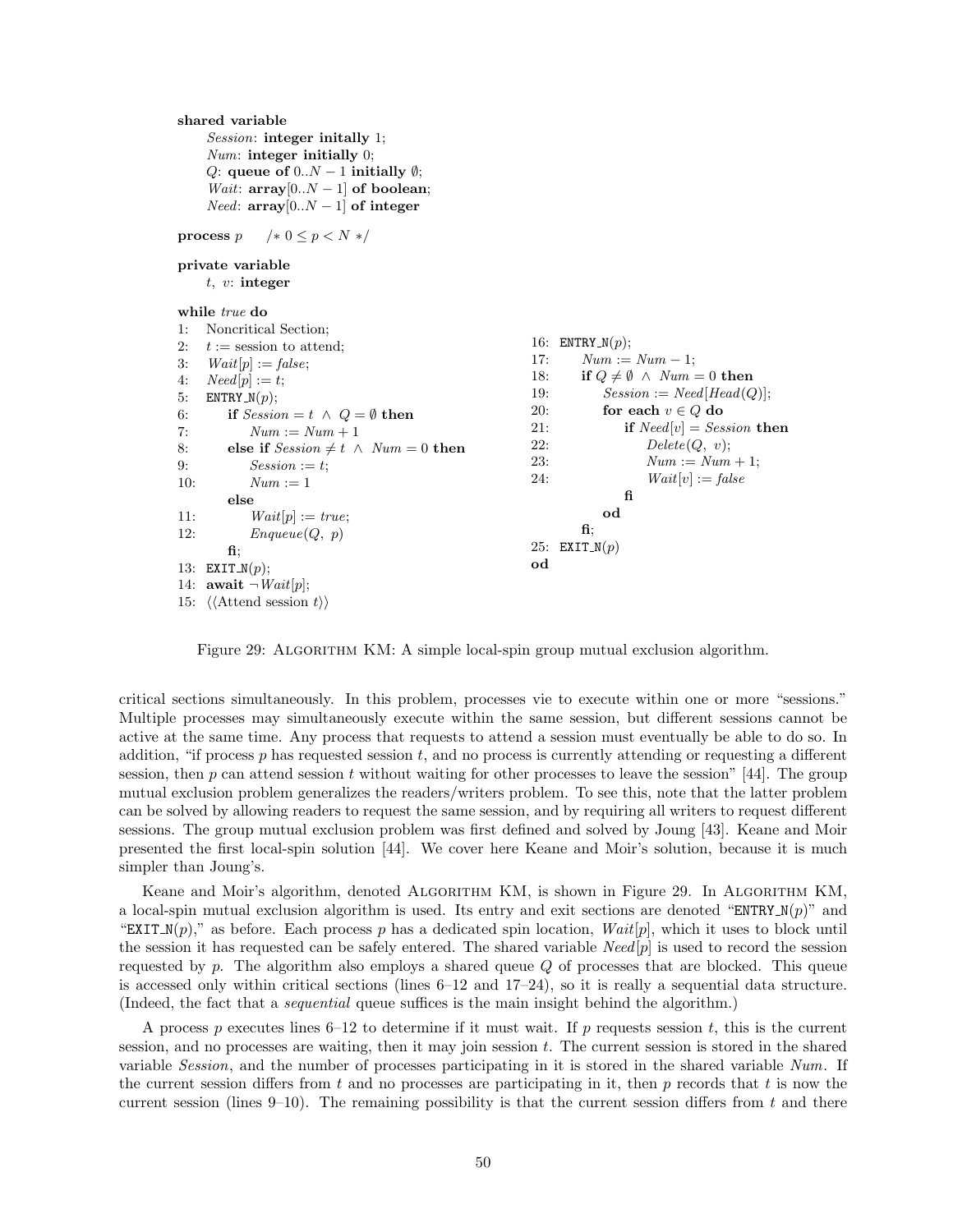```
shared variable
    Session: integer initially 1;
    Num: integer initially 0;
    Q: queue of 0..N − 1 initially ∅;
    Wait: array[0..N − 1] of boolean;
    Need: array[0..N − 1] of integer

process p     /* 0 ≤ p < N */

private variable
    t, v: integer

while true do
1:   Noncritical Section;
2:   t := session to attend;
3:   Wait[p] := false;
4:   Need[p] := t;
5:   ENTRY_N(p);
6:      if Session = t ∧ Q = ∅ then
7:          Num := Num + 1
8:      else if Session ≠ t ∧ Num = 0 then
9:          Session := t;
10:         Num := 1
        else
11:         Wait[p] := true;
12:         Enqueue(Q, p)
        fi;
13:  EXIT_N(p);
14:  await ¬Wait[p];
15:  ⟨⟨Attend session t⟩⟩

16:  ENTRY_N(p);
17:     Num := Num − 1;
18:     if Q ≠ ∅ ∧ Num = 0 then
19:         Session := Need[Head(Q)];
20:         for each v ∈ Q do
21:             if Need[v] = Session then
22:                 Delete(Q, v);
23:                 Num := Num + 1;
24:                 Wait[v] := false
                fi
            od
        fi;
25:  EXIT_N(p)
od
```

Figure 29: ALGORITHM KM: A simple local-spin group mutual exclusion algorithm.

critical sections simultaneously. In this problem, processes vie to execute within one or more "sessions." Multiple processes may simultaneously execute within the same session, but different sessions cannot be active at the same time. Any process that requests to attend a session must eventually be able to do so. In addition, "if process $p$ has requested session $t$, and no process is currently attending or requesting a different session, then $p$ can attend session $t$ without waiting for other processes to leave the session" [44]. The group mutual exclusion problem generalizes the readers/writers problem. To see this, note that the latter problem can be solved by allowing readers to request the same session, and by requiring all writers to request different sessions. The group mutual exclusion problem was first defined and solved by Joung [43]. Keane and Moir presented the first local-spin solution [44]. We cover here Keane and Moir's solution, because it is much simpler than Joung's.

Keane and Moir's algorithm, denoted ALGORITHM KM, is shown in Figure 29. In ALGORITHM KM, a local-spin mutual exclusion algorithm is used. Its entry and exit sections are denoted "ENTRY_N($p$)" and "EXIT_N($p$)," as before. Each process $p$ has a dedicated spin location, $Wait[p]$, which it uses to block until the session it has requested can be safely entered. The shared variable $Need[p]$ is used to record the session requested by $p$. The algorithm also employs a shared queue $Q$ of processes that are blocked. This queue is accessed only within critical sections (lines 6–12 and 17–24), so it is really a sequential data structure. (Indeed, the fact that a *sequential* queue suffices is the main insight behind the algorithm.)

A process $p$ executes lines 6–12 to determine if it must wait. If $p$ requests session $t$, this is the current session, and no processes are waiting, then it may join session $t$. The current session is stored in the shared variable *Session*, and the number of processes participating in it is stored in the shared variable *Num*. If the current session differs from $t$ and no processes are participating in it, then $p$ records that $t$ is now the current session (lines 9–10). The remaining possibility is that the current session differs from $t$ and there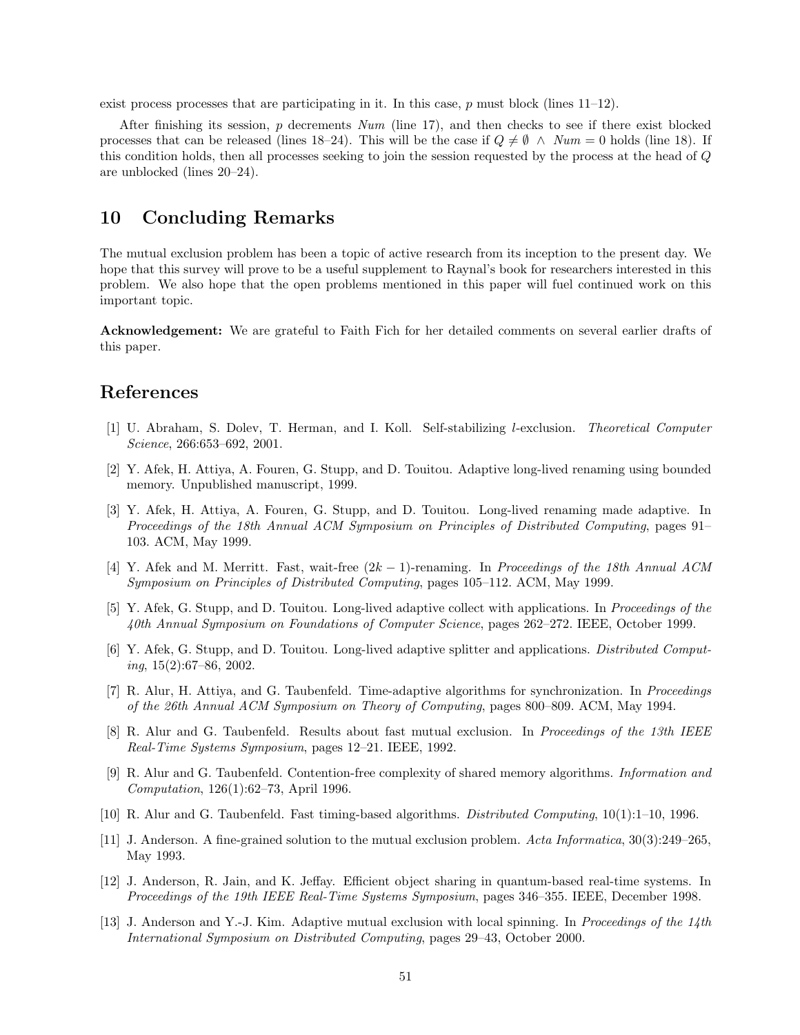exist process processes that are participating in it. In this case, $p$ must block (lines 11–12).

After finishing its session, $p$ decrements *Num* (line 17), and then checks to see if there exist blocked processes that can be released (lines 18–24). This will be the case if $Q \neq \emptyset \ \wedge \ Num = 0$ holds (line 18). If this condition holds, then all processes seeking to join the session requested by the process at the head of $Q$ are unblocked (lines 20–24).

## 10 Concluding Remarks

The mutual exclusion problem has been a topic of active research from its inception to the present day. We hope that this survey will prove to be a useful supplement to Raynal's book for researchers interested in this problem. We also hope that the open problems mentioned in this paper will fuel continued work on this important topic.

**Acknowledgement:** We are grateful to Faith Fich for her detailed comments on several earlier drafts of this paper.

## References

[1] U. Abraham, S. Dolev, T. Herman, and I. Koll. Self-stabilizing $l$-exclusion. *Theoretical Computer Science*, 266:653–692, 2001.

[2] Y. Afek, H. Attiya, A. Fouren, G. Stupp, and D. Touitou. Adaptive long-lived renaming using bounded memory. Unpublished manuscript, 1999.

[3] Y. Afek, H. Attiya, A. Fouren, G. Stupp, and D. Touitou. Long-lived renaming made adaptive. In *Proceedings of the 18th Annual ACM Symposium on Principles of Distributed Computing*, pages 91–103. ACM, May 1999.

[4] Y. Afek and M. Merritt. Fast, wait-free $(2k-1)$-renaming. In *Proceedings of the 18th Annual ACM Symposium on Principles of Distributed Computing*, pages 105–112. ACM, May 1999.

[5] Y. Afek, G. Stupp, and D. Touitou. Long-lived adaptive collect with applications. In *Proceedings of the 40th Annual Symposium on Foundations of Computer Science*, pages 262–272. IEEE, October 1999.

[6] Y. Afek, G. Stupp, and D. Touitou. Long-lived adaptive splitter and applications. *Distributed Computing*, 15(2):67–86, 2002.

[7] R. Alur, H. Attiya, and G. Taubenfeld. Time-adaptive algorithms for synchronization. In *Proceedings of the 26th Annual ACM Symposium on Theory of Computing*, pages 800–809. ACM, May 1994.

[8] R. Alur and G. Taubenfeld. Results about fast mutual exclusion. In *Proceedings of the 13th IEEE Real-Time Systems Symposium*, pages 12–21. IEEE, 1992.

[9] R. Alur and G. Taubenfeld. Contention-free complexity of shared memory algorithms. *Information and Computation*, 126(1):62–73, April 1996.

[10] R. Alur and G. Taubenfeld. Fast timing-based algorithms. *Distributed Computing*, 10(1):1–10, 1996.

[11] J. Anderson. A fine-grained solution to the mutual exclusion problem. *Acta Informatica*, 30(3):249–265, May 1993.

[12] J. Anderson, R. Jain, and K. Jeffay. Efficient object sharing in quantum-based real-time systems. In *Proceedings of the 19th IEEE Real-Time Systems Symposium*, pages 346–355. IEEE, December 1998.

[13] J. Anderson and Y.-J. Kim. Adaptive mutual exclusion with local spinning. In *Proceedings of the 14th International Symposium on Distributed Computing*, pages 29–43, October 2000.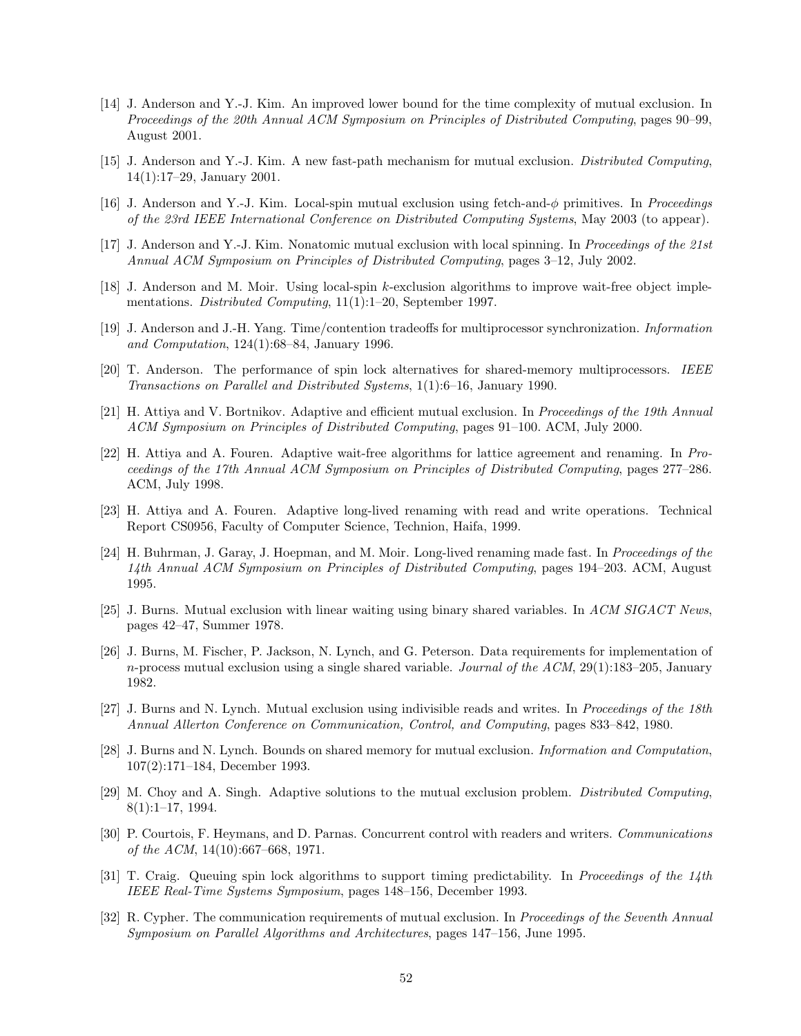[14] J. Anderson and Y.-J. Kim. An improved lower bound for the time complexity of mutual exclusion. In *Proceedings of the 20th Annual ACM Symposium on Principles of Distributed Computing*, pages 90–99, August 2001.

[15] J. Anderson and Y.-J. Kim. A new fast-path mechanism for mutual exclusion. *Distributed Computing*, 14(1):17–29, January 2001.

[16] J. Anderson and Y.-J. Kim. Local-spin mutual exclusion using fetch-and-$\phi$ primitives. In *Proceedings of the 23rd IEEE International Conference on Distributed Computing Systems*, May 2003 (to appear).

[17] J. Anderson and Y.-J. Kim. Nonatomic mutual exclusion with local spinning. In *Proceedings of the 21st Annual ACM Symposium on Principles of Distributed Computing*, pages 3–12, July 2002.

[18] J. Anderson and M. Moir. Using local-spin $k$-exclusion algorithms to improve wait-free object implementations. *Distributed Computing*, 11(1):1–20, September 1997.

[19] J. Anderson and J.-H. Yang. Time/contention tradeoffs for multiprocessor synchronization. *Information and Computation*, 124(1):68–84, January 1996.

[20] T. Anderson. The performance of spin lock alternatives for shared-memory multiprocessors. *IEEE Transactions on Parallel and Distributed Systems*, 1(1):6–16, January 1990.

[21] H. Attiya and V. Bortnikov. Adaptive and efficient mutual exclusion. In *Proceedings of the 19th Annual ACM Symposium on Principles of Distributed Computing*, pages 91–100. ACM, July 2000.

[22] H. Attiya and A. Fouren. Adaptive wait-free algorithms for lattice agreement and renaming. In *Proceedings of the 17th Annual ACM Symposium on Principles of Distributed Computing*, pages 277–286. ACM, July 1998.

[23] H. Attiya and A. Fouren. Adaptive long-lived renaming with read and write operations. Technical Report CS0956, Faculty of Computer Science, Technion, Haifa, 1999.

[24] H. Buhrman, J. Garay, J. Hoepman, and M. Moir. Long-lived renaming made fast. In *Proceedings of the 14th Annual ACM Symposium on Principles of Distributed Computing*, pages 194–203. ACM, August 1995.

[25] J. Burns. Mutual exclusion with linear waiting using binary shared variables. In *ACM SIGACT News*, pages 42–47, Summer 1978.

[26] J. Burns, M. Fischer, P. Jackson, N. Lynch, and G. Peterson. Data requirements for implementation of $n$-process mutual exclusion using a single shared variable. *Journal of the ACM*, 29(1):183–205, January 1982.

[27] J. Burns and N. Lynch. Mutual exclusion using indivisible reads and writes. In *Proceedings of the 18th Annual Allerton Conference on Communication, Control, and Computing*, pages 833–842, 1980.

[28] J. Burns and N. Lynch. Bounds on shared memory for mutual exclusion. *Information and Computation*, 107(2):171–184, December 1993.

[29] M. Choy and A. Singh. Adaptive solutions to the mutual exclusion problem. *Distributed Computing*, 8(1):1–17, 1994.

[30] P. Courtois, F. Heymans, and D. Parnas. Concurrent control with readers and writers. *Communications of the ACM*, 14(10):667–668, 1971.

[31] T. Craig. Queuing spin lock algorithms to support timing predictability. In *Proceedings of the 14th IEEE Real-Time Systems Symposium*, pages 148–156, December 1993.

[32] R. Cypher. The communication requirements of mutual exclusion. In *Proceedings of the Seventh Annual Symposium on Parallel Algorithms and Architectures*, pages 147–156, June 1995.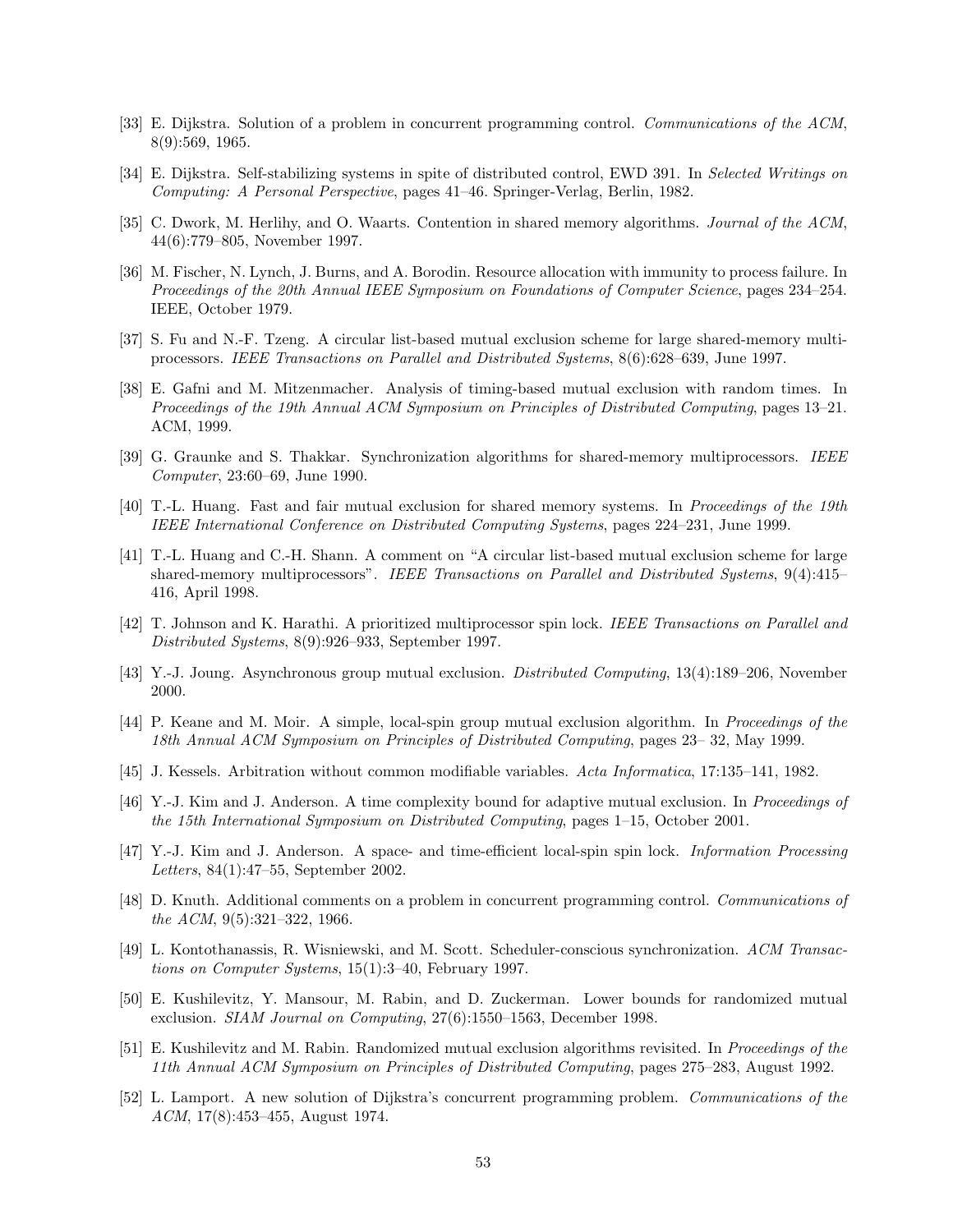[33] E. Dijkstra. Solution of a problem in concurrent programming control. *Communications of the ACM*, 8(9):569, 1965.

[34] E. Dijkstra. Self-stabilizing systems in spite of distributed control, EWD 391. In *Selected Writings on Computing: A Personal Perspective*, pages 41–46. Springer-Verlag, Berlin, 1982.

[35] C. Dwork, M. Herlihy, and O. Waarts. Contention in shared memory algorithms. *Journal of the ACM*, 44(6):779–805, November 1997.

[36] M. Fischer, N. Lynch, J. Burns, and A. Borodin. Resource allocation with immunity to process failure. In *Proceedings of the 20th Annual IEEE Symposium on Foundations of Computer Science*, pages 234–254. IEEE, October 1979.

[37] S. Fu and N.-F. Tzeng. A circular list-based mutual exclusion scheme for large shared-memory multiprocessors. *IEEE Transactions on Parallel and Distributed Systems*, 8(6):628–639, June 1997.

[38] E. Gafni and M. Mitzenmacher. Analysis of timing-based mutual exclusion with random times. In *Proceedings of the 19th Annual ACM Symposium on Principles of Distributed Computing*, pages 13–21. ACM, 1999.

[39] G. Graunke and S. Thakkar. Synchronization algorithms for shared-memory multiprocessors. *IEEE Computer*, 23:60–69, June 1990.

[40] T.-L. Huang. Fast and fair mutual exclusion for shared memory systems. In *Proceedings of the 19th IEEE International Conference on Distributed Computing Systems*, pages 224–231, June 1999.

[41] T.-L. Huang and C.-H. Shann. A comment on "A circular list-based mutual exclusion scheme for large shared-memory multiprocessors". *IEEE Transactions on Parallel and Distributed Systems*, 9(4):415–416, April 1998.

[42] T. Johnson and K. Harathi. A prioritized multiprocessor spin lock. *IEEE Transactions on Parallel and Distributed Systems*, 8(9):926–933, September 1997.

[43] Y.-J. Joung. Asynchronous group mutual exclusion. *Distributed Computing*, 13(4):189–206, November 2000.

[44] P. Keane and M. Moir. A simple, local-spin group mutual exclusion algorithm. In *Proceedings of the 18th Annual ACM Symposium on Principles of Distributed Computing*, pages 23– 32, May 1999.

[45] J. Kessels. Arbitration without common modifiable variables. *Acta Informatica*, 17:135–141, 1982.

[46] Y.-J. Kim and J. Anderson. A time complexity bound for adaptive mutual exclusion. In *Proceedings of the 15th International Symposium on Distributed Computing*, pages 1–15, October 2001.

[47] Y.-J. Kim and J. Anderson. A space- and time-efficient local-spin spin lock. *Information Processing Letters*, 84(1):47–55, September 2002.

[48] D. Knuth. Additional comments on a problem in concurrent programming control. *Communications of the ACM*, 9(5):321–322, 1966.

[49] L. Kontothanassis, R. Wisniewski, and M. Scott. Scheduler-conscious synchronization. *ACM Transactions on Computer Systems*, 15(1):3–40, February 1997.

[50] E. Kushilevitz, Y. Mansour, M. Rabin, and D. Zuckerman. Lower bounds for randomized mutual exclusion. *SIAM Journal on Computing*, 27(6):1550–1563, December 1998.

[51] E. Kushilevitz and M. Rabin. Randomized mutual exclusion algorithms revisited. In *Proceedings of the 11th Annual ACM Symposium on Principles of Distributed Computing*, pages 275–283, August 1992.

[52] L. Lamport. A new solution of Dijkstra's concurrent programming problem. *Communications of the ACM*, 17(8):453–455, August 1974.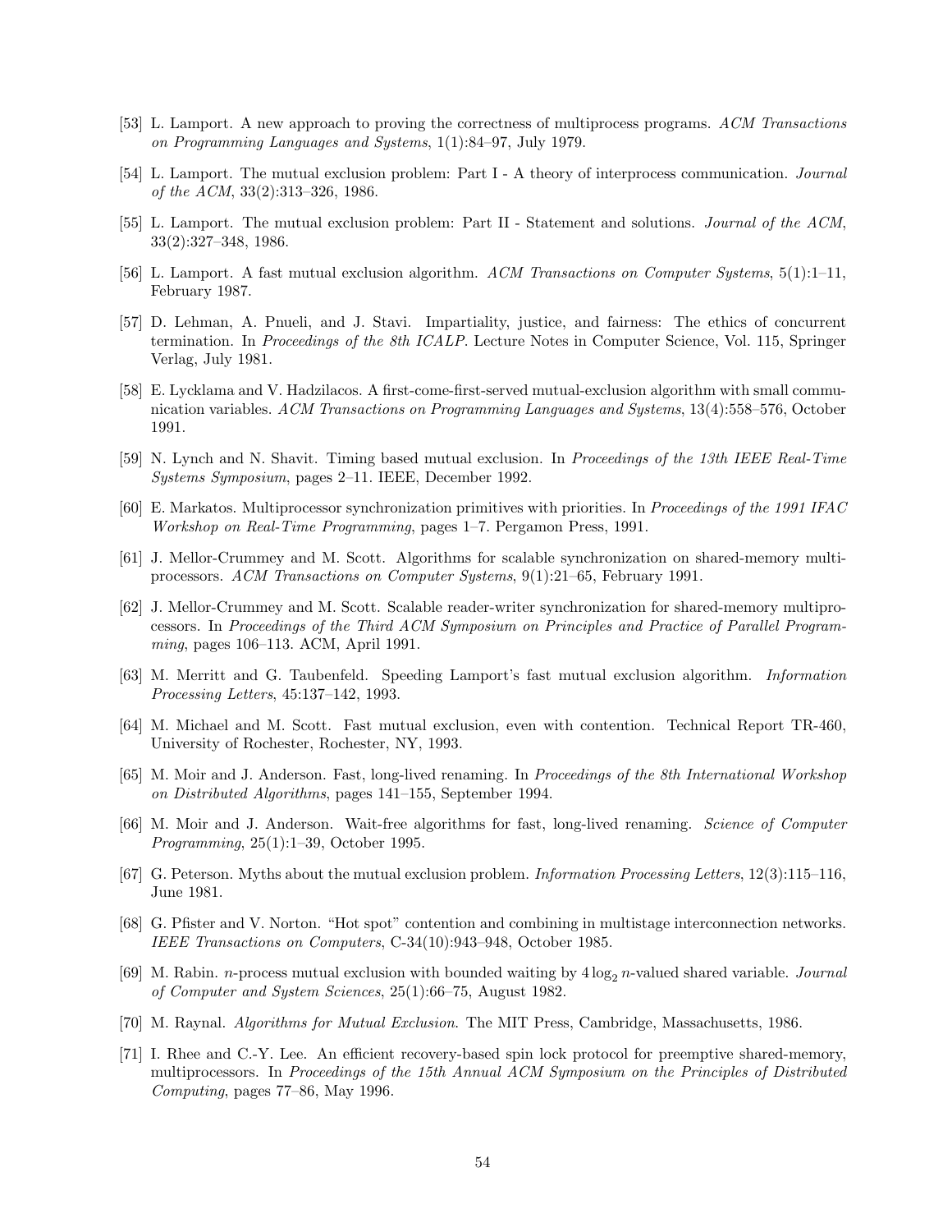[53] L. Lamport. A new approach to proving the correctness of multiprocess programs. *ACM Transactions on Programming Languages and Systems*, 1(1):84–97, July 1979.

[54] L. Lamport. The mutual exclusion problem: Part I - A theory of interprocess communication. *Journal of the ACM*, 33(2):313–326, 1986.

[55] L. Lamport. The mutual exclusion problem: Part II - Statement and solutions. *Journal of the ACM*, 33(2):327–348, 1986.

[56] L. Lamport. A fast mutual exclusion algorithm. *ACM Transactions on Computer Systems*, 5(1):1–11, February 1987.

[57] D. Lehman, A. Pnueli, and J. Stavi. Impartiality, justice, and fairness: The ethics of concurrent termination. In *Proceedings of the 8th ICALP*. Lecture Notes in Computer Science, Vol. 115, Springer Verlag, July 1981.

[58] E. Lycklama and V. Hadzilacos. A first-come-first-served mutual-exclusion algorithm with small communication variables. *ACM Transactions on Programming Languages and Systems*, 13(4):558–576, October 1991.

[59] N. Lynch and N. Shavit. Timing based mutual exclusion. In *Proceedings of the 13th IEEE Real-Time Systems Symposium*, pages 2–11. IEEE, December 1992.

[60] E. Markatos. Multiprocessor synchronization primitives with priorities. In *Proceedings of the 1991 IFAC Workshop on Real-Time Programming*, pages 1–7. Pergamon Press, 1991.

[61] J. Mellor-Crummey and M. Scott. Algorithms for scalable synchronization on shared-memory multiprocessors. *ACM Transactions on Computer Systems*, 9(1):21–65, February 1991.

[62] J. Mellor-Crummey and M. Scott. Scalable reader-writer synchronization for shared-memory multiprocessors. In *Proceedings of the Third ACM Symposium on Principles and Practice of Parallel Programming*, pages 106–113. ACM, April 1991.

[63] M. Merritt and G. Taubenfeld. Speeding Lamport's fast mutual exclusion algorithm. *Information Processing Letters*, 45:137–142, 1993.

[64] M. Michael and M. Scott. Fast mutual exclusion, even with contention. Technical Report TR-460, University of Rochester, Rochester, NY, 1993.

[65] M. Moir and J. Anderson. Fast, long-lived renaming. In *Proceedings of the 8th International Workshop on Distributed Algorithms*, pages 141–155, September 1994.

[66] M. Moir and J. Anderson. Wait-free algorithms for fast, long-lived renaming. *Science of Computer Programming*, 25(1):1–39, October 1995.

[67] G. Peterson. Myths about the mutual exclusion problem. *Information Processing Letters*, 12(3):115–116, June 1981.

[68] G. Pfister and V. Norton. "Hot spot" contention and combining in multistage interconnection networks. *IEEE Transactions on Computers*, C-34(10):943–948, October 1985.

[69] M. Rabin. $n$-process mutual exclusion with bounded waiting by $4 \log_2 n$-valued shared variable. *Journal of Computer and System Sciences*, 25(1):66–75, August 1982.

[70] M. Raynal. *Algorithms for Mutual Exclusion*. The MIT Press, Cambridge, Massachusetts, 1986.

[71] I. Rhee and C.-Y. Lee. An efficient recovery-based spin lock protocol for preemptive shared-memory, multiprocessors. In *Proceedings of the 15th Annual ACM Symposium on the Principles of Distributed Computing*, pages 77–86, May 1996.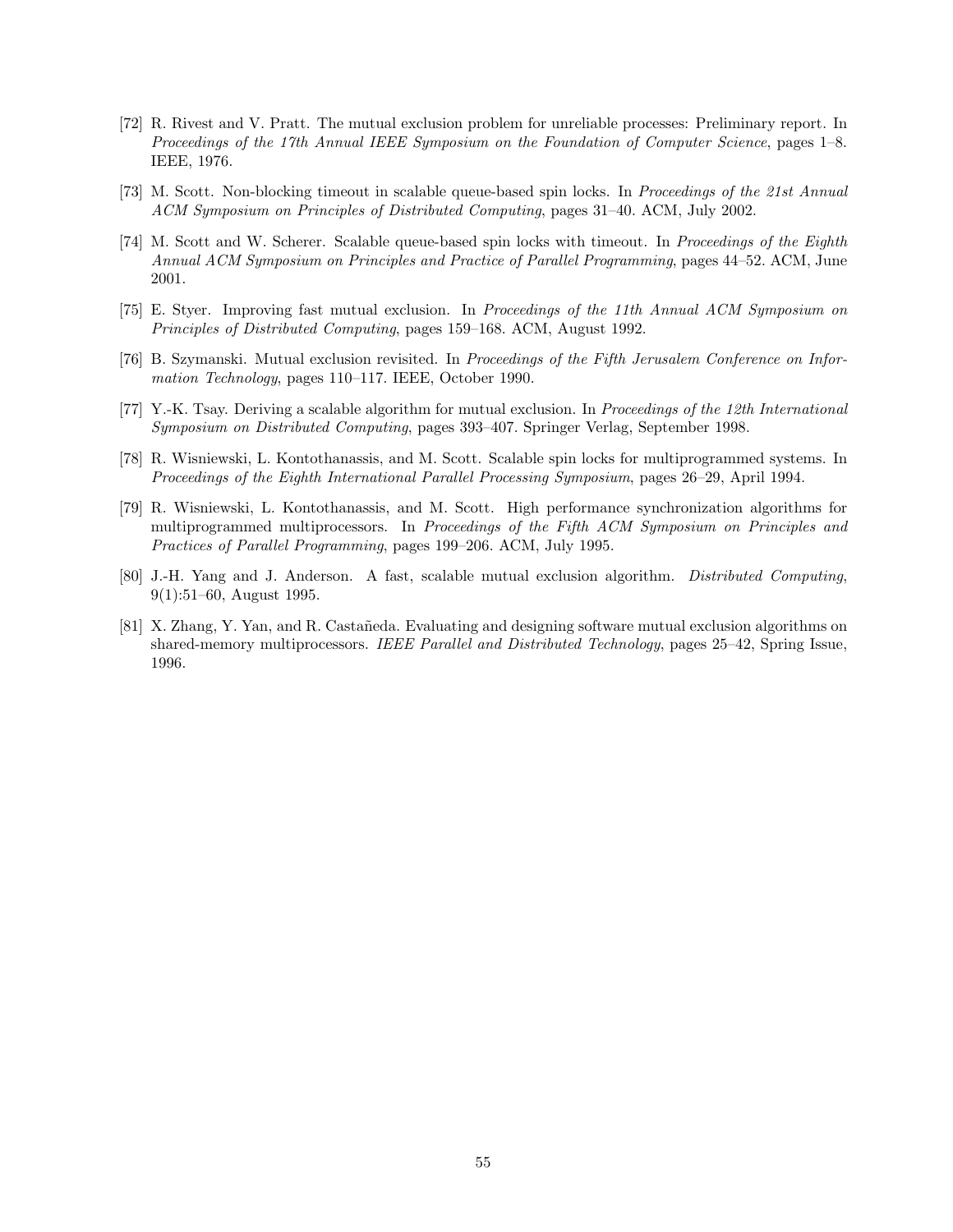[72] R. Rivest and V. Pratt. The mutual exclusion problem for unreliable processes: Preliminary report. In *Proceedings of the 17th Annual IEEE Symposium on the Foundation of Computer Science*, pages 1–8. IEEE, 1976.

[73] M. Scott. Non-blocking timeout in scalable queue-based spin locks. In *Proceedings of the 21st Annual ACM Symposium on Principles of Distributed Computing*, pages 31–40. ACM, July 2002.

[74] M. Scott and W. Scherer. Scalable queue-based spin locks with timeout. In *Proceedings of the Eighth Annual ACM Symposium on Principles and Practice of Parallel Programming*, pages 44–52. ACM, June 2001.

[75] E. Styer. Improving fast mutual exclusion. In *Proceedings of the 11th Annual ACM Symposium on Principles of Distributed Computing*, pages 159–168. ACM, August 1992.

[76] B. Szymanski. Mutual exclusion revisited. In *Proceedings of the Fifth Jerusalem Conference on Information Technology*, pages 110–117. IEEE, October 1990.

[77] Y.-K. Tsay. Deriving a scalable algorithm for mutual exclusion. In *Proceedings of the 12th International Symposium on Distributed Computing*, pages 393–407. Springer Verlag, September 1998.

[78] R. Wisniewski, L. Kontothanassis, and M. Scott. Scalable spin locks for multiprogrammed systems. In *Proceedings of the Eighth International Parallel Processing Symposium*, pages 26–29, April 1994.

[79] R. Wisniewski, L. Kontothanassis, and M. Scott. High performance synchronization algorithms for multiprogrammed multiprocessors. In *Proceedings of the Fifth ACM Symposium on Principles and Practices of Parallel Programming*, pages 199–206. ACM, July 1995.

[80] J.-H. Yang and J. Anderson. A fast, scalable mutual exclusion algorithm. *Distributed Computing*, 9(1):51–60, August 1995.

[81] X. Zhang, Y. Yan, and R. Castañeda. Evaluating and designing software mutual exclusion algorithms on shared-memory multiprocessors. *IEEE Parallel and Distributed Technology*, pages 25–42, Spring Issue, 1996.